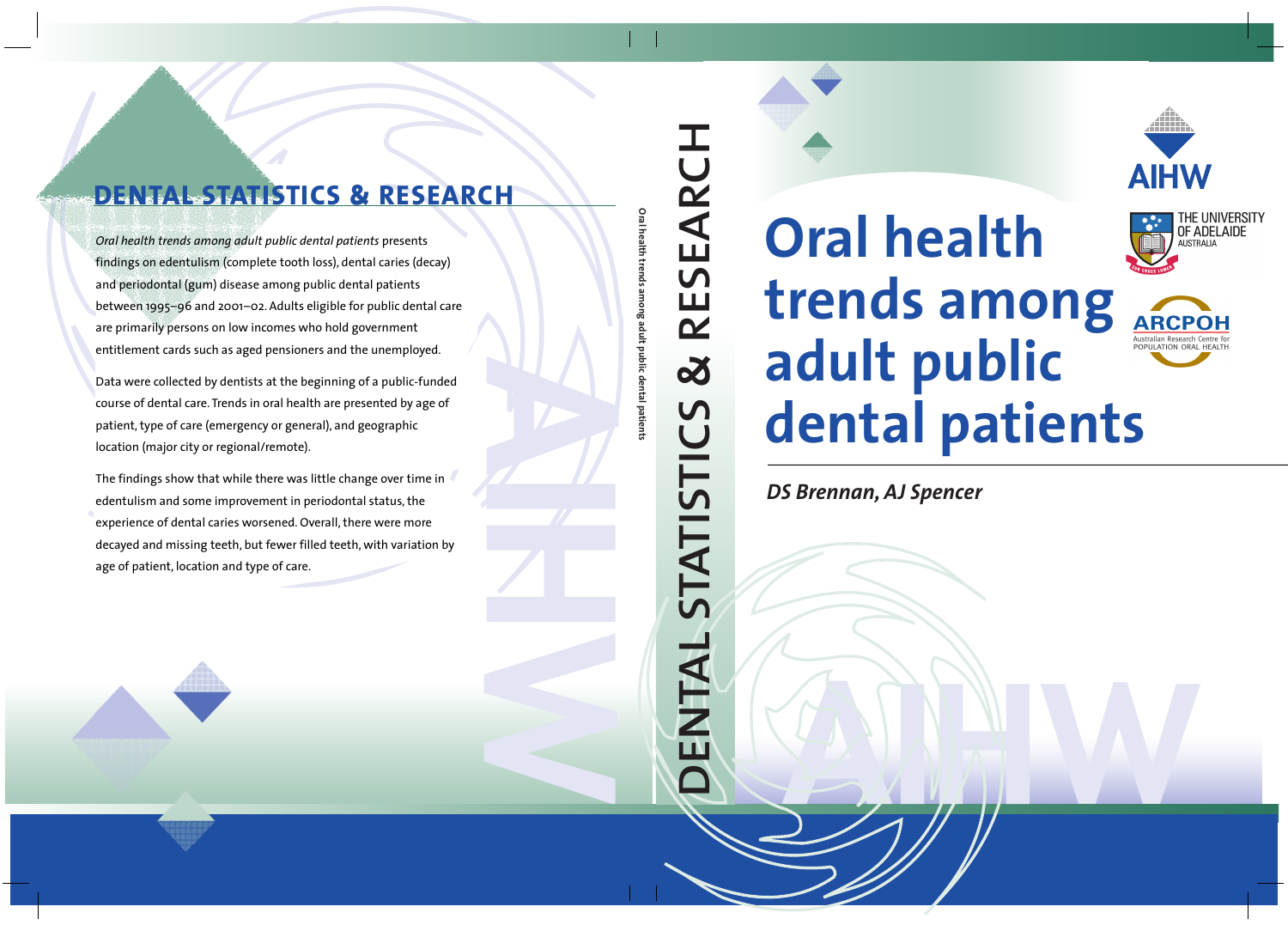# Oral health trends among adult public dental patients

*DS Brennan, AJ Spencer*

AIHW

THE UNIVERSITY OF ADELAIDE AUSTRALIA

ARCPOH Australian Research Centre for Population Oral Health

DENTAL STATISTICS & RESEARCH

## DENTAL STATISTICS & RESEARCH

*Oral health trends among adult public dental patients* presents findings on edentulism (complete tooth loss), dental caries (decay) and periodontal (gum) disease among public dental patients between 1995–96 and 2001–02. Adults eligible for public dental care are primarily persons on low incomes who hold government entitlement cards such as aged pensioners and the unemployed.

Data were collected by dentists at the beginning of a public-funded course of dental care. Trends in oral health are presented by age of patient, type of care (emergency or general), and geographic location (major city or regional/remote).

The findings show that while there was little change over time in edentulism and some improvement in periodontal status, the experience of dental caries worsened. Overall, there were more decayed and missing teeth, but fewer filled teeth, with variation by age of patient, location and type of care.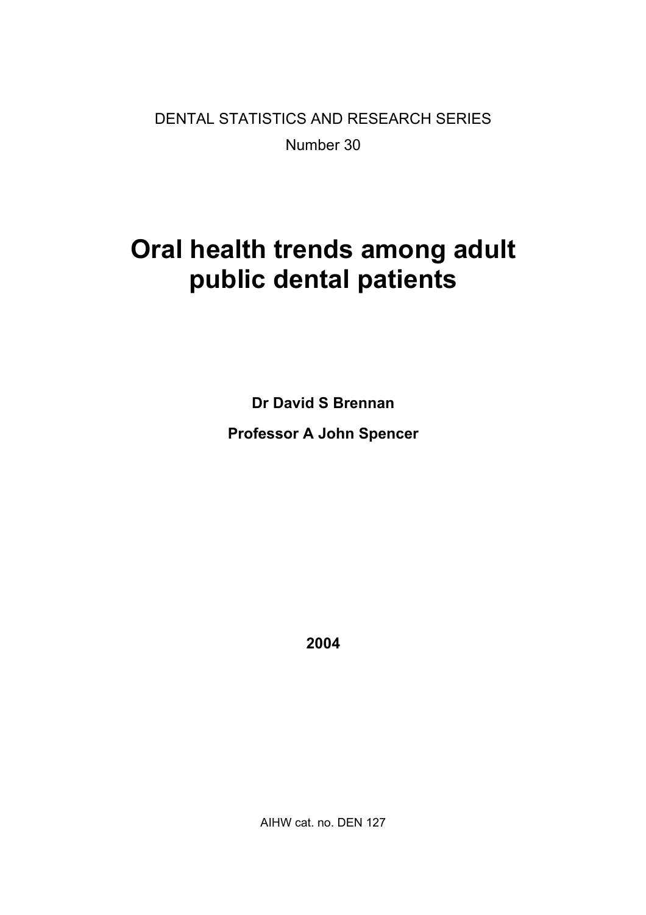DENTAL STATISTICS AND RESEARCH SERIES

Number 30

# Oral health trends among adult public dental patients

**Dr David S Brennan**

**Professor A John Spencer**

**2004**

AIHW cat. no. DEN 127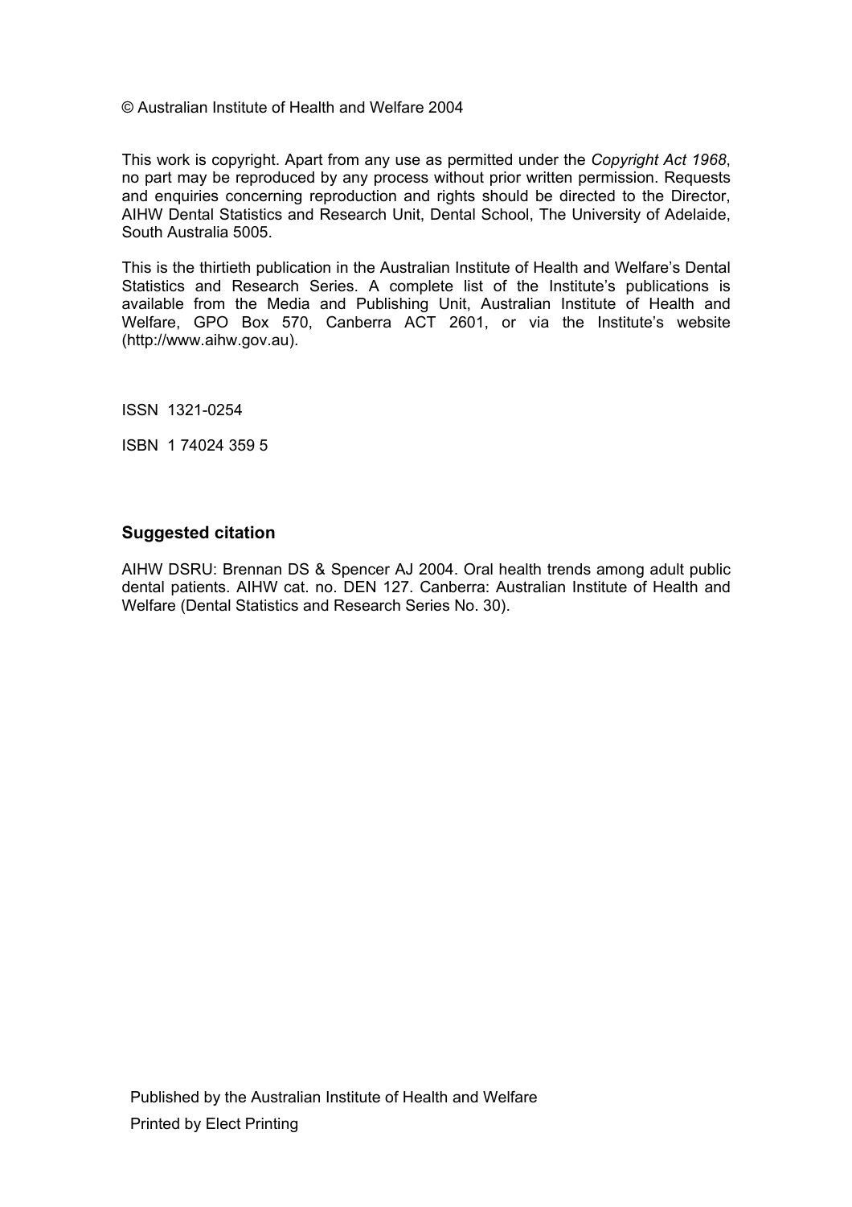© Australian Institute of Health and Welfare 2004

This work is copyright. Apart from any use as permitted under the *Copyright Act 1968*, no part may be reproduced by any process without prior written permission. Requests and enquiries concerning reproduction and rights should be directed to the Director, AIHW Dental Statistics and Research Unit, Dental School, The University of Adelaide, South Australia 5005.

This is the thirtieth publication in the Australian Institute of Health and Welfare's Dental Statistics and Research Series. A complete list of the Institute's publications is available from the Media and Publishing Unit, Australian Institute of Health and Welfare, GPO Box 570, Canberra ACT 2601, or via the Institute's website (http://www.aihw.gov.au).

ISSN 1321-0254

ISBN 1 74024 359 5

### Suggested citation

AIHW DSRU: Brennan DS & Spencer AJ 2004. Oral health trends among adult public dental patients. AIHW cat. no. DEN 127. Canberra: Australian Institute of Health and Welfare (Dental Statistics and Research Series No. 30).

Published by the Australian Institute of Health and Welfare

Printed by Elect Printing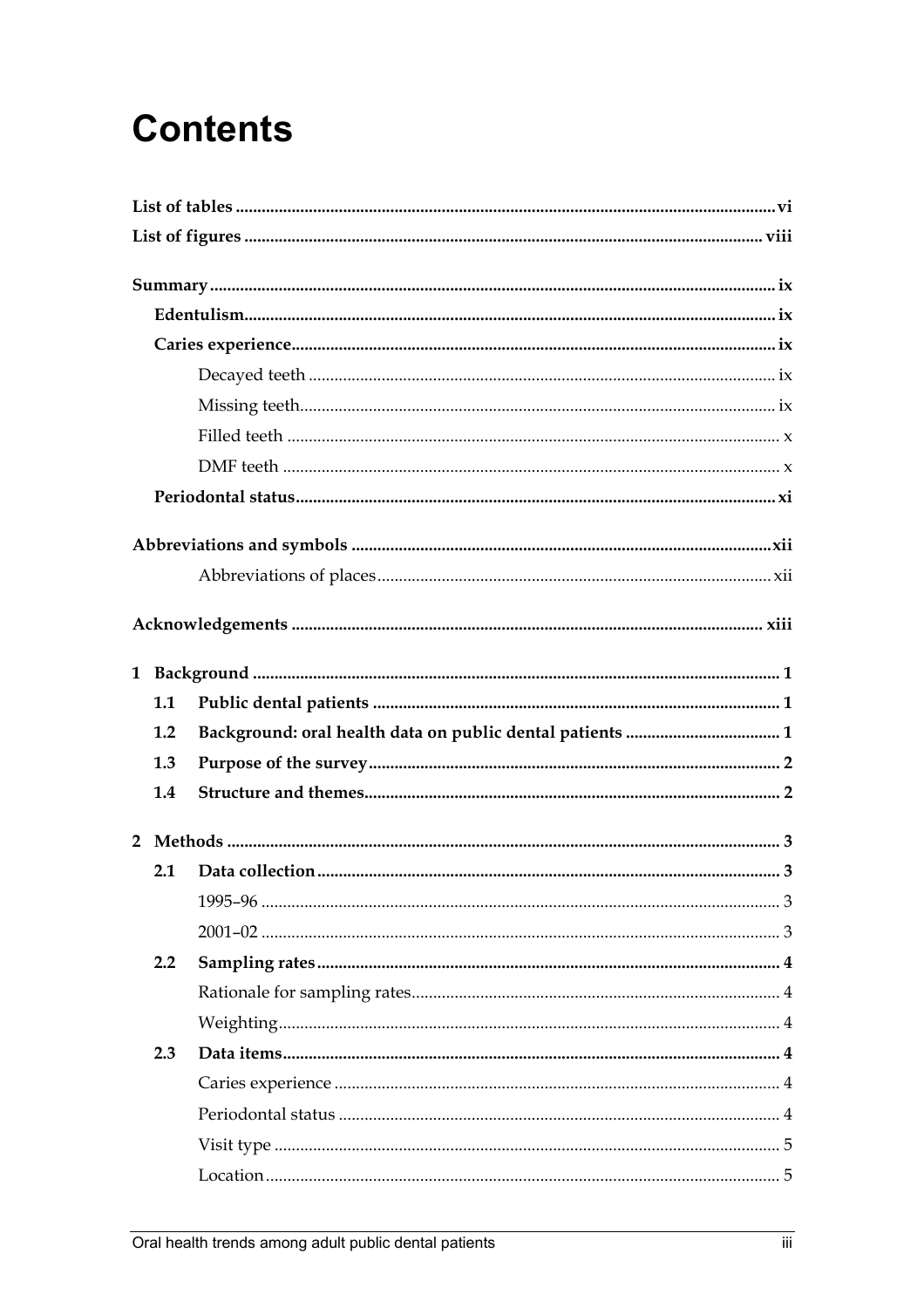# Contents

**List of tables** ............ vi

**List of figures** ............ viii

**Summary** ............ ix

**Edentulism** ............ ix

**Caries experience** ............ ix

Decayed teeth ............ ix

Missing teeth ............ ix

Filled teeth ............ x

DMF teeth ............ x

**Periodontal status** ............ xi

**Abbreviations and symbols** ............ xii

Abbreviations of places ............ xii

**Acknowledgements** ............ xiii

**1 Background** ............ 1

**1.1 Public dental patients** ............ 1

**1.2 Background: oral health data on public dental patients** ............ 1

**1.3 Purpose of the survey** ............ 2

**1.4 Structure and themes** ............ 2

**2 Methods** ............ 3

**2.1 Data collection** ............ 3

1995–96 ............ 3

2001–02 ............ 3

**2.2 Sampling rates** ............ 4

Rationale for sampling rates ............ 4

Weighting ............ 4

**2.3 Data items** ............ 4

Caries experience ............ 4

Periodontal status ............ 4

Visit type ............ 5

Location ............ 5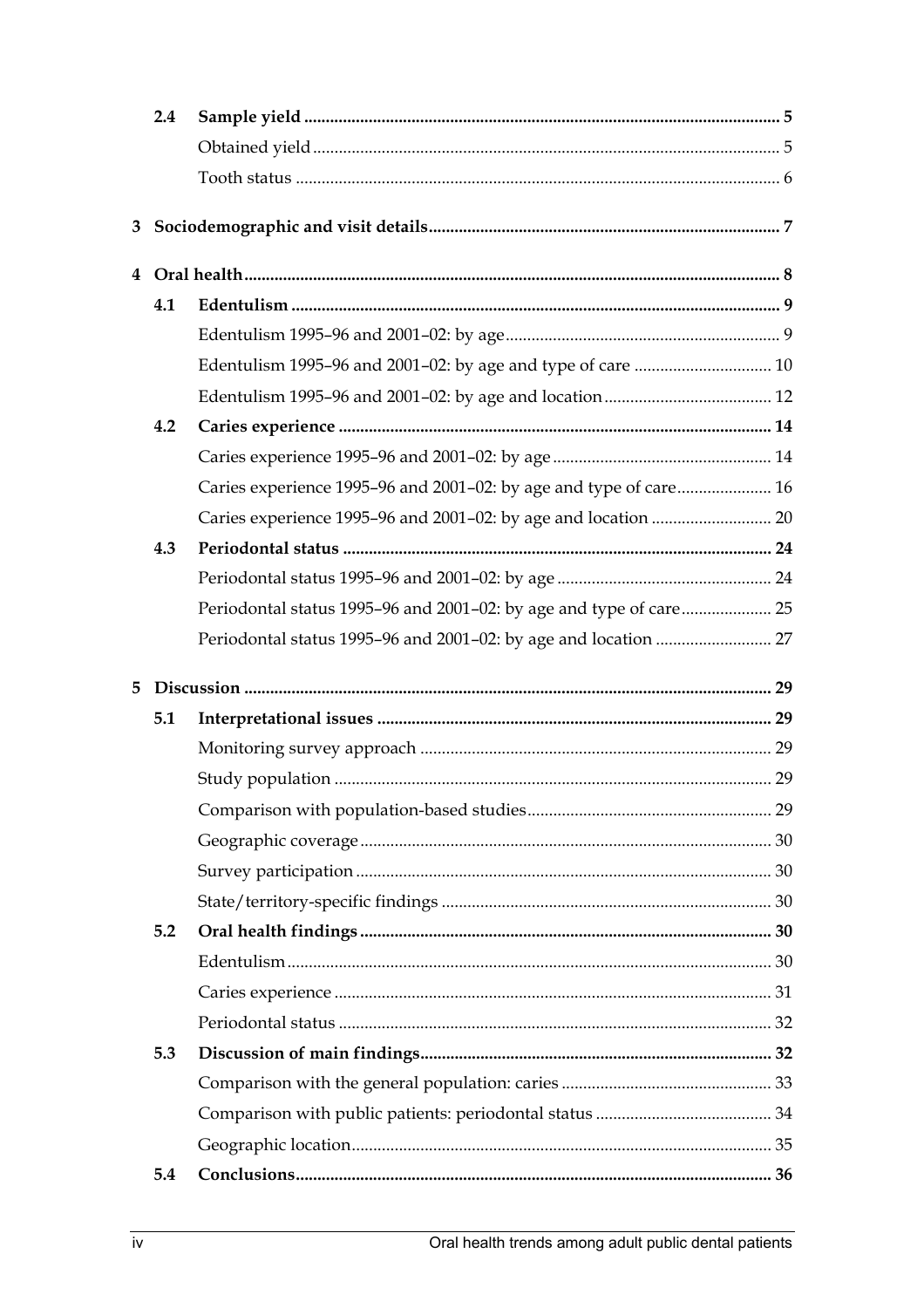| | | |
|---|---|---|
| **2.4** | **Sample yield** | **5** |
| | Obtained yield | 5 |
| | Tooth status | 6 |
| **3** | **Sociodemographic and visit details** | **7** |
| **4** | **Oral health** | **8** |
| **4.1** | **Edentulism** | **9** |
| | Edentulism 1995–96 and 2001–02: by age | 9 |
| | Edentulism 1995–96 and 2001–02: by age and type of care | 10 |
| | Edentulism 1995–96 and 2001–02: by age and location | 12 |
| **4.2** | **Caries experience** | **14** |
| | Caries experience 1995–96 and 2001–02: by age | 14 |
| | Caries experience 1995–96 and 2001–02: by age and type of care | 16 |
| | Caries experience 1995–96 and 2001–02: by age and location | 20 |
| **4.3** | **Periodontal status** | **24** |
| | Periodontal status 1995–96 and 2001–02: by age | 24 |
| | Periodontal status 1995–96 and 2001–02: by age and type of care | 25 |
| | Periodontal status 1995–96 and 2001–02: by age and location | 27 |
| **5** | **Discussion** | **29** |
| **5.1** | **Interpretational issues** | **29** |
| | Monitoring survey approach | 29 |
| | Study population | 29 |
| | Comparison with population-based studies | 29 |
| | Geographic coverage | 30 |
| | Survey participation | 30 |
| | State/territory-specific findings | 30 |
| **5.2** | **Oral health findings** | **30** |
| | Edentulism | 30 |
| | Caries experience | 31 |
| | Periodontal status | 32 |
| **5.3** | **Discussion of main findings** | **32** |
| | Comparison with the general population: caries | 33 |
| | Comparison with public patients: periodontal status | 34 |
| | Geographic location | 35 |
| **5.4** | **Conclusions** | **36** |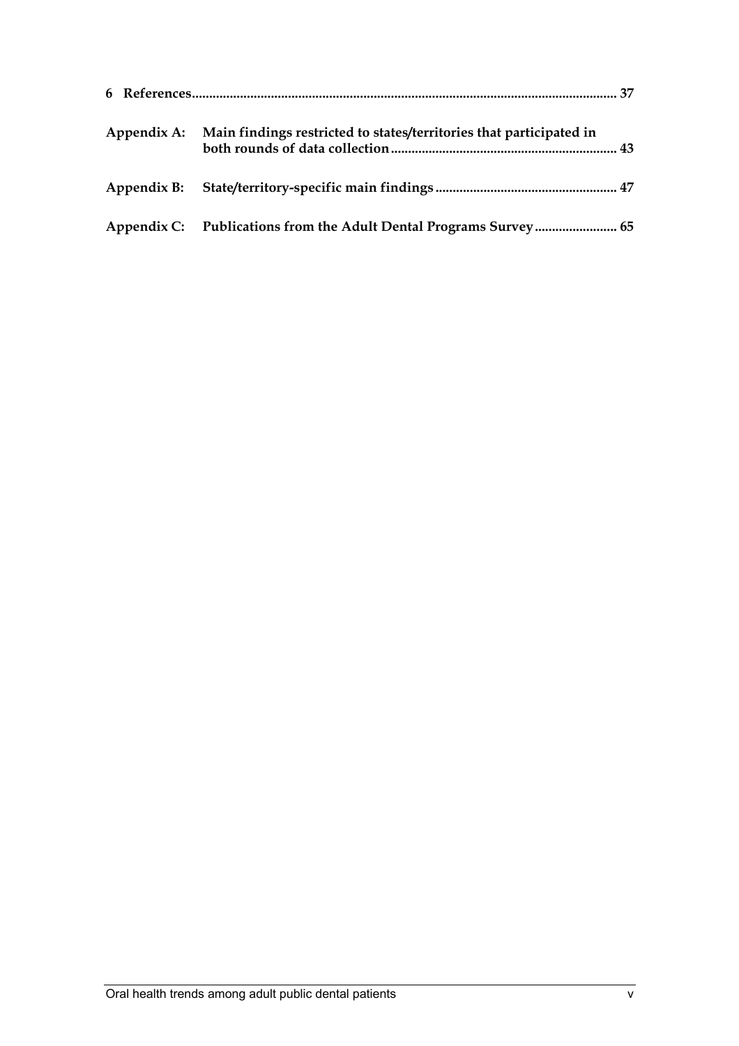**6 References** ........................................................................................................................ 37

**Appendix A: Main findings restricted to states/territories that participated in both rounds of data collection** ................................................................. 43

**Appendix B: State/territory-specific main findings** .................................................... 47

**Appendix C: Publications from the Adult Dental Programs Survey** ........................ 65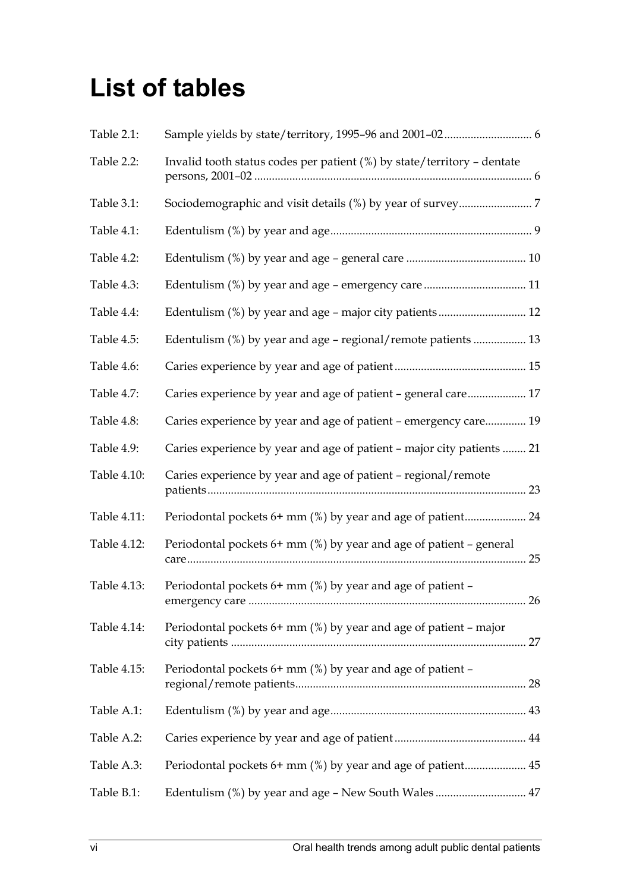# List of tables

| | | |
|---|---|---|
| Table 2.1: | Sample yields by state/territory, 1995–96 and 2001–02 | 6 |
| Table 2.2: | Invalid tooth status codes per patient (%) by state/territory – dentate persons, 2001–02 | 6 |
| Table 3.1: | Sociodemographic and visit details (%) by year of survey | 7 |
| Table 4.1: | Edentulism (%) by year and age | 9 |
| Table 4.2: | Edentulism (%) by year and age – general care | 10 |
| Table 4.3: | Edentulism (%) by year and age – emergency care | 11 |
| Table 4.4: | Edentulism (%) by year and age – major city patients | 12 |
| Table 4.5: | Edentulism (%) by year and age – regional/remote patients | 13 |
| Table 4.6: | Caries experience by year and age of patient | 15 |
| Table 4.7: | Caries experience by year and age of patient – general care | 17 |
| Table 4.8: | Caries experience by year and age of patient – emergency care | 19 |
| Table 4.9: | Caries experience by year and age of patient – major city patients | 21 |
| Table 4.10: | Caries experience by year and age of patient – regional/remote patients | 23 |
| Table 4.11: | Periodontal pockets 6+ mm (%) by year and age of patient | 24 |
| Table 4.12: | Periodontal pockets 6+ mm (%) by year and age of patient – general care | 25 |
| Table 4.13: | Periodontal pockets 6+ mm (%) by year and age of patient – emergency care | 26 |
| Table 4.14: | Periodontal pockets 6+ mm (%) by year and age of patient – major city patients | 27 |
| Table 4.15: | Periodontal pockets 6+ mm (%) by year and age of patient – regional/remote patients | 28 |
| Table A.1: | Edentulism (%) by year and age | 43 |
| Table A.2: | Caries experience by year and age of patient | 44 |
| Table A.3: | Periodontal pockets 6+ mm (%) by year and age of patient | 45 |
| Table B.1: | Edentulism (%) by year and age – New South Wales | 47 |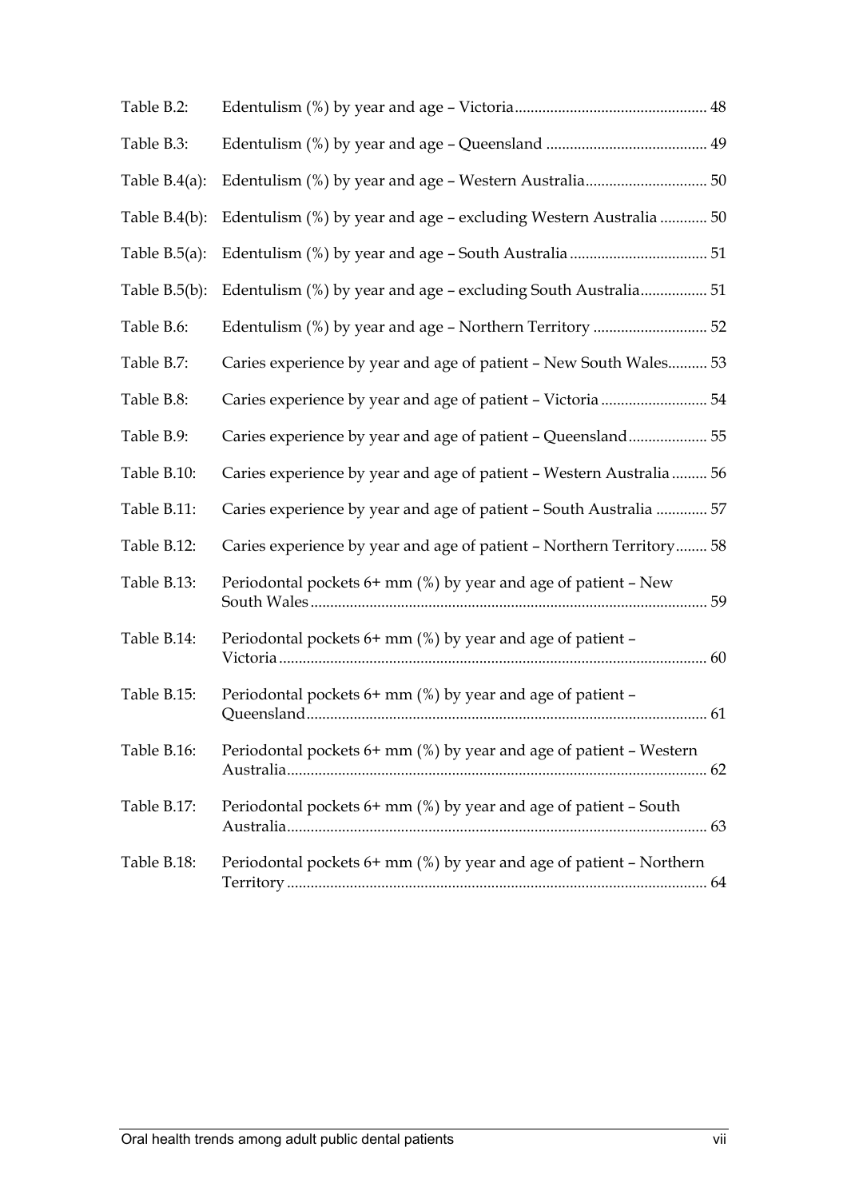| | | |
|---|---|---|
| Table B.2: | Edentulism (%) by year and age – Victoria | 48 |
| Table B.3: | Edentulism (%) by year and age – Queensland | 49 |
| Table B.4(a): | Edentulism (%) by year and age – Western Australia | 50 |
| Table B.4(b): | Edentulism (%) by year and age – excluding Western Australia | 50 |
| Table B.5(a): | Edentulism (%) by year and age – South Australia | 51 |
| Table B.5(b): | Edentulism (%) by year and age – excluding South Australia | 51 |
| Table B.6: | Edentulism (%) by year and age – Northern Territory | 52 |
| Table B.7: | Caries experience by year and age of patient – New South Wales | 53 |
| Table B.8: | Caries experience by year and age of patient – Victoria | 54 |
| Table B.9: | Caries experience by year and age of patient – Queensland | 55 |
| Table B.10: | Caries experience by year and age of patient – Western Australia | 56 |
| Table B.11: | Caries experience by year and age of patient – South Australia | 57 |
| Table B.12: | Caries experience by year and age of patient – Northern Territory | 58 |
| Table B.13: | Periodontal pockets 6+ mm (%) by year and age of patient – New South Wales | 59 |
| Table B.14: | Periodontal pockets 6+ mm (%) by year and age of patient – Victoria | 60 |
| Table B.15: | Periodontal pockets 6+ mm (%) by year and age of patient – Queensland | 61 |
| Table B.16: | Periodontal pockets 6+ mm (%) by year and age of patient – Western Australia | 62 |
| Table B.17: | Periodontal pockets 6+ mm (%) by year and age of patient – South Australia | 63 |
| Table B.18: | Periodontal pockets 6+ mm (%) by year and age of patient – Northern Territory | 64 |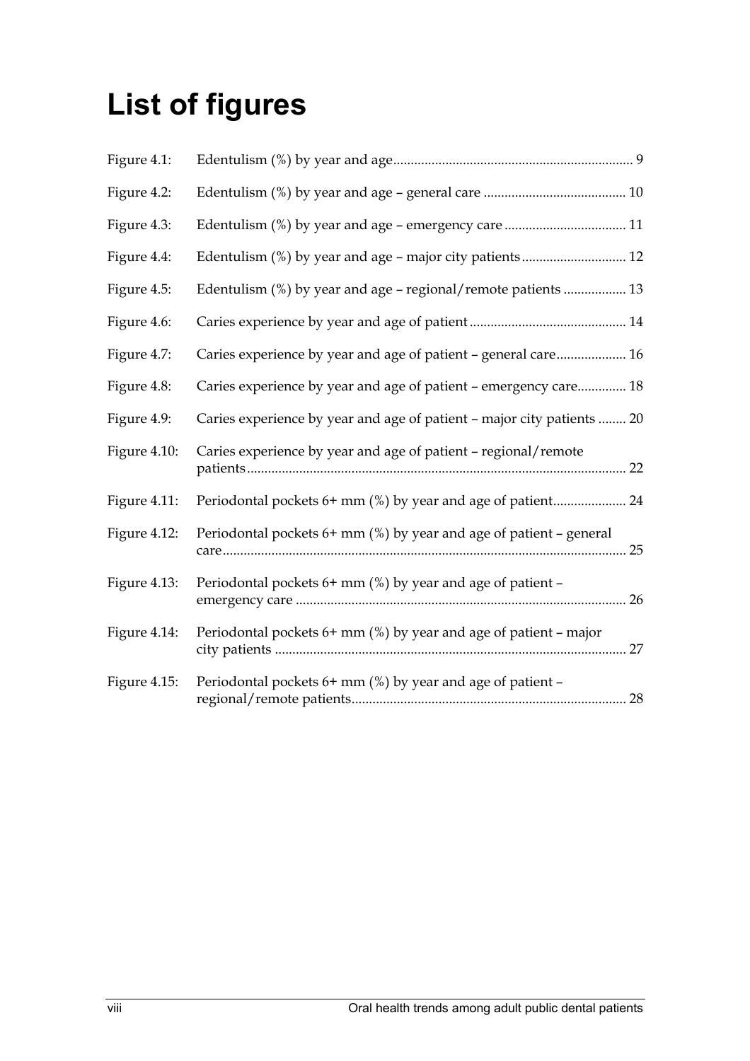# List of figures

| | | |
|---|---|---|
| Figure 4.1: | Edentulism (%) by year and age | 9 |
| Figure 4.2: | Edentulism (%) by year and age – general care | 10 |
| Figure 4.3: | Edentulism (%) by year and age – emergency care | 11 |
| Figure 4.4: | Edentulism (%) by year and age – major city patients | 12 |
| Figure 4.5: | Edentulism (%) by year and age – regional/remote patients | 13 |
| Figure 4.6: | Caries experience by year and age of patient | 14 |
| Figure 4.7: | Caries experience by year and age of patient – general care | 16 |
| Figure 4.8: | Caries experience by year and age of patient – emergency care | 18 |
| Figure 4.9: | Caries experience by year and age of patient – major city patients | 20 |
| Figure 4.10: | Caries experience by year and age of patient – regional/remote patients | 22 |
| Figure 4.11: | Periodontal pockets 6+ mm (%) by year and age of patient | 24 |
| Figure 4.12: | Periodontal pockets 6+ mm (%) by year and age of patient – general care | 25 |
| Figure 4.13: | Periodontal pockets 6+ mm (%) by year and age of patient – emergency care | 26 |
| Figure 4.14: | Periodontal pockets 6+ mm (%) by year and age of patient – major city patients | 27 |
| Figure 4.15: | Periodontal pockets 6+ mm (%) by year and age of patient – regional/remote patients | 28 |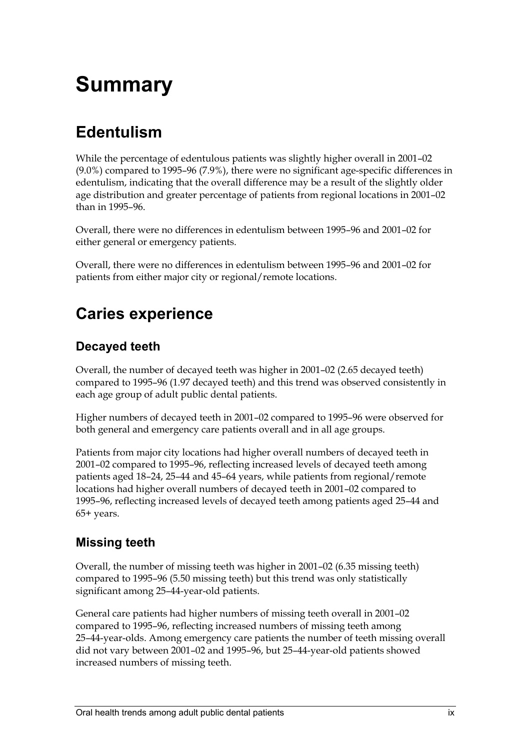# Summary

## Edentulism

While the percentage of edentulous patients was slightly higher overall in 2001–02 (9.0%) compared to 1995–96 (7.9%), there were no significant age-specific differences in edentulism, indicating that the overall difference may be a result of the slightly older age distribution and greater percentage of patients from regional locations in 2001–02 than in 1995–96.

Overall, there were no differences in edentulism between 1995–96 and 2001–02 for either general or emergency patients.

Overall, there were no differences in edentulism between 1995–96 and 2001–02 for patients from either major city or regional/remote locations.

## Caries experience

### Decayed teeth

Overall, the number of decayed teeth was higher in 2001–02 (2.65 decayed teeth) compared to 1995–96 (1.97 decayed teeth) and this trend was observed consistently in each age group of adult public dental patients.

Higher numbers of decayed teeth in 2001–02 compared to 1995–96 were observed for both general and emergency care patients overall and in all age groups.

Patients from major city locations had higher overall numbers of decayed teeth in 2001–02 compared to 1995–96, reflecting increased levels of decayed teeth among patients aged 18–24, 25–44 and 45–64 years, while patients from regional/remote locations had higher overall numbers of decayed teeth in 2001–02 compared to 1995–96, reflecting increased levels of decayed teeth among patients aged 25–44 and 65+ years.

### Missing teeth

Overall, the number of missing teeth was higher in 2001–02 (6.35 missing teeth) compared to 1995–96 (5.50 missing teeth) but this trend was only statistically significant among 25–44-year-old patients.

General care patients had higher numbers of missing teeth overall in 2001–02 compared to 1995–96, reflecting increased numbers of missing teeth among 25–44-year-olds. Among emergency care patients the number of teeth missing overall did not vary between 2001–02 and 1995–96, but 25–44-year-old patients showed increased numbers of missing teeth.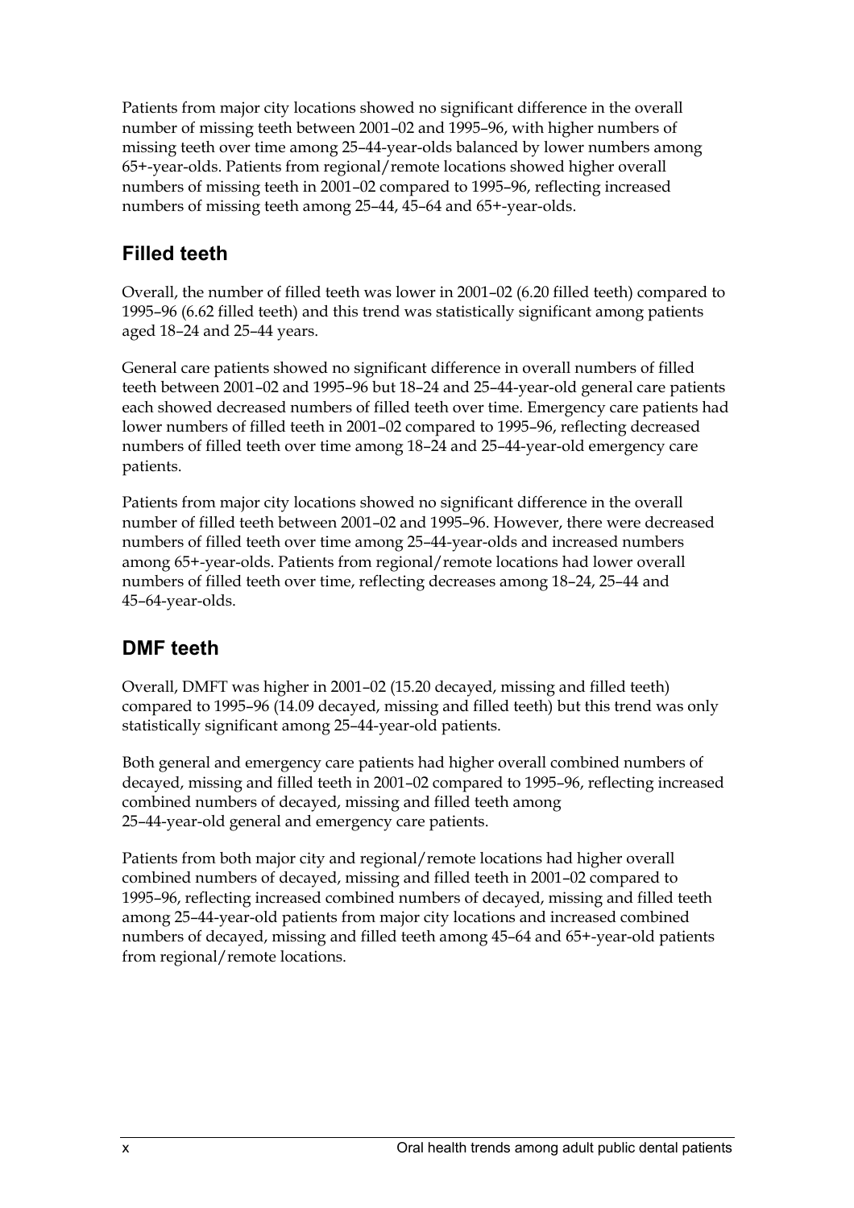Patients from major city locations showed no significant difference in the overall number of missing teeth between 2001–02 and 1995–96, with higher numbers of missing teeth over time among 25–44-year-olds balanced by lower numbers among 65+-year-olds. Patients from regional/remote locations showed higher overall numbers of missing teeth in 2001–02 compared to 1995–96, reflecting increased numbers of missing teeth among 25–44, 45–64 and 65+-year-olds.

## Filled teeth

Overall, the number of filled teeth was lower in 2001–02 (6.20 filled teeth) compared to 1995–96 (6.62 filled teeth) and this trend was statistically significant among patients aged 18–24 and 25–44 years.

General care patients showed no significant difference in overall numbers of filled teeth between 2001–02 and 1995–96 but 18–24 and 25–44-year-old general care patients each showed decreased numbers of filled teeth over time. Emergency care patients had lower numbers of filled teeth in 2001–02 compared to 1995–96, reflecting decreased numbers of filled teeth over time among 18–24 and 25–44-year-old emergency care patients.

Patients from major city locations showed no significant difference in the overall number of filled teeth between 2001–02 and 1995–96. However, there were decreased numbers of filled teeth over time among 25–44-year-olds and increased numbers among 65+-year-olds. Patients from regional/remote locations had lower overall numbers of filled teeth over time, reflecting decreases among 18–24, 25–44 and 45–64-year-olds.

## DMF teeth

Overall, DMFT was higher in 2001–02 (15.20 decayed, missing and filled teeth) compared to 1995–96 (14.09 decayed, missing and filled teeth) but this trend was only statistically significant among 25–44-year-old patients.

Both general and emergency care patients had higher overall combined numbers of decayed, missing and filled teeth in 2001–02 compared to 1995–96, reflecting increased combined numbers of decayed, missing and filled teeth among 25–44-year-old general and emergency care patients.

Patients from both major city and regional/remote locations had higher overall combined numbers of decayed, missing and filled teeth in 2001–02 compared to 1995–96, reflecting increased combined numbers of decayed, missing and filled teeth among 25–44-year-old patients from major city locations and increased combined numbers of decayed, missing and filled teeth among 45–64 and 65+-year-old patients from regional/remote locations.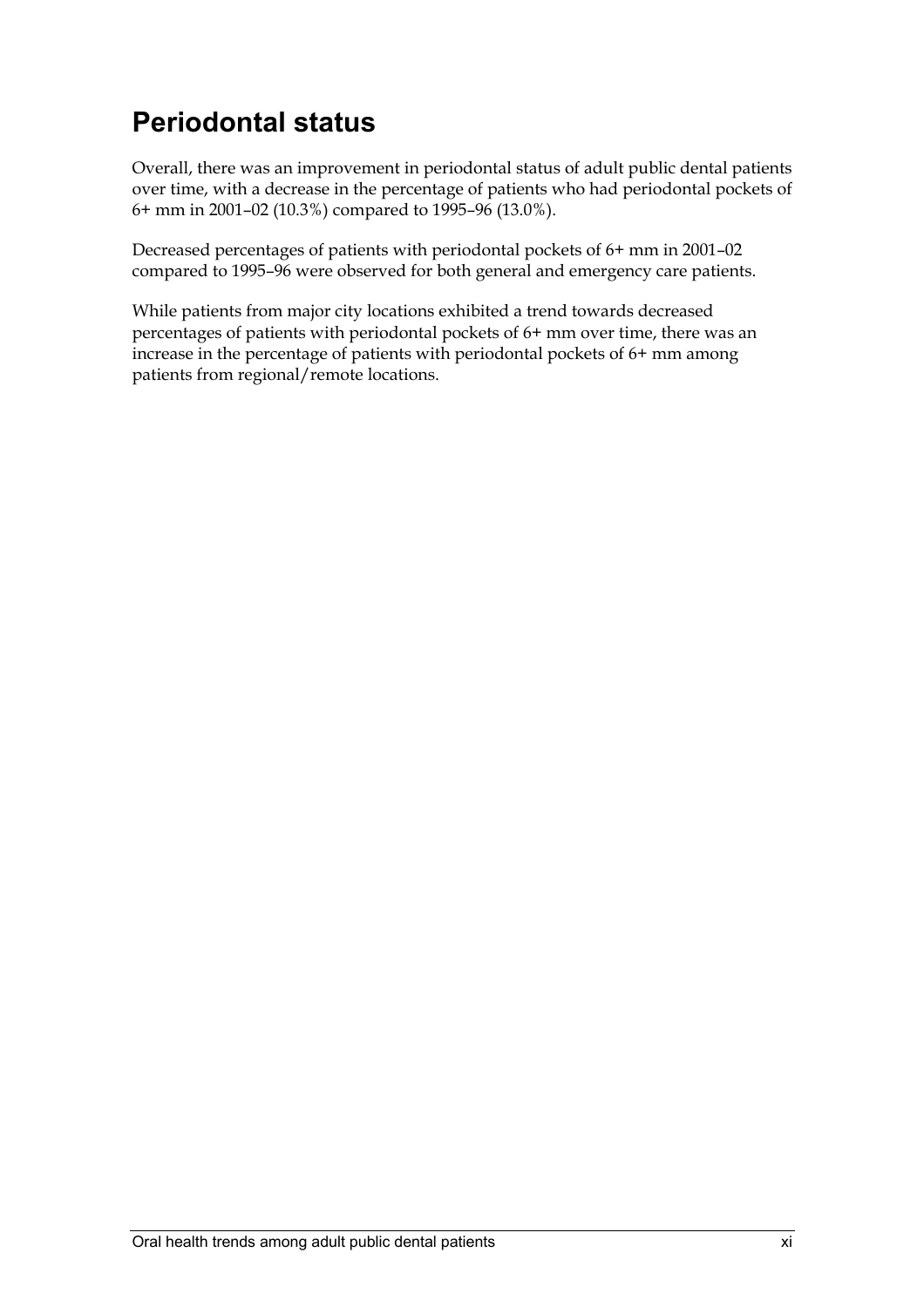## Periodontal status

Overall, there was an improvement in periodontal status of adult public dental patients over time, with a decrease in the percentage of patients who had periodontal pockets of 6+ mm in 2001–02 (10.3%) compared to 1995–96 (13.0%).

Decreased percentages of patients with periodontal pockets of 6+ mm in 2001–02 compared to 1995–96 were observed for both general and emergency care patients.

While patients from major city locations exhibited a trend towards decreased percentages of patients with periodontal pockets of 6+ mm over time, there was an increase in the percentage of patients with periodontal pockets of 6+ mm among patients from regional/remote locations.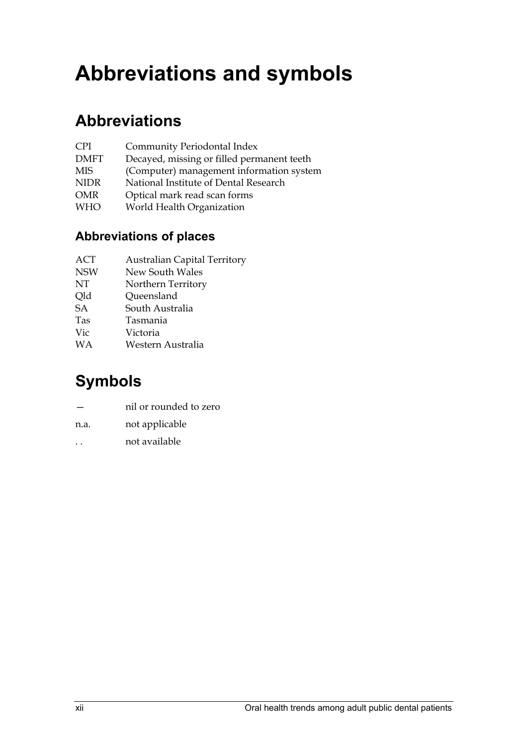# Abbreviations and symbols

## Abbreviations

| | |
|---|---|
| CPI | Community Periodontal Index |
| DMFT | Decayed, missing or filled permanent teeth |
| MIS | (Computer) management information system |
| NIDR | National Institute of Dental Research |
| OMR | Optical mark read scan forms |
| WHO | World Health Organization |

### Abbreviations of places

| | |
|---|---|
| ACT | Australian Capital Territory |
| NSW | New South Wales |
| NT | Northern Territory |
| Qld | Queensland |
| SA | South Australia |
| Tas | Tasmania |
| Vic | Victoria |
| WA | Western Australia |

## Symbols

| | |
|---|---|
| — | nil or rounded to zero |
| n.a. | not applicable |
| . . | not available |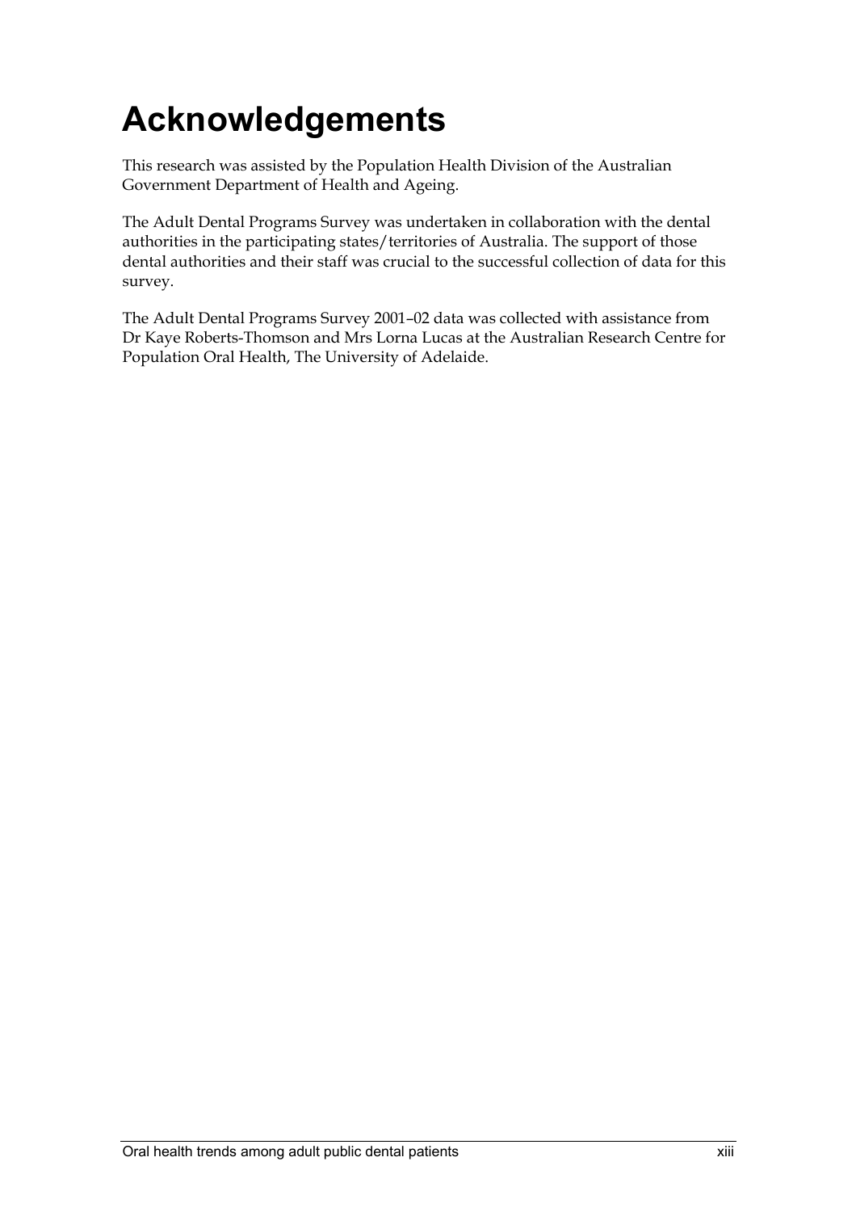# Acknowledgements

This research was assisted by the Population Health Division of the Australian Government Department of Health and Ageing.

The Adult Dental Programs Survey was undertaken in collaboration with the dental authorities in the participating states/territories of Australia. The support of those dental authorities and their staff was crucial to the successful collection of data for this survey.

The Adult Dental Programs Survey 2001–02 data was collected with assistance from Dr Kaye Roberts-Thomson and Mrs Lorna Lucas at the Australian Research Centre for Population Oral Health, The University of Adelaide.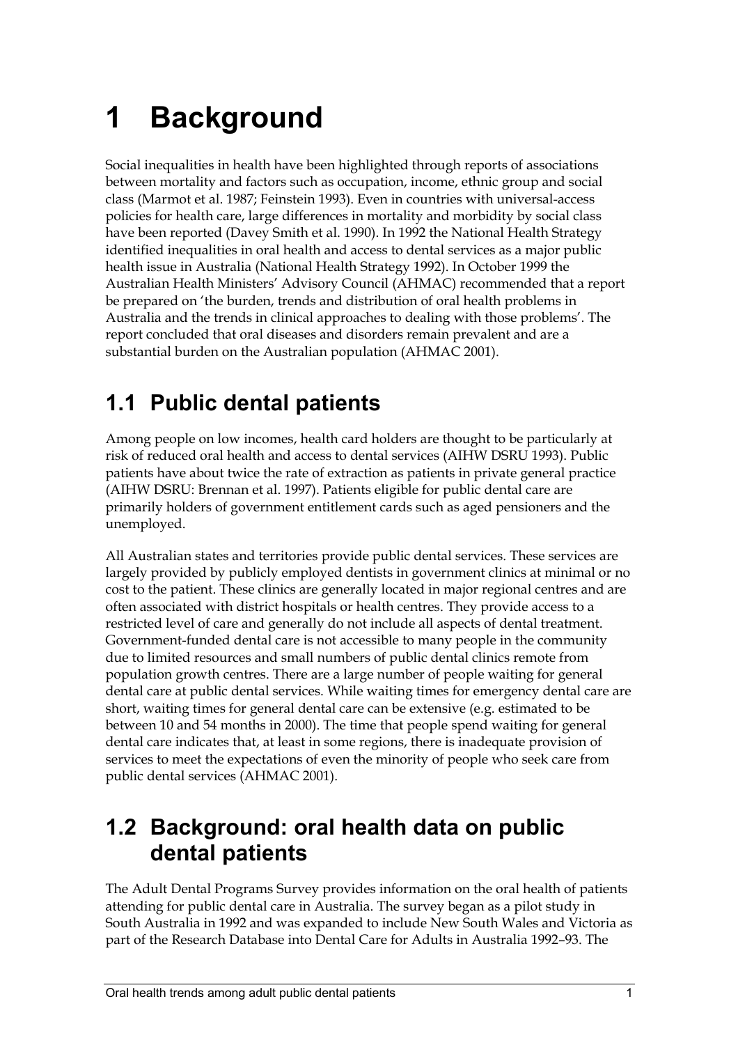# 1 Background

Social inequalities in health have been highlighted through reports of associations between mortality and factors such as occupation, income, ethnic group and social class (Marmot et al. 1987; Feinstein 1993). Even in countries with universal-access policies for health care, large differences in mortality and morbidity by social class have been reported (Davey Smith et al. 1990). In 1992 the National Health Strategy identified inequalities in oral health and access to dental services as a major public health issue in Australia (National Health Strategy 1992). In October 1999 the Australian Health Ministers' Advisory Council (AHMAC) recommended that a report be prepared on 'the burden, trends and distribution of oral health problems in Australia and the trends in clinical approaches to dealing with those problems'. The report concluded that oral diseases and disorders remain prevalent and are a substantial burden on the Australian population (AHMAC 2001).

## 1.1 Public dental patients

Among people on low incomes, health card holders are thought to be particularly at risk of reduced oral health and access to dental services (AIHW DSRU 1993). Public patients have about twice the rate of extraction as patients in private general practice (AIHW DSRU: Brennan et al. 1997). Patients eligible for public dental care are primarily holders of government entitlement cards such as aged pensioners and the unemployed.

All Australian states and territories provide public dental services. These services are largely provided by publicly employed dentists in government clinics at minimal or no cost to the patient. These clinics are generally located in major regional centres and are often associated with district hospitals or health centres. They provide access to a restricted level of care and generally do not include all aspects of dental treatment. Government-funded dental care is not accessible to many people in the community due to limited resources and small numbers of public dental clinics remote from population growth centres. There are a large number of people waiting for general dental care at public dental services. While waiting times for emergency dental care are short, waiting times for general dental care can be extensive (e.g. estimated to be between 10 and 54 months in 2000). The time that people spend waiting for general dental care indicates that, at least in some regions, there is inadequate provision of services to meet the expectations of even the minority of people who seek care from public dental services (AHMAC 2001).

## 1.2 Background: oral health data on public dental patients

The Adult Dental Programs Survey provides information on the oral health of patients attending for public dental care in Australia. The survey began as a pilot study in South Australia in 1992 and was expanded to include New South Wales and Victoria as part of the Research Database into Dental Care for Adults in Australia 1992–93. The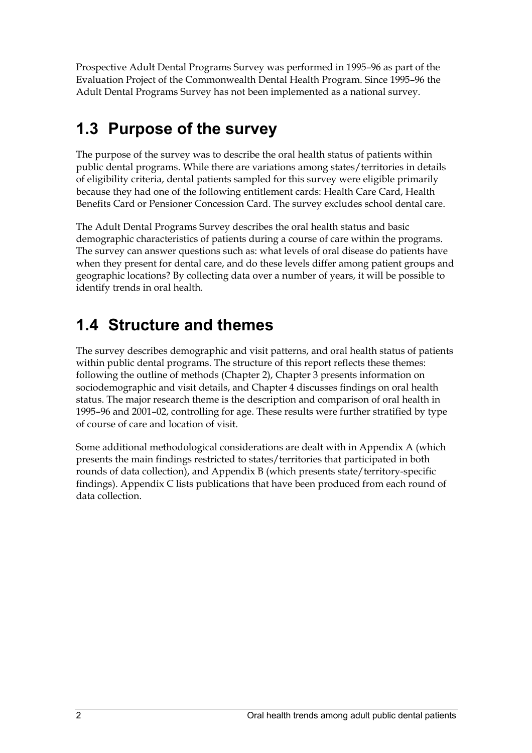Prospective Adult Dental Programs Survey was performed in 1995–96 as part of the Evaluation Project of the Commonwealth Dental Health Program. Since 1995–96 the Adult Dental Programs Survey has not been implemented as a national survey.

## 1.3 Purpose of the survey

The purpose of the survey was to describe the oral health status of patients within public dental programs. While there are variations among states/territories in details of eligibility criteria, dental patients sampled for this survey were eligible primarily because they had one of the following entitlement cards: Health Care Card, Health Benefits Card or Pensioner Concession Card. The survey excludes school dental care.

The Adult Dental Programs Survey describes the oral health status and basic demographic characteristics of patients during a course of care within the programs. The survey can answer questions such as: what levels of oral disease do patients have when they present for dental care, and do these levels differ among patient groups and geographic locations? By collecting data over a number of years, it will be possible to identify trends in oral health.

## 1.4 Structure and themes

The survey describes demographic and visit patterns, and oral health status of patients within public dental programs. The structure of this report reflects these themes: following the outline of methods (Chapter 2), Chapter 3 presents information on sociodemographic and visit details, and Chapter 4 discusses findings on oral health status. The major research theme is the description and comparison of oral health in 1995–96 and 2001–02, controlling for age. These results were further stratified by type of course of care and location of visit.

Some additional methodological considerations are dealt with in Appendix A (which presents the main findings restricted to states/territories that participated in both rounds of data collection), and Appendix B (which presents state/territory-specific findings). Appendix C lists publications that have been produced from each round of data collection.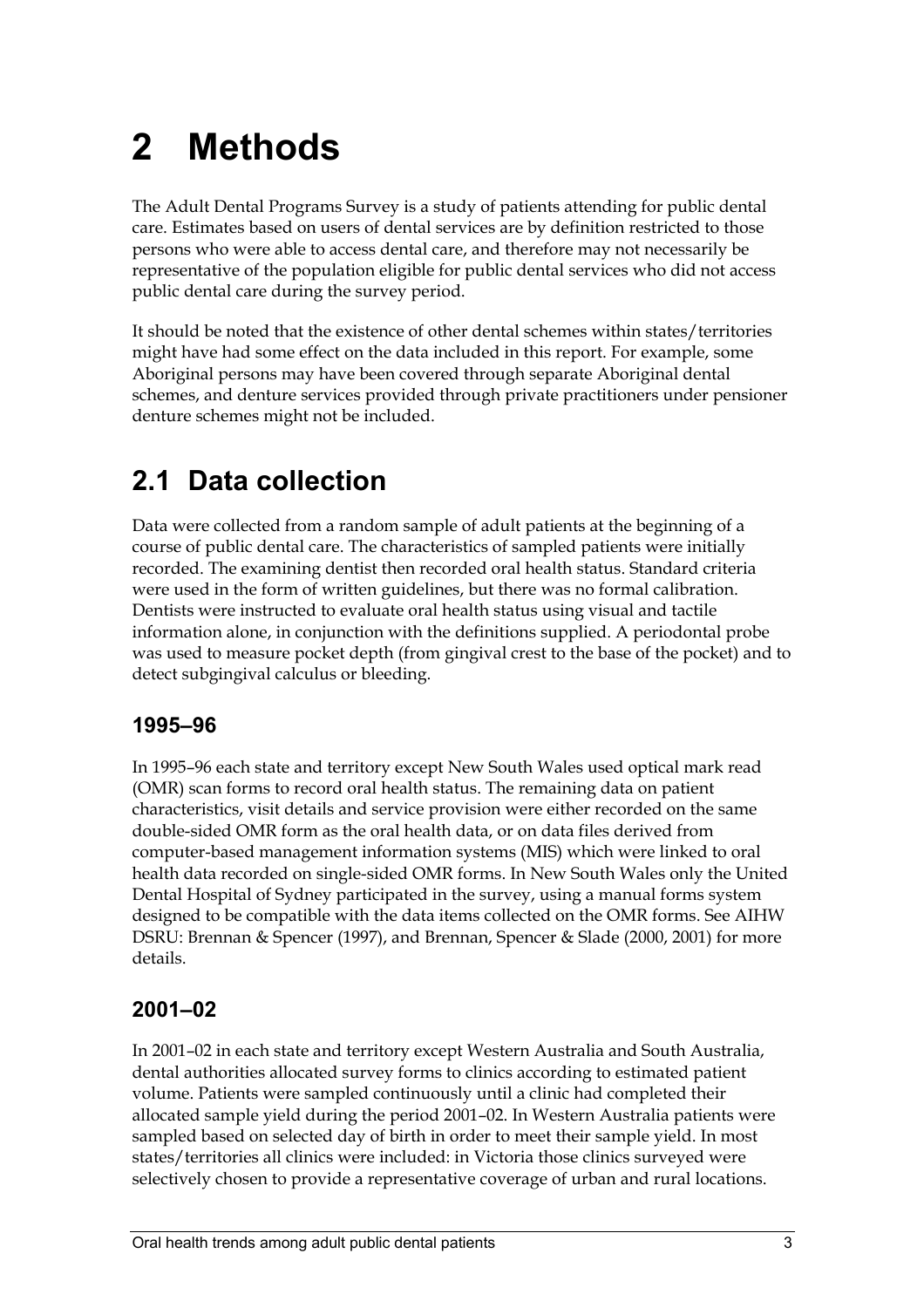# 2 Methods

The Adult Dental Programs Survey is a study of patients attending for public dental care. Estimates based on users of dental services are by definition restricted to those persons who were able to access dental care, and therefore may not necessarily be representative of the population eligible for public dental services who did not access public dental care during the survey period.

It should be noted that the existence of other dental schemes within states/territories might have had some effect on the data included in this report. For example, some Aboriginal persons may have been covered through separate Aboriginal dental schemes, and denture services provided through private practitioners under pensioner denture schemes might not be included.

## 2.1 Data collection

Data were collected from a random sample of adult patients at the beginning of a course of public dental care. The characteristics of sampled patients were initially recorded. The examining dentist then recorded oral health status. Standard criteria were used in the form of written guidelines, but there was no formal calibration. Dentists were instructed to evaluate oral health status using visual and tactile information alone, in conjunction with the definitions supplied. A periodontal probe was used to measure pocket depth (from gingival crest to the base of the pocket) and to detect subgingival calculus or bleeding.

### 1995–96

In 1995–96 each state and territory except New South Wales used optical mark read (OMR) scan forms to record oral health status. The remaining data on patient characteristics, visit details and service provision were either recorded on the same double-sided OMR form as the oral health data, or on data files derived from computer-based management information systems (MIS) which were linked to oral health data recorded on single-sided OMR forms. In New South Wales only the United Dental Hospital of Sydney participated in the survey, using a manual forms system designed to be compatible with the data items collected on the OMR forms. See AIHW DSRU: Brennan & Spencer (1997), and Brennan, Spencer & Slade (2000, 2001) for more details.

### 2001–02

In 2001–02 in each state and territory except Western Australia and South Australia, dental authorities allocated survey forms to clinics according to estimated patient volume. Patients were sampled continuously until a clinic had completed their allocated sample yield during the period 2001–02. In Western Australia patients were sampled based on selected day of birth in order to meet their sample yield. In most states/territories all clinics were included: in Victoria those clinics surveyed were selectively chosen to provide a representative coverage of urban and rural locations.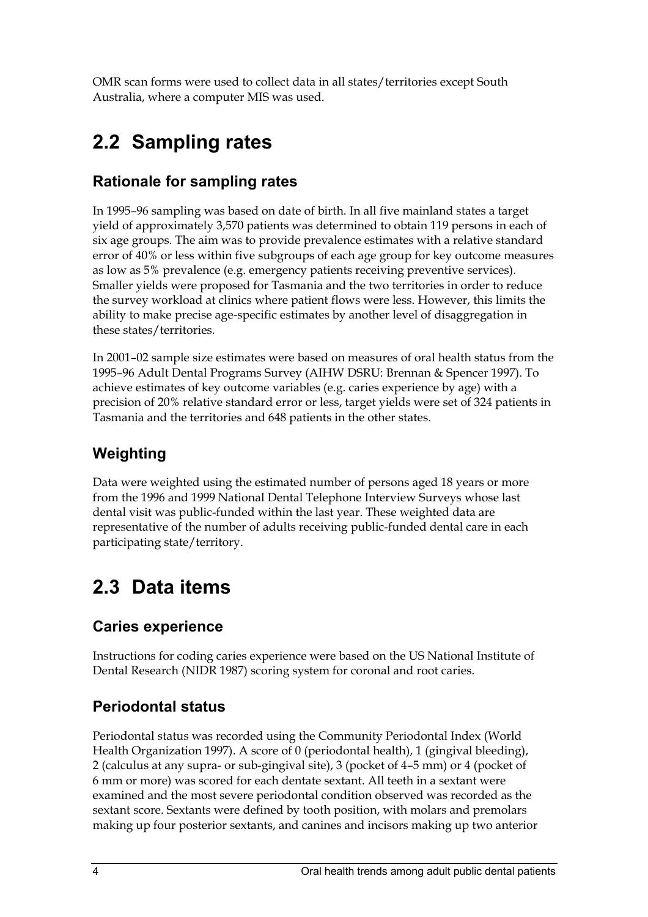OMR scan forms were used to collect data in all states/territories except South Australia, where a computer MIS was used.

## 2.2 Sampling rates

### Rationale for sampling rates

In 1995–96 sampling was based on date of birth. In all five mainland states a target yield of approximately 3,570 patients was determined to obtain 119 persons in each of six age groups. The aim was to provide prevalence estimates with a relative standard error of 40% or less within five subgroups of each age group for key outcome measures as low as 5% prevalence (e.g. emergency patients receiving preventive services). Smaller yields were proposed for Tasmania and the two territories in order to reduce the survey workload at clinics where patient flows were less. However, this limits the ability to make precise age-specific estimates by another level of disaggregation in these states/territories.

In 2001–02 sample size estimates were based on measures of oral health status from the 1995–96 Adult Dental Programs Survey (AIHW DSRU: Brennan & Spencer 1997). To achieve estimates of key outcome variables (e.g. caries experience by age) with a precision of 20% relative standard error or less, target yields were set of 324 patients in Tasmania and the territories and 648 patients in the other states.

### Weighting

Data were weighted using the estimated number of persons aged 18 years or more from the 1996 and 1999 National Dental Telephone Interview Surveys whose last dental visit was public-funded within the last year. These weighted data are representative of the number of adults receiving public-funded dental care in each participating state/territory.

## 2.3 Data items

### Caries experience

Instructions for coding caries experience were based on the US National Institute of Dental Research (NIDR 1987) scoring system for coronal and root caries.

### Periodontal status

Periodontal status was recorded using the Community Periodontal Index (World Health Organization 1997). A score of 0 (periodontal health), 1 (gingival bleeding), 2 (calculus at any supra- or sub-gingival site), 3 (pocket of 4–5 mm) or 4 (pocket of 6 mm or more) was scored for each dentate sextant. All teeth in a sextant were examined and the most severe periodontal condition observed was recorded as the sextant score. Sextants were defined by tooth position, with molars and premolars making up four posterior sextants, and canines and incisors making up two anterior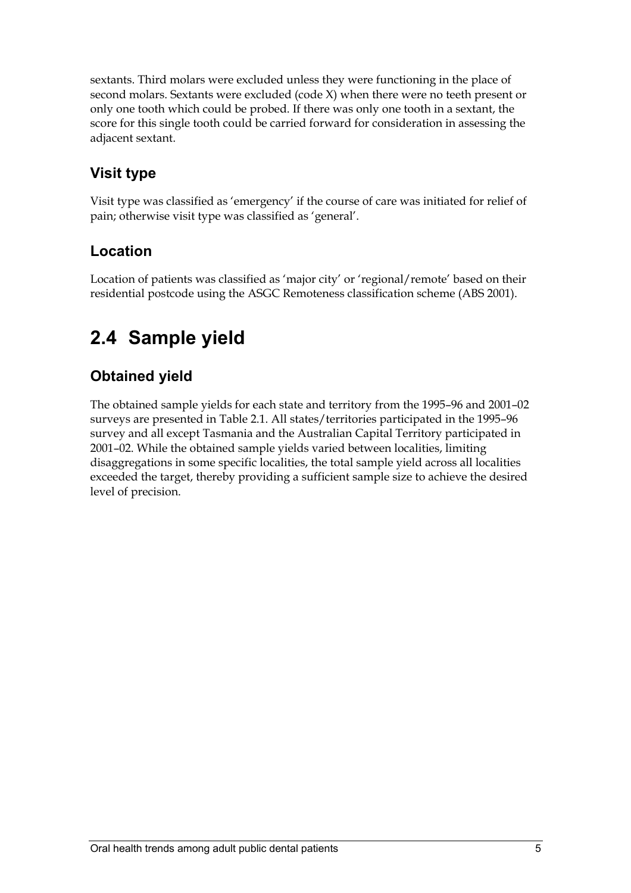sextants. Third molars were excluded unless they were functioning in the place of second molars. Sextants were excluded (code X) when there were no teeth present or only one tooth which could be probed. If there was only one tooth in a sextant, the score for this single tooth could be carried forward for consideration in assessing the adjacent sextant.

### Visit type

Visit type was classified as 'emergency' if the course of care was initiated for relief of pain; otherwise visit type was classified as 'general'.

### Location

Location of patients was classified as 'major city' or 'regional/remote' based on their residential postcode using the ASGC Remoteness classification scheme (ABS 2001).

## 2.4 Sample yield

### Obtained yield

The obtained sample yields for each state and territory from the 1995–96 and 2001–02 surveys are presented in Table 2.1. All states/territories participated in the 1995–96 survey and all except Tasmania and the Australian Capital Territory participated in 2001–02. While the obtained sample yields varied between localities, limiting disaggregations in some specific localities, the total sample yield across all localities exceeded the target, thereby providing a sufficient sample size to achieve the desired level of precision.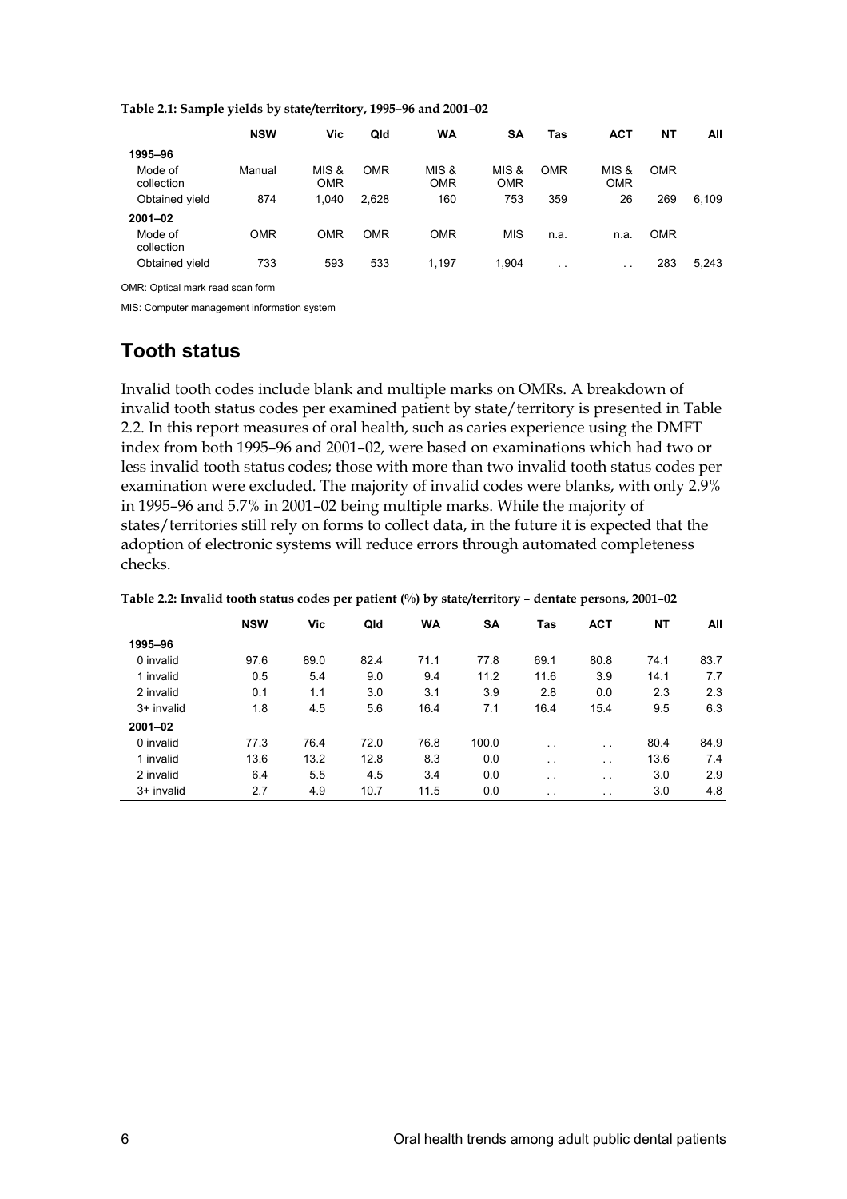**Table 2.1: Sample yields by state/territory, 1995–96 and 2001–02**

| | NSW | Vic | Qld | WA | SA | Tas | ACT | NT | All |
|---|---|---|---|---|---|---|---|---|---|
| **1995–96** | | | | | | | | | |
| Mode of collection | Manual | MIS & OMR | OMR | MIS & OMR | MIS & OMR | OMR | MIS & OMR | OMR | |
| Obtained yield | 874 | 1,040 | 2,628 | 160 | 753 | 359 | 26 | 269 | 6,109 |
| **2001–02** | | | | | | | | | |
| Mode of collection | OMR | OMR | OMR | OMR | MIS | n.a. | n.a. | OMR | |
| Obtained yield | 733 | 593 | 533 | 1,197 | 1,904 | . . | . . | 283 | 5,243 |

OMR: Optical mark read scan form

MIS: Computer management information system

## Tooth status

Invalid tooth codes include blank and multiple marks on OMRs. A breakdown of invalid tooth status codes per examined patient by state/territory is presented in Table 2.2. In this report measures of oral health, such as caries experience using the DMFT index from both 1995–96 and 2001–02, were based on examinations which had two or less invalid tooth status codes; those with more than two invalid tooth status codes per examination were excluded. The majority of invalid codes were blanks, with only 2.9% in 1995–96 and 5.7% in 2001–02 being multiple marks. While the majority of states/territories still rely on forms to collect data, in the future it is expected that the adoption of electronic systems will reduce errors through automated completeness checks.

**Table 2.2: Invalid tooth status codes per patient (%) by state/territory – dentate persons, 2001–02**

| | NSW | Vic | Qld | WA | SA | Tas | ACT | NT | All |
|---|---|---|---|---|---|---|---|---|---|
| **1995–96** | | | | | | | | | |
| 0 invalid | 97.6 | 89.0 | 82.4 | 71.1 | 77.8 | 69.1 | 80.8 | 74.1 | 83.7 |
| 1 invalid | 0.5 | 5.4 | 9.0 | 9.4 | 11.2 | 11.6 | 3.9 | 14.1 | 7.7 |
| 2 invalid | 0.1 | 1.1 | 3.0 | 3.1 | 3.9 | 2.8 | 0.0 | 2.3 | 2.3 |
| 3+ invalid | 1.8 | 4.5 | 5.6 | 16.4 | 7.1 | 16.4 | 15.4 | 9.5 | 6.3 |
| **2001–02** | | | | | | | | | |
| 0 invalid | 77.3 | 76.4 | 72.0 | 76.8 | 100.0 | . . | . . | 80.4 | 84.9 |
| 1 invalid | 13.6 | 13.2 | 12.8 | 8.3 | 0.0 | . . | . . | 13.6 | 7.4 |
| 2 invalid | 6.4 | 5.5 | 4.5 | 3.4 | 0.0 | . . | . . | 3.0 | 2.9 |
| 3+ invalid | 2.7 | 4.9 | 10.7 | 11.5 | 0.0 | . . | . . | 3.0 | 4.8 |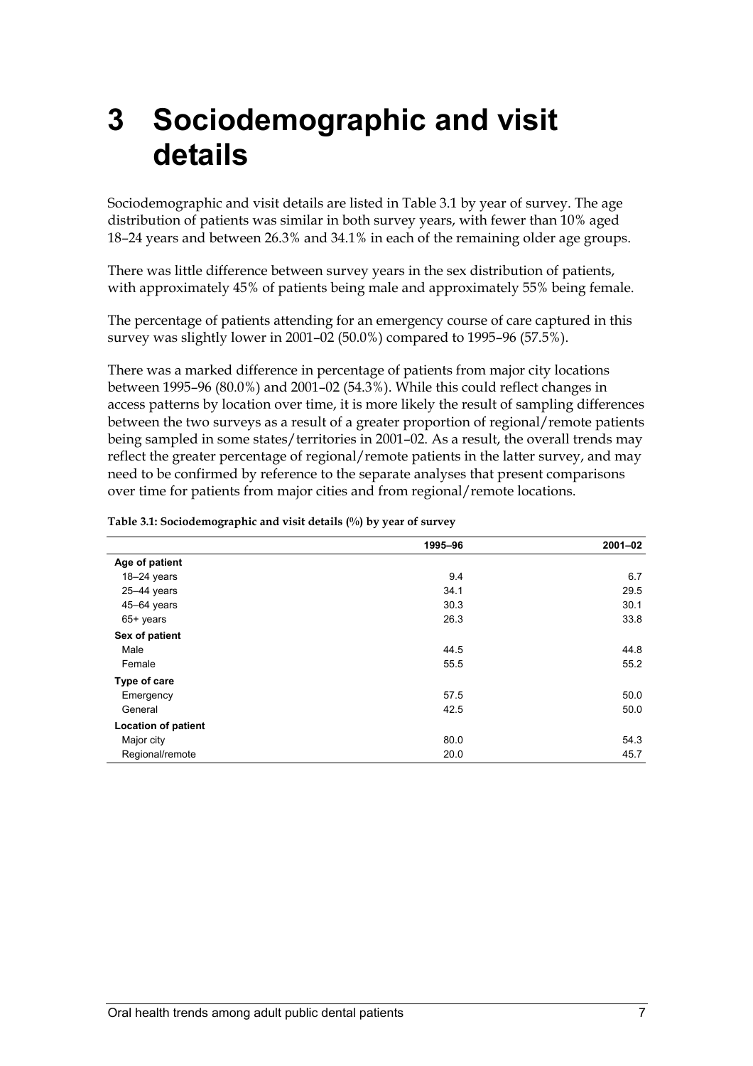# 3 Sociodemographic and visit details

Sociodemographic and visit details are listed in Table 3.1 by year of survey. The age distribution of patients was similar in both survey years, with fewer than 10% aged 18–24 years and between 26.3% and 34.1% in each of the remaining older age groups.

There was little difference between survey years in the sex distribution of patients, with approximately 45% of patients being male and approximately 55% being female.

The percentage of patients attending for an emergency course of care captured in this survey was slightly lower in 2001–02 (50.0%) compared to 1995–96 (57.5%).

There was a marked difference in percentage of patients from major city locations between 1995–96 (80.0%) and 2001–02 (54.3%). While this could reflect changes in access patterns by location over time, it is more likely the result of sampling differences between the two surveys as a result of a greater proportion of regional/remote patients being sampled in some states/territories in 2001–02. As a result, the overall trends may reflect the greater percentage of regional/remote patients in the latter survey, and may need to be confirmed by reference to the separate analyses that present comparisons over time for patients from major cities and from regional/remote locations.

**Table 3.1: Sociodemographic and visit details (%) by year of survey**

| | 1995–96 | 2001–02 |
|---|---|---|
| **Age of patient** | | |
| 18–24 years | 9.4 | 6.7 |
| 25–44 years | 34.1 | 29.5 |
| 45–64 years | 30.3 | 30.1 |
| 65+ years | 26.3 | 33.8 |
| **Sex of patient** | | |
| Male | 44.5 | 44.8 |
| Female | 55.5 | 55.2 |
| **Type of care** | | |
| Emergency | 57.5 | 50.0 |
| General | 42.5 | 50.0 |
| **Location of patient** | | |
| Major city | 80.0 | 54.3 |
| Regional/remote | 20.0 | 45.7 |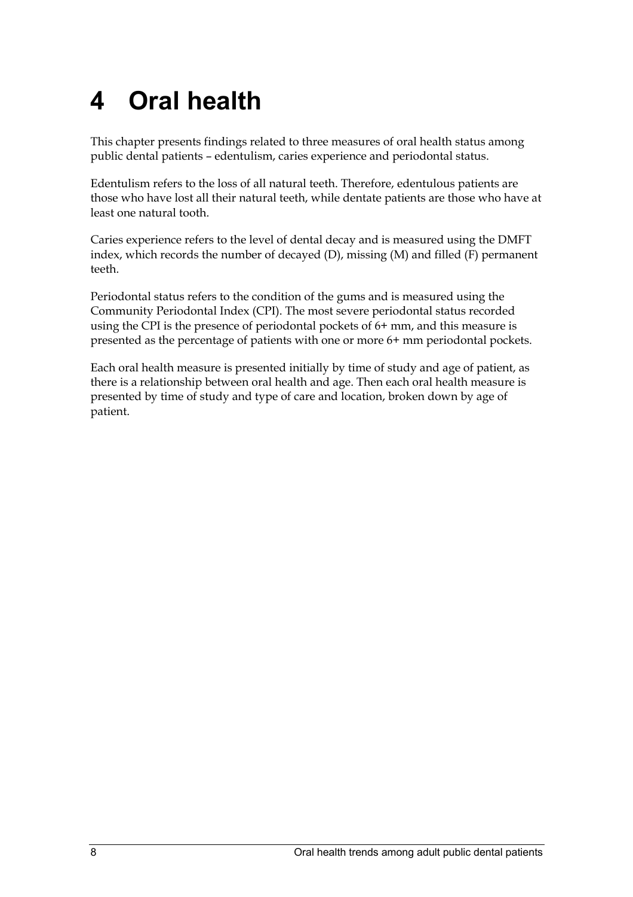# 4 Oral health

This chapter presents findings related to three measures of oral health status among public dental patients – edentulism, caries experience and periodontal status.

Edentulism refers to the loss of all natural teeth. Therefore, edentulous patients are those who have lost all their natural teeth, while dentate patients are those who have at least one natural tooth.

Caries experience refers to the level of dental decay and is measured using the DMFT index, which records the number of decayed (D), missing (M) and filled (F) permanent teeth.

Periodontal status refers to the condition of the gums and is measured using the Community Periodontal Index (CPI). The most severe periodontal status recorded using the CPI is the presence of periodontal pockets of 6+ mm, and this measure is presented as the percentage of patients with one or more 6+ mm periodontal pockets.

Each oral health measure is presented initially by time of study and age of patient, as there is a relationship between oral health and age. Then each oral health measure is presented by time of study and type of care and location, broken down by age of patient.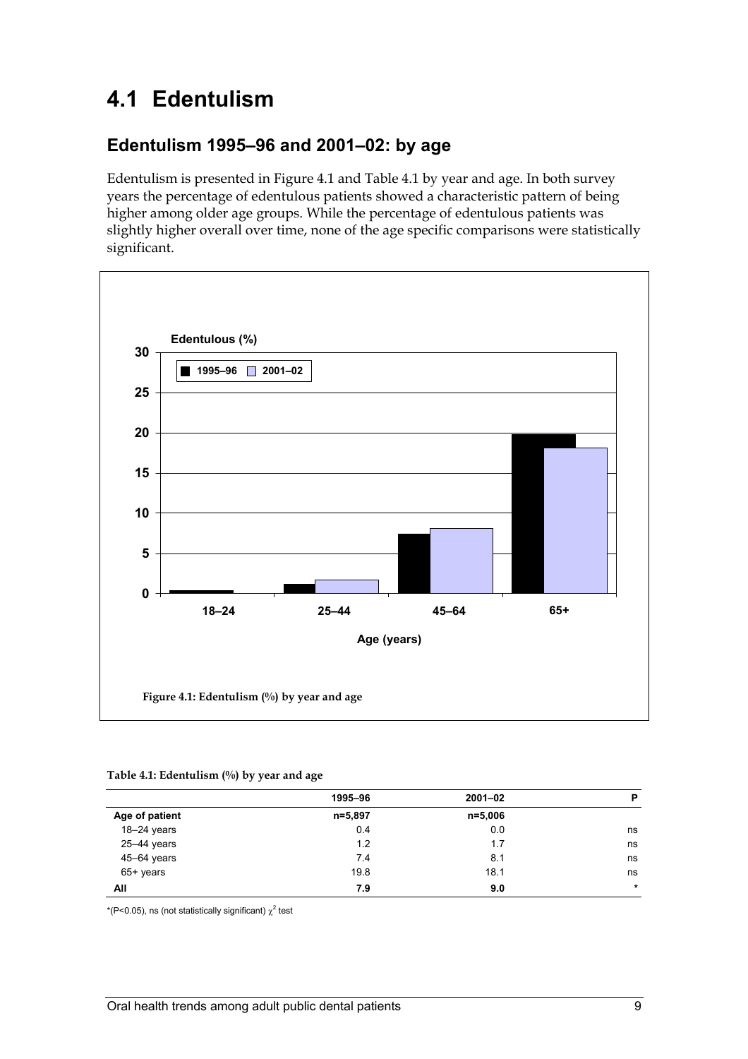# 4.1 Edentulism

## Edentulism 1995–96 and 2001–02: by age

Edentulism is presented in Figure 4.1 and Table 4.1 by year and age. In both survey years the percentage of edentulous patients showed a characteristic pattern of being higher among older age groups. While the percentage of edentulous patients was slightly higher overall over time, none of the age specific comparisons were statistically significant.

**Figure 4.1: Edentulism (%) by year and age**

**Table 4.1: Edentulism (%) by year and age**

| | 1995–96 | 2001–02 | P |
|---|---|---|---|
| **Age of patient** | n=5,897 | n=5,006 | |
| 18–24 years | 0.4 | 0.0 | ns |
| 25–44 years | 1.2 | 1.7 | ns |
| 45–64 years | 7.4 | 8.1 | ns |
| 65+ years | 19.8 | 18.1 | ns |
| **All** | **7.9** | **9.0** | * |

*($P<0.05$), ns (not statistically significant) $\chi^2$ test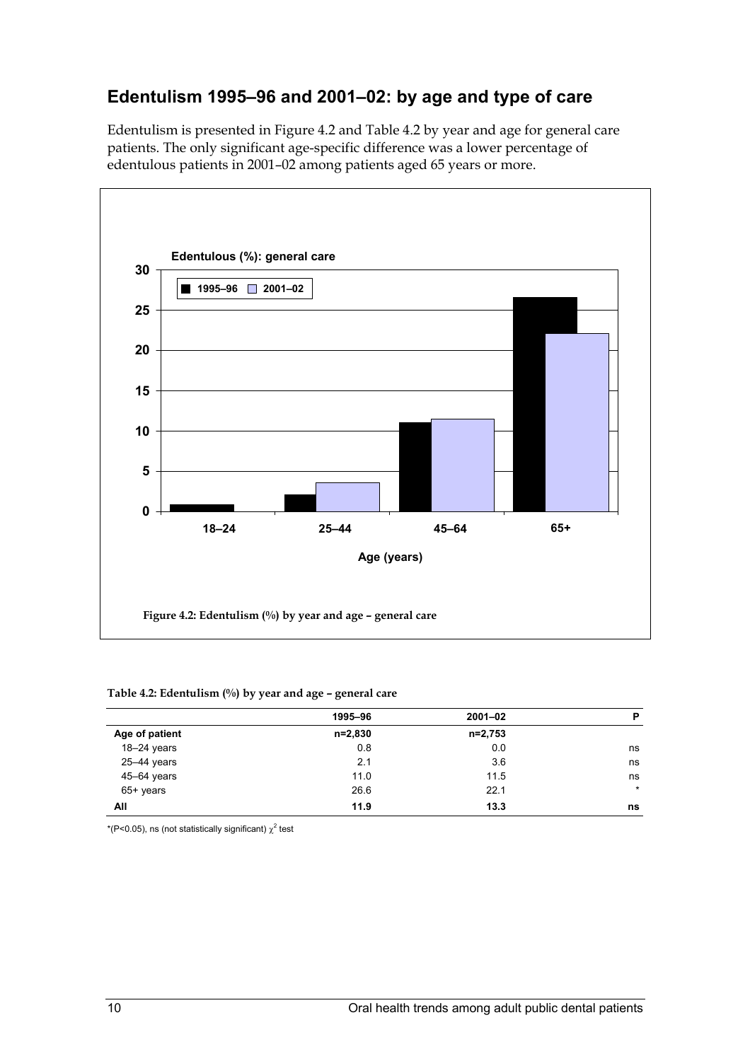## Edentulism 1995–96 and 2001–02: by age and type of care

Edentulism is presented in Figure 4.2 and Table 4.2 by year and age for general care patients. The only significant age-specific difference was a lower percentage of edentulous patients in 2001–02 among patients aged 65 years or more.

**Figure 4.2: Edentulism (%) by year and age – general care**

**Table 4.2: Edentulism (%) by year and age – general care**

| | 1995–96 | 2001–02 | P |
|---|---|---|---|
| Age of patient | n=2,830 | n=2,753 | |
| 18–24 years | 0.8 | 0.0 | ns |
| 25–44 years | 2.1 | 3.6 | ns |
| 45–64 years | 11.0 | 11.5 | ns |
| 65+ years | 26.6 | 22.1 | * |
| **All** | **11.9** | **13.3** | **ns** |

*($P<0.05$), ns (not statistically significant) $\chi^2$ test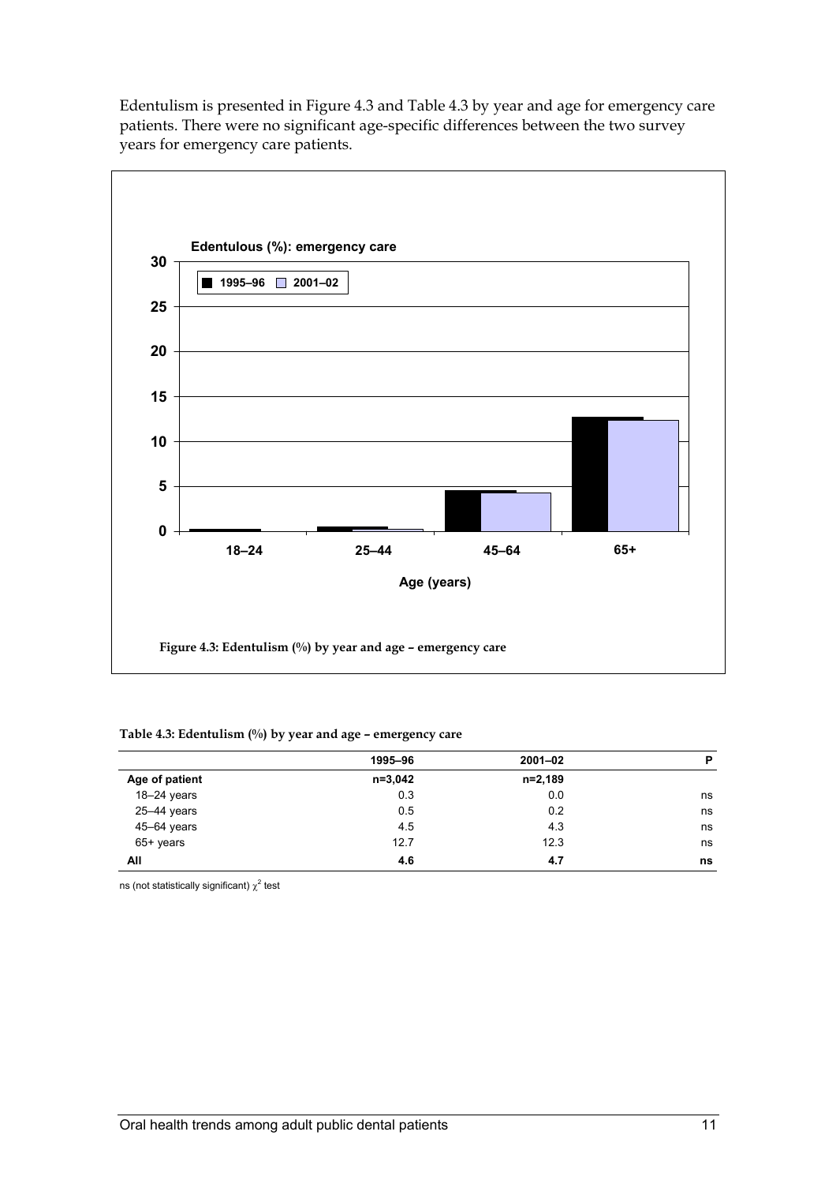Edentulism is presented in Figure 4.3 and Table 4.3 by year and age for emergency care patients. There were no significant age-specific differences between the two survey years for emergency care patients.

**Figure 4.3: Edentulism (%) by year and age – emergency care**

**Table 4.3: Edentulism (%) by year and age – emergency care**

| | 1995–96 | 2001–02 | P |
|---|---|---|---|
| **Age of patient** | **n=3,042** | **n=2,189** | |
| 18–24 years | 0.3 | 0.0 | ns |
| 25–44 years | 0.5 | 0.2 | ns |
| 45–64 years | 4.5 | 4.3 | ns |
| 65+ years | 12.7 | 12.3 | ns |
| **All** | **4.6** | **4.7** | **ns** |

ns (not statistically significant) $\chi^2$ test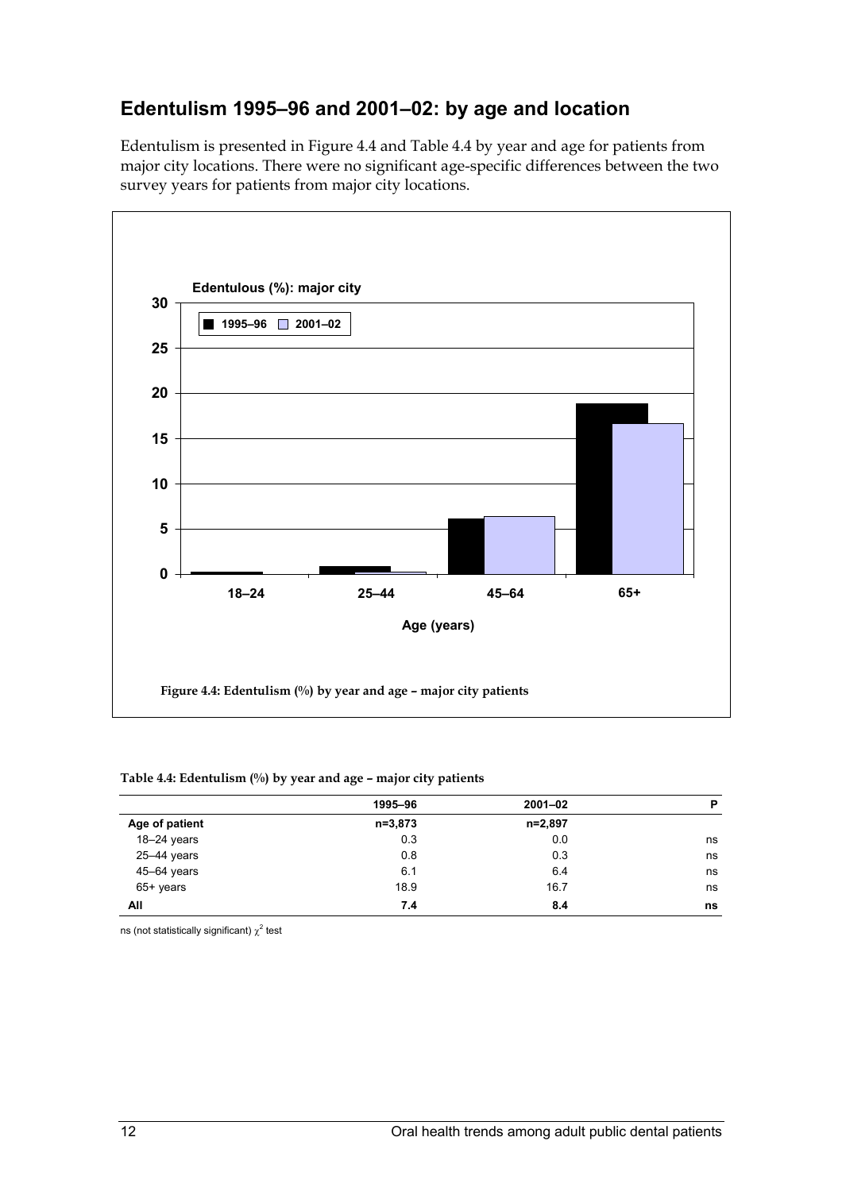## Edentulism 1995–96 and 2001–02: by age and location

Edentulism is presented in Figure 4.4 and Table 4.4 by year and age for patients from major city locations. There were no significant age-specific differences between the two survey years for patients from major city locations.

Figure 4.4: Edentulism (%) by year and age – major city patients

**Table 4.4: Edentulism (%) by year and age – major city patients**

| | 1995–96 | 2001–02 | P |
|---|---|---|---|
| **Age of patient** | n=3,873 | n=2,897 | |
| 18–24 years | 0.3 | 0.0 | ns |
| 25–44 years | 0.8 | 0.3 | ns |
| 45–64 years | 6.1 | 6.4 | ns |
| 65+ years | 18.9 | 16.7 | ns |
| **All** | **7.4** | **8.4** | **ns** |

ns (not statistically significant) $\chi^2$ test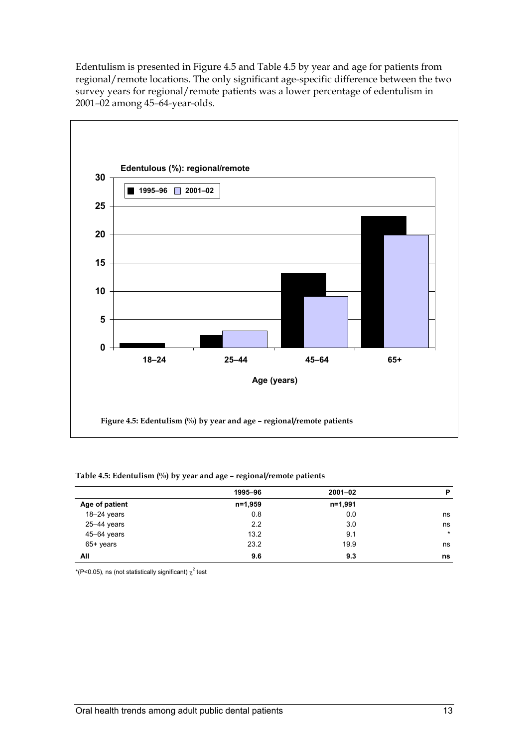Edentulism is presented in Figure 4.5 and Table 4.5 by year and age for patients from regional/remote locations. The only significant age-specific difference between the two survey years for regional/remote patients was a lower percentage of edentulism in 2001–02 among 45–64-year-olds.

**Figure 4.5: Edentulism (%) by year and age – regional/remote patients**

**Table 4.5: Edentulism (%) by year and age – regional/remote patients**

| | 1995–96 | 2001–02 | P |
|---|---|---|---|
| **Age of patient** | n=1,959 | n=1,991 | |
| 18–24 years | 0.8 | 0.0 | ns |
| 25–44 years | 2.2 | 3.0 | ns |
| 45–64 years | 13.2 | 9.1 | * |
| 65+ years | 23.2 | 19.9 | ns |
| **All** | **9.6** | **9.3** | **ns** |

*(P<0.05), ns (not statistically significant) $\chi^2$ test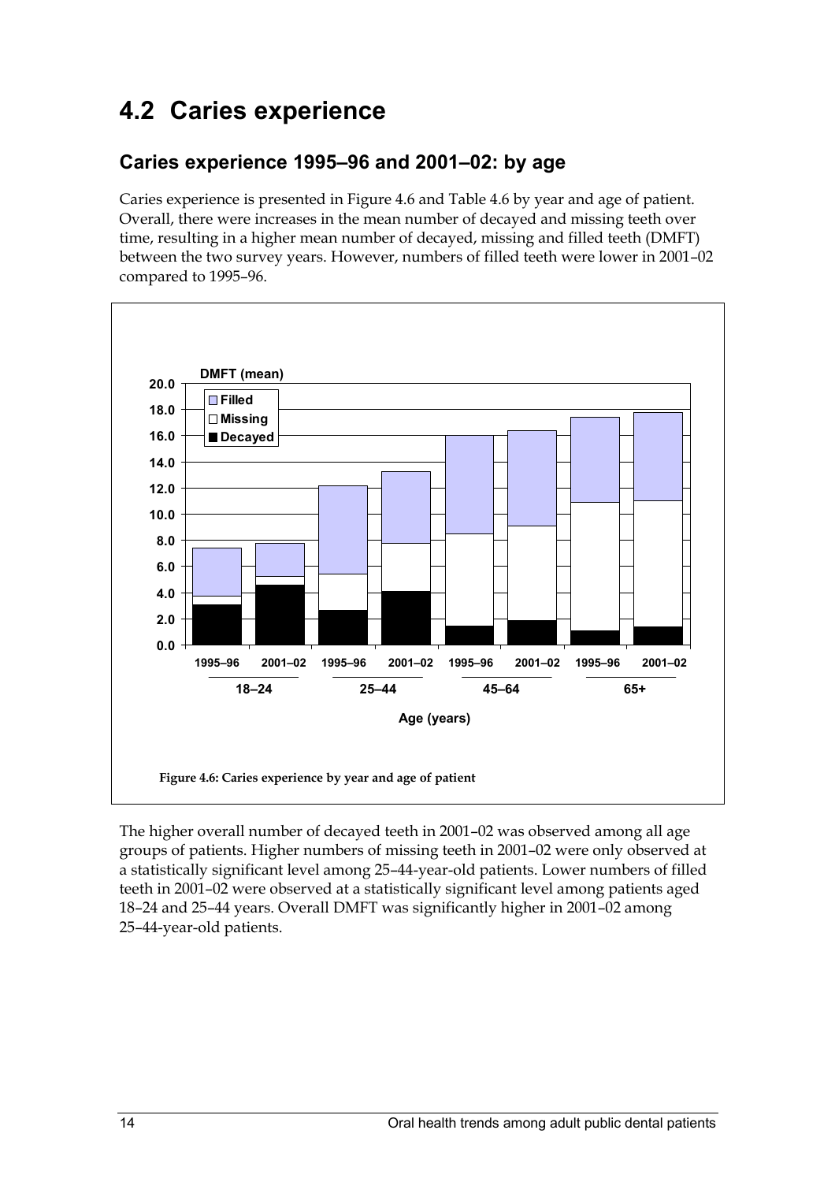# 4.2 Caries experience

## Caries experience 1995–96 and 2001–02: by age

Caries experience is presented in Figure 4.6 and Table 4.6 by year and age of patient. Overall, there were increases in the mean number of decayed and missing teeth over time, resulting in a higher mean number of decayed, missing and filled teeth (DMFT) between the two survey years. However, numbers of filled teeth were lower in 2001–02 compared to 1995–96.

**Figure 4.6: Caries experience by year and age of patient**

The higher overall number of decayed teeth in 2001–02 was observed among all age groups of patients. Higher numbers of missing teeth in 2001–02 were only observed at a statistically significant level among 25–44-year-old patients. Lower numbers of filled teeth in 2001–02 were observed at a statistically significant level among patients aged 18–24 and 25–44 years. Overall DMFT was significantly higher in 2001–02 among 25–44-year-old patients.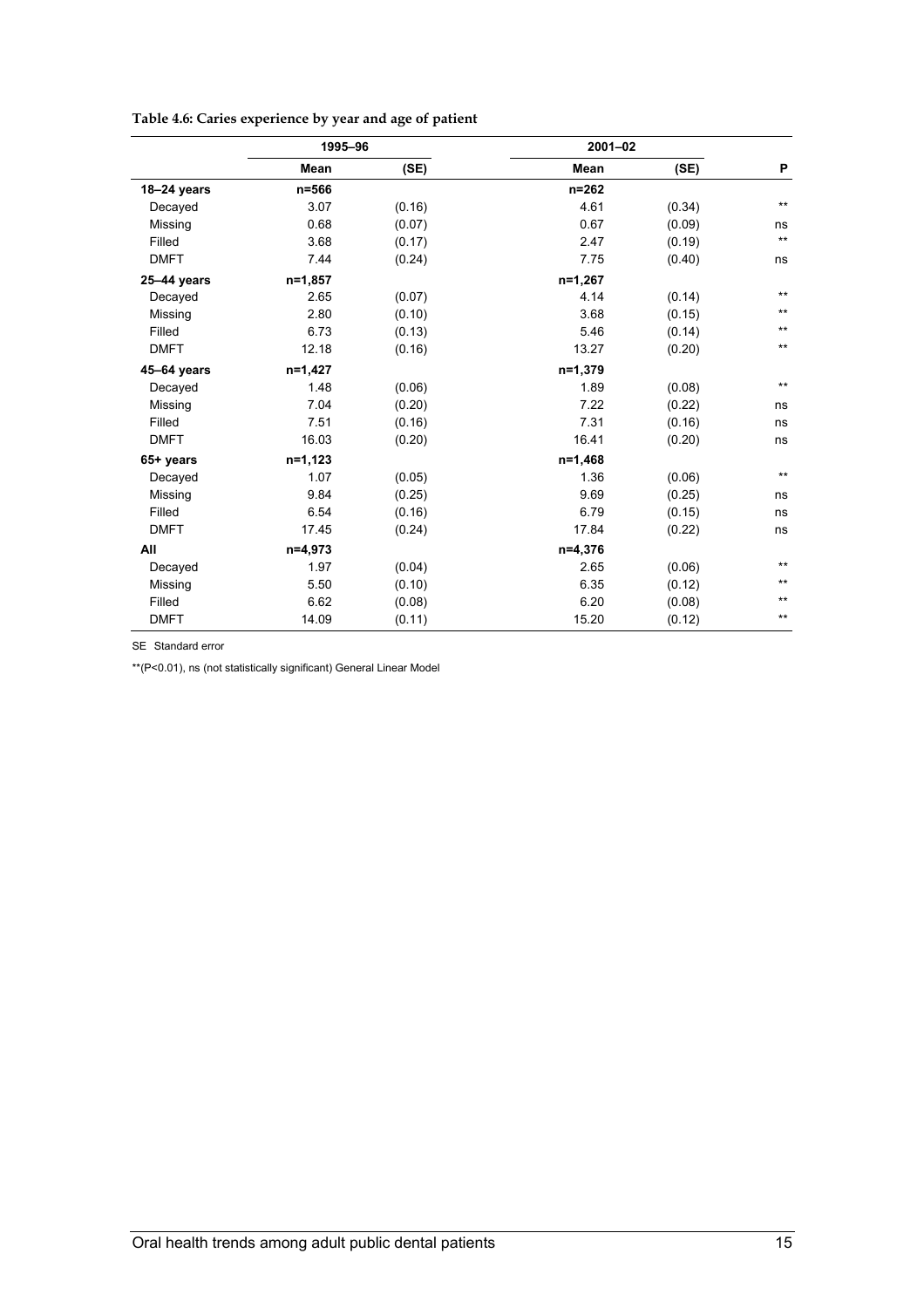**Table 4.6: Caries experience by year and age of patient**

| | 1995–96 | | 2001–02 | | |
|---|---|---|---|---|---|
| | Mean | (SE) | Mean | (SE) | P |
| **18–24 years** | n=566 | | n=262 | | |
| Decayed | 3.07 | (0.16) | 4.61 | (0.34) | ** |
| Missing | 0.68 | (0.07) | 0.67 | (0.09) | ns |
| Filled | 3.68 | (0.17) | 2.47 | (0.19) | ** |
| DMFT | 7.44 | (0.24) | 7.75 | (0.40) | ns |
| **25–44 years** | n=1,857 | | n=1,267 | | |
| Decayed | 2.65 | (0.07) | 4.14 | (0.14) | ** |
| Missing | 2.80 | (0.10) | 3.68 | (0.15) | ** |
| Filled | 6.73 | (0.13) | 5.46 | (0.14) | ** |
| DMFT | 12.18 | (0.16) | 13.27 | (0.20) | ** |
| **45–64 years** | n=1,427 | | n=1,379 | | |
| Decayed | 1.48 | (0.06) | 1.89 | (0.08) | ** |
| Missing | 7.04 | (0.20) | 7.22 | (0.22) | ns |
| Filled | 7.51 | (0.16) | 7.31 | (0.16) | ns |
| DMFT | 16.03 | (0.20) | 16.41 | (0.20) | ns |
| **65+ years** | n=1,123 | | n=1,468 | | |
| Decayed | 1.07 | (0.05) | 1.36 | (0.06) | ** |
| Missing | 9.84 | (0.25) | 9.69 | (0.25) | ns |
| Filled | 6.54 | (0.16) | 6.79 | (0.15) | ns |
| DMFT | 17.45 | (0.24) | 17.84 | (0.22) | ns |
| **All** | n=4,973 | | n=4,376 | | |
| Decayed | 1.97 | (0.04) | 2.65 | (0.06) | ** |
| Missing | 5.50 | (0.10) | 6.35 | (0.12) | ** |
| Filled | 6.62 | (0.08) | 6.20 | (0.08) | ** |
| DMFT | 14.09 | (0.11) | 15.20 | (0.12) | ** |

SE Standard error

**(P<0.01), ns (not statistically significant) General Linear Model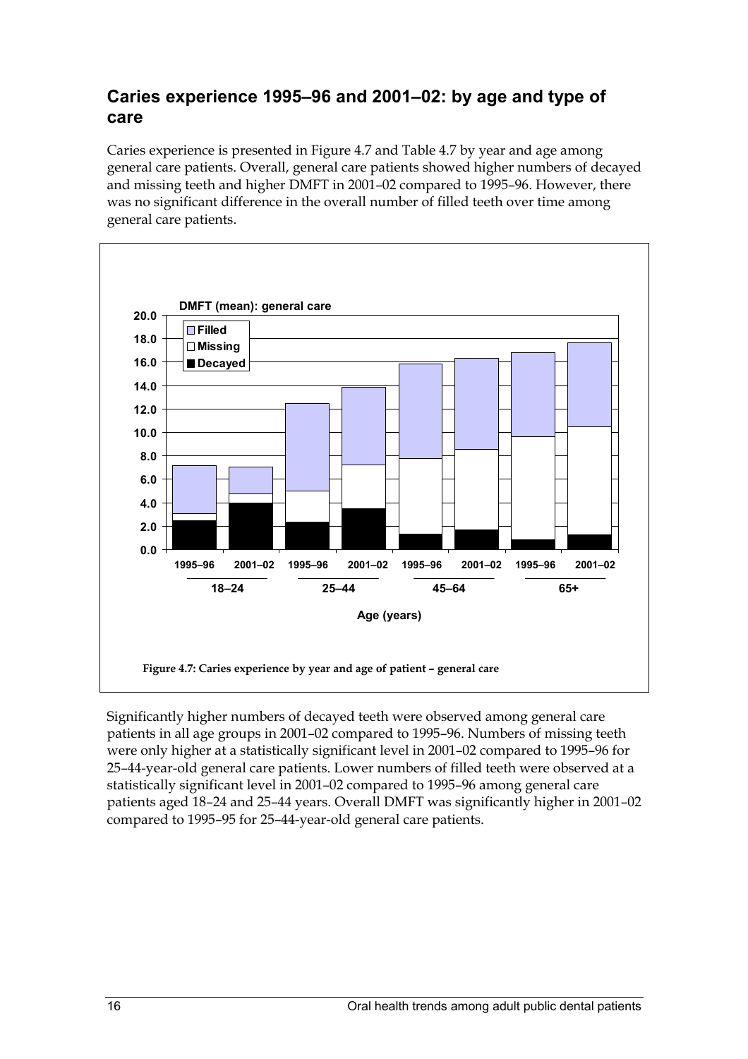## Caries experience 1995–96 and 2001–02: by age and type of care

Caries experience is presented in Figure 4.7 and Table 4.7 by year and age among general care patients. Overall, general care patients showed higher numbers of decayed and missing teeth and higher DMFT in 2001–02 compared to 1995–96. However, there was no significant difference in the overall number of filled teeth over time among general care patients.

Figure 4.7: Caries experience by year and age of patient – general care

Significantly higher numbers of decayed teeth were observed among general care patients in all age groups in 2001–02 compared to 1995–96. Numbers of missing teeth were only higher at a statistically significant level in 2001–02 compared to 1995–96 for 25–44-year-old general care patients. Lower numbers of filled teeth were observed at a statistically significant level in 2001–02 compared to 1995–96 among general care patients aged 18–24 and 25–44 years. Overall DMFT was significantly higher in 2001–02 compared to 1995–95 for 25–44-year-old general care patients.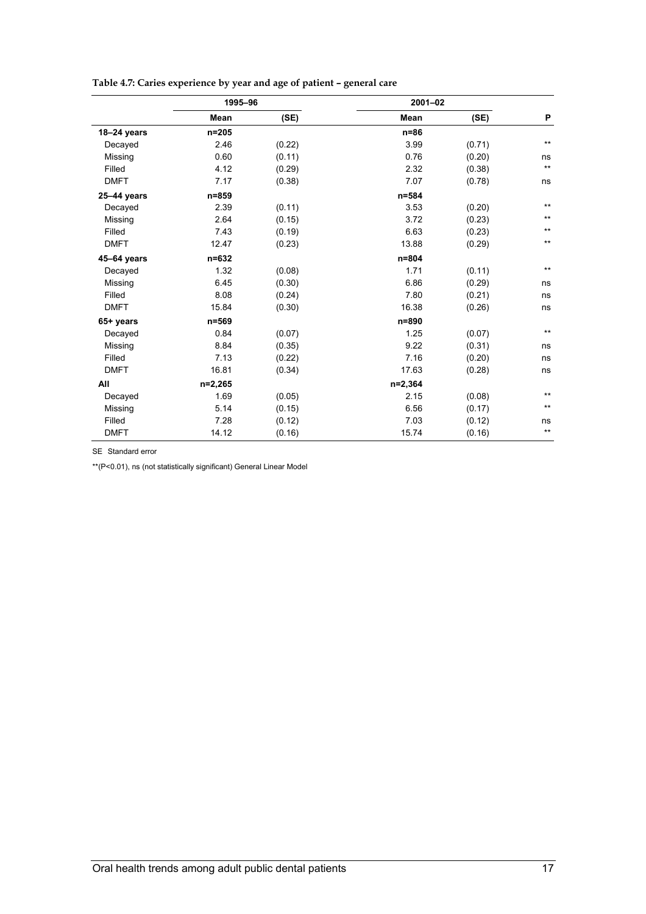**Table 4.7: Caries experience by year and age of patient – general care**

| | 1995–96 | | 2001–02 | | |
|---|---|---|---|---|---|
| | **Mean** | **(SE)** | **Mean** | **(SE)** | **P** |
| **18–24 years** | **n=205** | | **n=86** | | |
| Decayed | 2.46 | (0.22) | 3.99 | (0.71) | ** |
| Missing | 0.60 | (0.11) | 0.76 | (0.20) | ns |
| Filled | 4.12 | (0.29) | 2.32 | (0.38) | ** |
| DMFT | 7.17 | (0.38) | 7.07 | (0.78) | ns |
| **25–44 years** | **n=859** | | **n=584** | | |
| Decayed | 2.39 | (0.11) | 3.53 | (0.20) | ** |
| Missing | 2.64 | (0.15) | 3.72 | (0.23) | ** |
| Filled | 7.43 | (0.19) | 6.63 | (0.23) | ** |
| DMFT | 12.47 | (0.23) | 13.88 | (0.29) | ** |
| **45–64 years** | **n=632** | | **n=804** | | |
| Decayed | 1.32 | (0.08) | 1.71 | (0.11) | ** |
| Missing | 6.45 | (0.30) | 6.86 | (0.29) | ns |
| Filled | 8.08 | (0.24) | 7.80 | (0.21) | ns |
| DMFT | 15.84 | (0.30) | 16.38 | (0.26) | ns |
| **65+ years** | **n=569** | | **n=890** | | |
| Decayed | 0.84 | (0.07) | 1.25 | (0.07) | ** |
| Missing | 8.84 | (0.35) | 9.22 | (0.31) | ns |
| Filled | 7.13 | (0.22) | 7.16 | (0.20) | ns |
| DMFT | 16.81 | (0.34) | 17.63 | (0.28) | ns |
| **All** | **n=2,265** | | **n=2,364** | | |
| Decayed | 1.69 | (0.05) | 2.15 | (0.08) | ** |
| Missing | 5.14 | (0.15) | 6.56 | (0.17) | ** |
| Filled | 7.28 | (0.12) | 7.03 | (0.12) | ns |
| DMFT | 14.12 | (0.16) | 15.74 | (0.16) | ** |

SE Standard error

**($P<0.01$), ns (not statistically significant) General Linear Model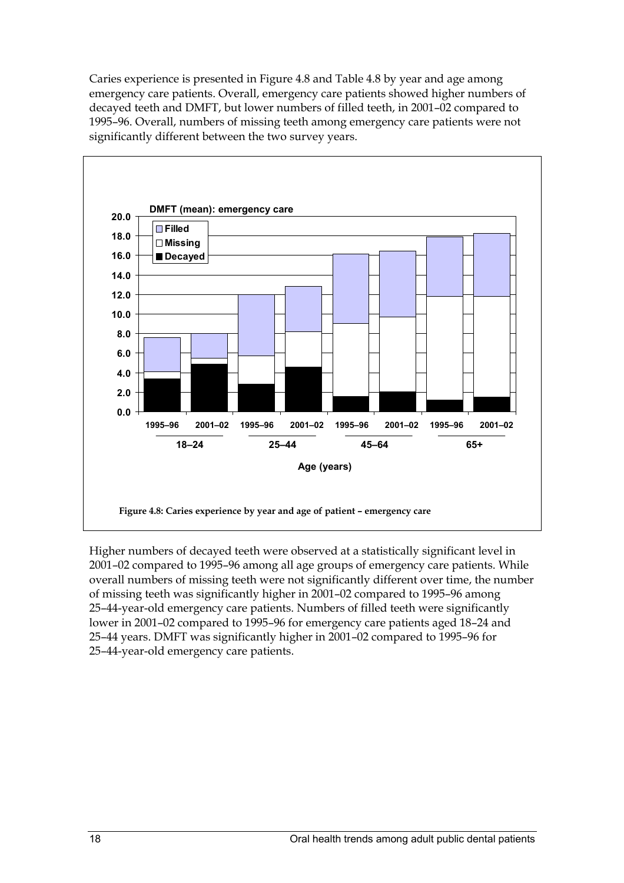Caries experience is presented in Figure 4.8 and Table 4.8 by year and age among emergency care patients. Overall, emergency care patients showed higher numbers of decayed teeth and DMFT, but lower numbers of filled teeth, in 2001–02 compared to 1995–96. Overall, numbers of missing teeth among emergency care patients were not significantly different between the two survey years.

**Figure 4.8: Caries experience by year and age of patient – emergency care**

Higher numbers of decayed teeth were observed at a statistically significant level in 2001–02 compared to 1995–96 among all age groups of emergency care patients. While overall numbers of missing teeth were not significantly different over time, the number of missing teeth was significantly higher in 2001–02 compared to 1995–96 among 25–44-year-old emergency care patients. Numbers of filled teeth were significantly lower in 2001–02 compared to 1995–96 for emergency care patients aged 18–24 and 25–44 years. DMFT was significantly higher in 2001–02 compared to 1995–96 for 25–44-year-old emergency care patients.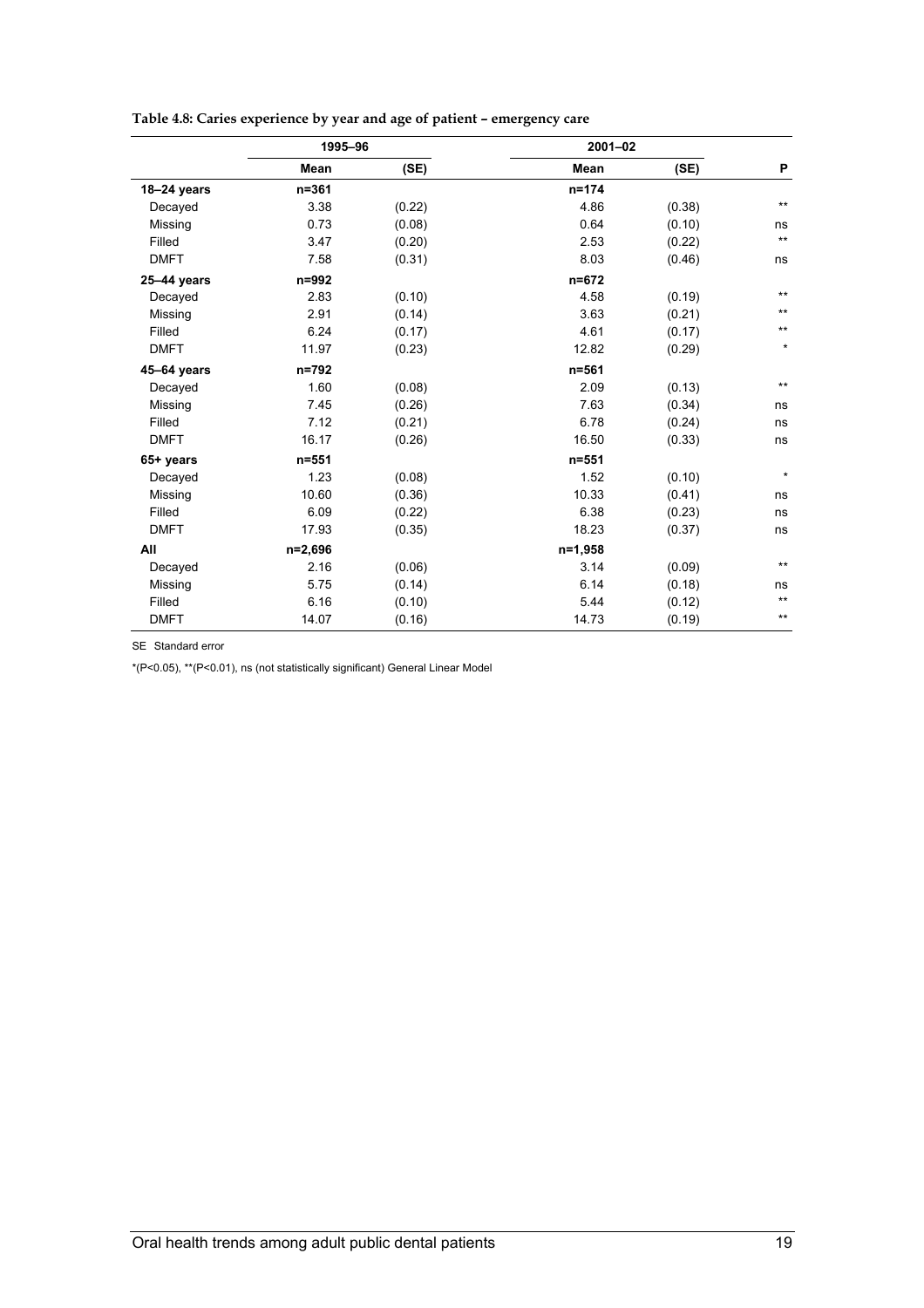**Table 4.8: Caries experience by year and age of patient – emergency care**

| | 1995–96 | | 2001–02 | | |
|---|---|---|---|---|---|
| | **Mean** | **(SE)** | **Mean** | **(SE)** | **P** |
| **18–24 years** | **n=361** | | **n=174** | | |
| Decayed | 3.38 | (0.22) | 4.86 | (0.38) | ** |
| Missing | 0.73 | (0.08) | 0.64 | (0.10) | ns |
| Filled | 3.47 | (0.20) | 2.53 | (0.22) | ** |
| DMFT | 7.58 | (0.31) | 8.03 | (0.46) | ns |
| **25–44 years** | **n=992** | | **n=672** | | |
| Decayed | 2.83 | (0.10) | 4.58 | (0.19) | ** |
| Missing | 2.91 | (0.14) | 3.63 | (0.21) | ** |
| Filled | 6.24 | (0.17) | 4.61 | (0.17) | ** |
| DMFT | 11.97 | (0.23) | 12.82 | (0.29) | * |
| **45–64 years** | **n=792** | | **n=561** | | |
| Decayed | 1.60 | (0.08) | 2.09 | (0.13) | ** |
| Missing | 7.45 | (0.26) | 7.63 | (0.34) | ns |
| Filled | 7.12 | (0.21) | 6.78 | (0.24) | ns |
| DMFT | 16.17 | (0.26) | 16.50 | (0.33) | ns |
| **65+ years** | **n=551** | | **n=551** | | |
| Decayed | 1.23 | (0.08) | 1.52 | (0.10) | * |
| Missing | 10.60 | (0.36) | 10.33 | (0.41) | ns |
| Filled | 6.09 | (0.22) | 6.38 | (0.23) | ns |
| DMFT | 17.93 | (0.35) | 18.23 | (0.37) | ns |
| **All** | **n=2,696** | | **n=1,958** | | |
| Decayed | 2.16 | (0.06) | 3.14 | (0.09) | ** |
| Missing | 5.75 | (0.14) | 6.14 | (0.18) | ns |
| Filled | 6.16 | (0.10) | 5.44 | (0.12) | ** |
| DMFT | 14.07 | (0.16) | 14.73 | (0.19) | ** |

SE Standard error

*(P<0.05), **(P<0.01), ns (not statistically significant) General Linear Model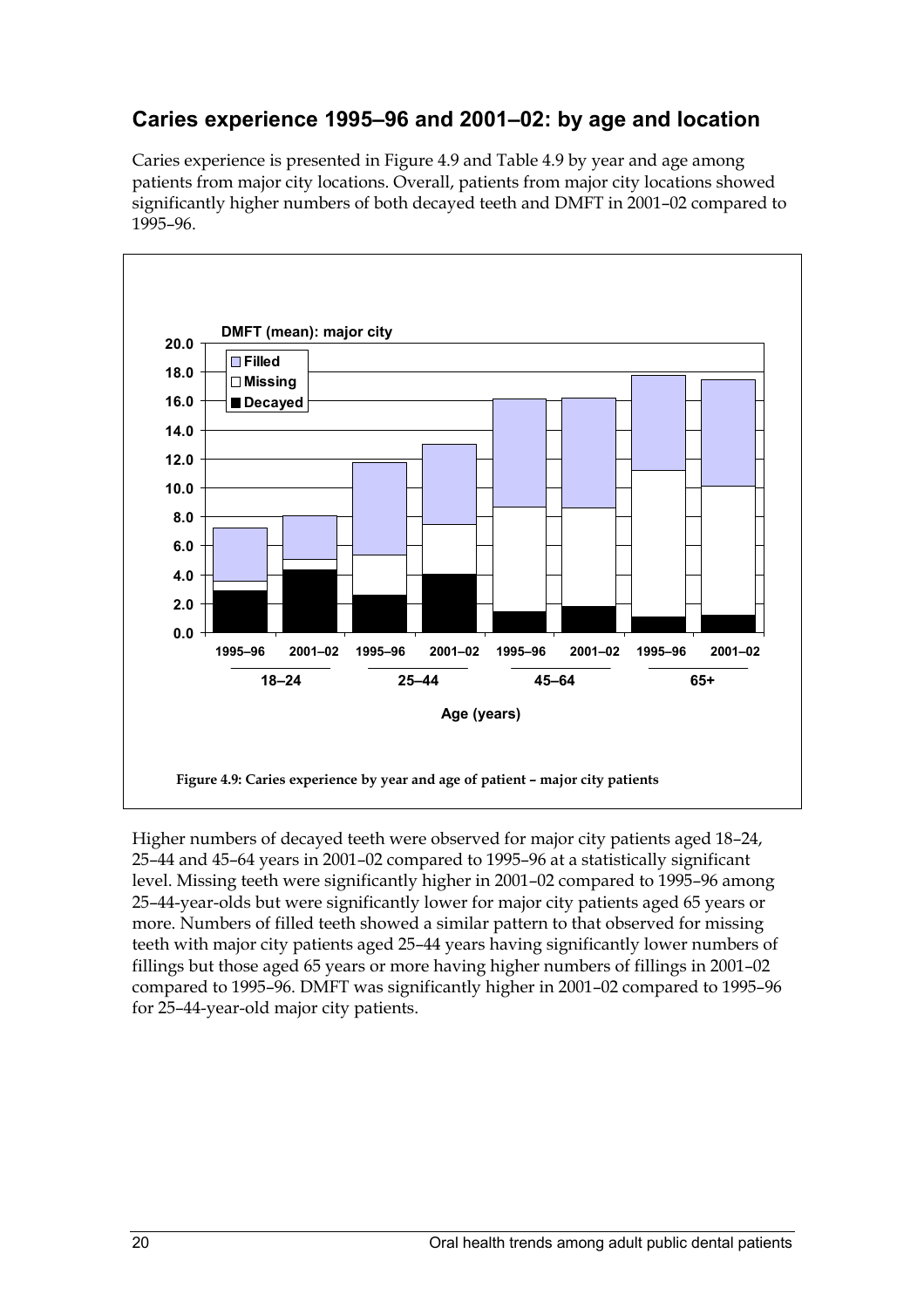## Caries experience 1995–96 and 2001–02: by age and location

Caries experience is presented in Figure 4.9 and Table 4.9 by year and age among patients from major city locations. Overall, patients from major city locations showed significantly higher numbers of both decayed teeth and DMFT in 2001–02 compared to 1995–96.

**Figure 4.9: Caries experience by year and age of patient – major city patients**

Higher numbers of decayed teeth were observed for major city patients aged 18–24, 25–44 and 45–64 years in 2001–02 compared to 1995–96 at a statistically significant level. Missing teeth were significantly higher in 2001–02 compared to 1995–96 among 25–44-year-olds but were significantly lower for major city patients aged 65 years or more. Numbers of filled teeth showed a similar pattern to that observed for missing teeth with major city patients aged 25–44 years having significantly lower numbers of fillings but those aged 65 years or more having higher numbers of fillings in 2001–02 compared to 1995–96. DMFT was significantly higher in 2001–02 compared to 1995–96 for 25–44-year-old major city patients.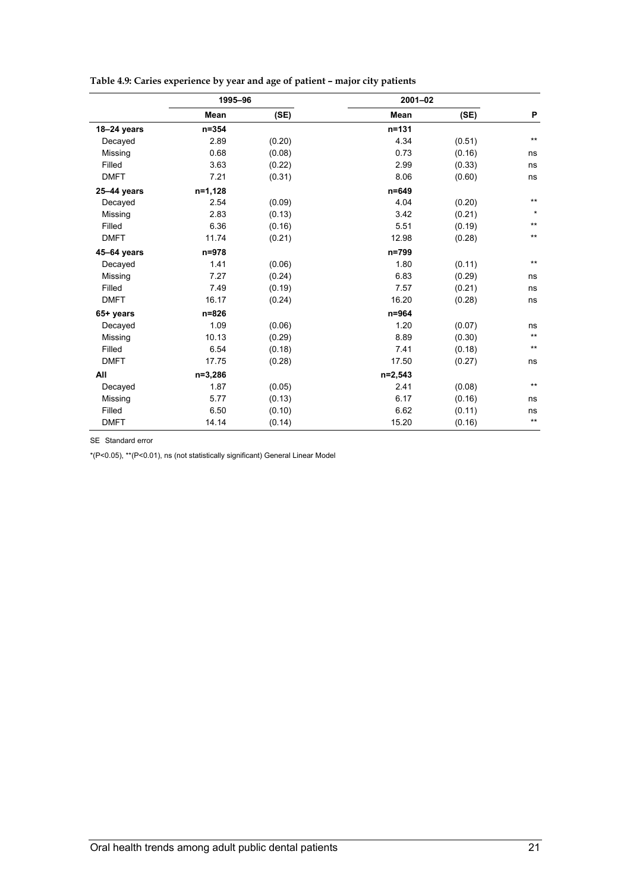**Table 4.9: Caries experience by year and age of patient – major city patients**

| | 1995–96 | | 2001–02 | | |
|---|---|---|---|---|---|
| | Mean | (SE) | Mean | (SE) | P |
| **18–24 years** | n=354 | | n=131 | | |
| Decayed | 2.89 | (0.20) | 4.34 | (0.51) | ** |
| Missing | 0.68 | (0.08) | 0.73 | (0.16) | ns |
| Filled | 3.63 | (0.22) | 2.99 | (0.33) | ns |
| DMFT | 7.21 | (0.31) | 8.06 | (0.60) | ns |
| **25–44 years** | n=1,128 | | n=649 | | |
| Decayed | 2.54 | (0.09) | 4.04 | (0.20) | ** |
| Missing | 2.83 | (0.13) | 3.42 | (0.21) | * |
| Filled | 6.36 | (0.16) | 5.51 | (0.19) | ** |
| DMFT | 11.74 | (0.21) | 12.98 | (0.28) | ** |
| **45–64 years** | n=978 | | n=799 | | |
| Decayed | 1.41 | (0.06) | 1.80 | (0.11) | ** |
| Missing | 7.27 | (0.24) | 6.83 | (0.29) | ns |
| Filled | 7.49 | (0.19) | 7.57 | (0.21) | ns |
| DMFT | 16.17 | (0.24) | 16.20 | (0.28) | ns |
| **65+ years** | n=826 | | n=964 | | |
| Decayed | 1.09 | (0.06) | 1.20 | (0.07) | ns |
| Missing | 10.13 | (0.29) | 8.89 | (0.30) | ** |
| Filled | 6.54 | (0.18) | 7.41 | (0.18) | ** |
| DMFT | 17.75 | (0.28) | 17.50 | (0.27) | ns |
| **All** | n=3,286 | | n=2,543 | | |
| Decayed | 1.87 | (0.05) | 2.41 | (0.08) | ** |
| Missing | 5.77 | (0.13) | 6.17 | (0.16) | ns |
| Filled | 6.50 | (0.10) | 6.62 | (0.11) | ns |
| DMFT | 14.14 | (0.14) | 15.20 | (0.16) | ** |

SE Standard error

*(P<0.05), **(P<0.01), ns (not statistically significant) General Linear Model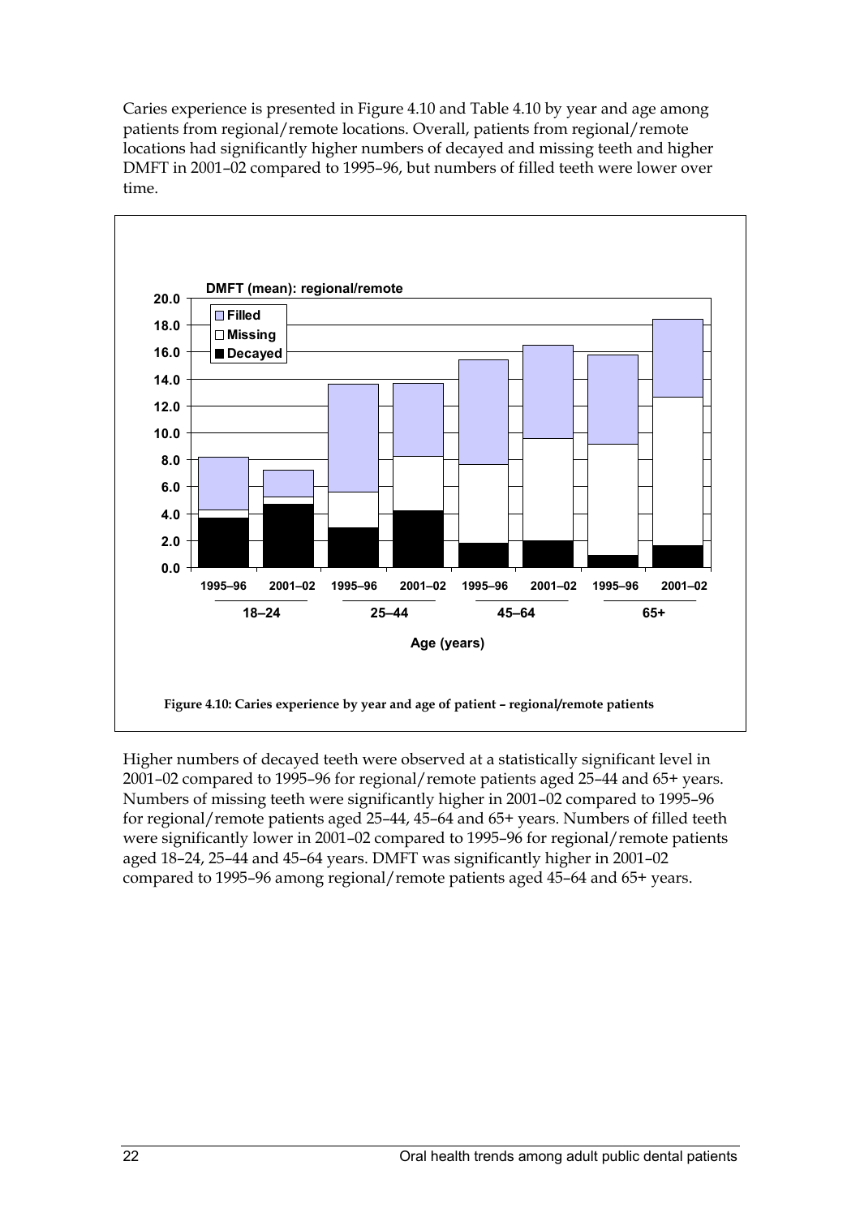Caries experience is presented in Figure 4.10 and Table 4.10 by year and age among patients from regional/remote locations. Overall, patients from regional/remote locations had significantly higher numbers of decayed and missing teeth and higher DMFT in 2001–02 compared to 1995–96, but numbers of filled teeth were lower over time.

Figure 4.10: Caries experience by year and age of patient – regional/remote patients

Higher numbers of decayed teeth were observed at a statistically significant level in 2001–02 compared to 1995–96 for regional/remote patients aged 25–44 and 65+ years. Numbers of missing teeth were significantly higher in 2001–02 compared to 1995–96 for regional/remote patients aged 25–44, 45–64 and 65+ years. Numbers of filled teeth were significantly lower in 2001–02 compared to 1995–96 for regional/remote patients aged 18–24, 25–44 and 45–64 years. DMFT was significantly higher in 2001–02 compared to 1995–96 among regional/remote patients aged 45–64 and 65+ years.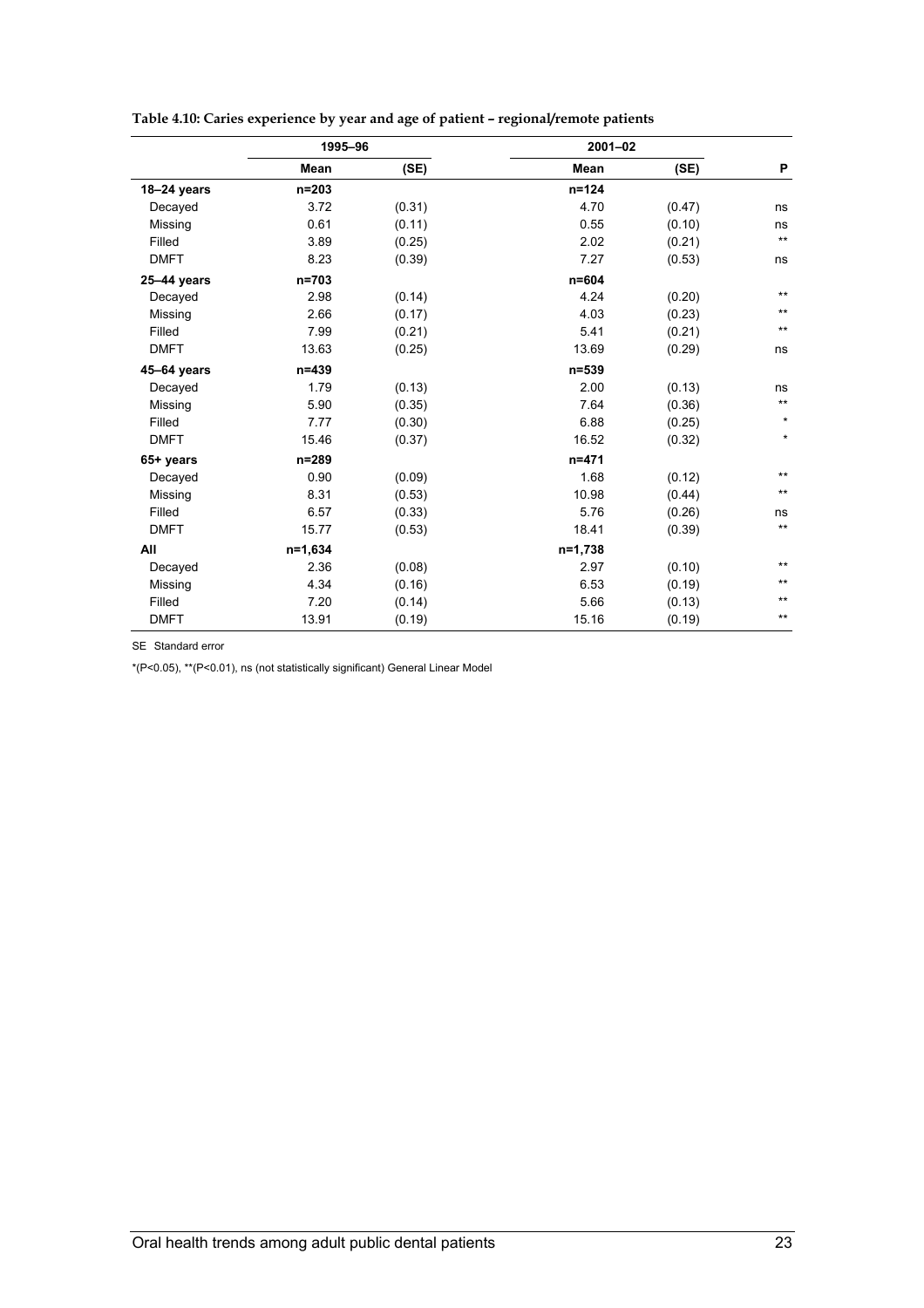**Table 4.10: Caries experience by year and age of patient – regional/remote patients**

| | 1995–96 | | 2001–02 | | |
|---|---|---|---|---|---|
| | Mean | (SE) | Mean | (SE) | P |
| **18–24 years** | n=203 | | n=124 | | |
| Decayed | 3.72 | (0.31) | 4.70 | (0.47) | ns |
| Missing | 0.61 | (0.11) | 0.55 | (0.10) | ns |
| Filled | 3.89 | (0.25) | 2.02 | (0.21) | ** |
| DMFT | 8.23 | (0.39) | 7.27 | (0.53) | ns |
| **25–44 years** | n=703 | | n=604 | | |
| Decayed | 2.98 | (0.14) | 4.24 | (0.20) | ** |
| Missing | 2.66 | (0.17) | 4.03 | (0.23) | ** |
| Filled | 7.99 | (0.21) | 5.41 | (0.21) | ** |
| DMFT | 13.63 | (0.25) | 13.69 | (0.29) | ns |
| **45–64 years** | n=439 | | n=539 | | |
| Decayed | 1.79 | (0.13) | 2.00 | (0.13) | ns |
| Missing | 5.90 | (0.35) | 7.64 | (0.36) | ** |
| Filled | 7.77 | (0.30) | 6.88 | (0.25) | * |
| DMFT | 15.46 | (0.37) | 16.52 | (0.32) | * |
| **65+ years** | n=289 | | n=471 | | |
| Decayed | 0.90 | (0.09) | 1.68 | (0.12) | ** |
| Missing | 8.31 | (0.53) | 10.98 | (0.44) | ** |
| Filled | 6.57 | (0.33) | 5.76 | (0.26) | ns |
| DMFT | 15.77 | (0.53) | 18.41 | (0.39) | ** |
| **All** | n=1,634 | | n=1,738 | | |
| Decayed | 2.36 | (0.08) | 2.97 | (0.10) | ** |
| Missing | 4.34 | (0.16) | 6.53 | (0.19) | ** |
| Filled | 7.20 | (0.14) | 5.66 | (0.13) | ** |
| DMFT | 13.91 | (0.19) | 15.16 | (0.19) | ** |

SE Standard error

*(P<0.05), **(P<0.01), ns (not statistically significant) General Linear Model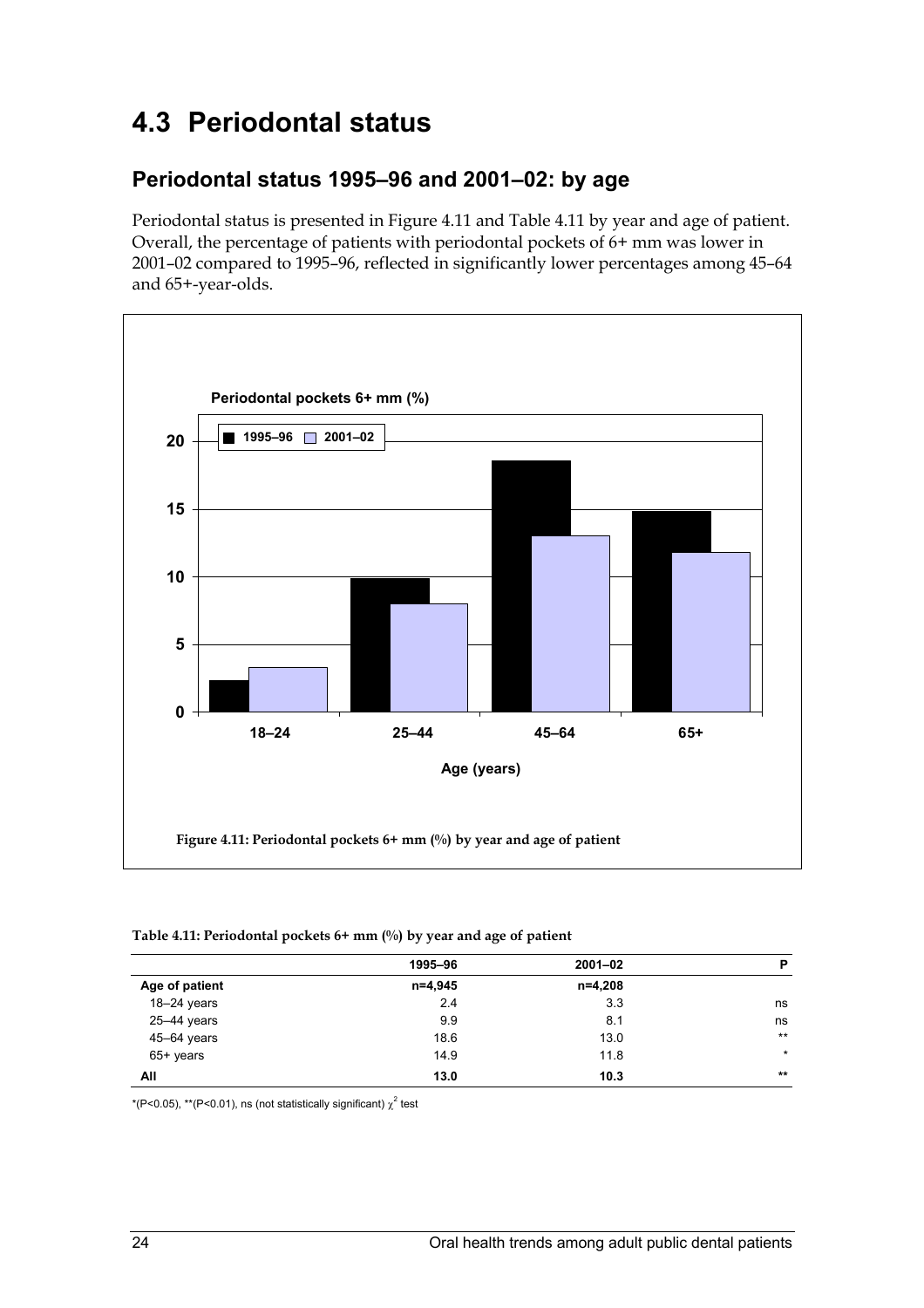# 4.3 Periodontal status

## Periodontal status 1995–96 and 2001–02: by age

Periodontal status is presented in Figure 4.11 and Table 4.11 by year and age of patient. Overall, the percentage of patients with periodontal pockets of 6+ mm was lower in 2001–02 compared to 1995–96, reflected in significantly lower percentages among 45–64 and 65+-year-olds.

**Figure 4.11: Periodontal pockets 6+ mm (%) by year and age of patient**

**Table 4.11: Periodontal pockets 6+ mm (%) by year and age of patient**

| | 1995–96 | 2001–02 | P |
|---|---|---|---|
| **Age of patient** | **n=4,945** | **n=4,208** | |
| 18–24 years | 2.4 | 3.3 | ns |
| 25–44 years | 9.9 | 8.1 | ns |
| 45–64 years | 18.6 | 13.0 | ** |
| 65+ years | 14.9 | 11.8 | * |
| **All** | **13.0** | **10.3** | ** |

*(P<0.05), **(P<0.01), ns (not statistically significant) $\chi^2$ test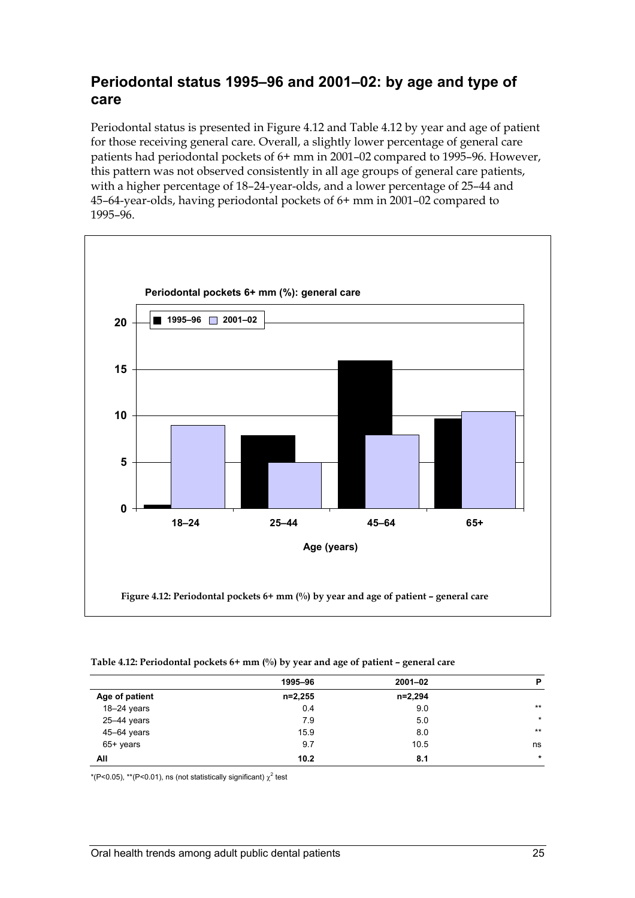## Periodontal status 1995–96 and 2001–02: by age and type of care

Periodontal status is presented in Figure 4.12 and Table 4.12 by year and age of patient for those receiving general care. Overall, a slightly lower percentage of general care patients had periodontal pockets of 6+ mm in 2001–02 compared to 1995–96. However, this pattern was not observed consistently in all age groups of general care patients, with a higher percentage of 18–24-year-olds, and a lower percentage of 25–44 and 45–64-year-olds, having periodontal pockets of 6+ mm in 2001–02 compared to 1995–96.

**Figure 4.12: Periodontal pockets 6+ mm (%) by year and age of patient – general care**

**Table 4.12: Periodontal pockets 6+ mm (%) by year and age of patient – general care**

| | 1995–96 | 2001–02 | P |
|---|---|---|---|
| **Age of patient** | n=2,255 | n=2,294 | |
| 18–24 years | 0.4 | 9.0 | ** |
| 25–44 years | 7.9 | 5.0 | * |
| 45–64 years | 15.9 | 8.0 | ** |
| 65+ years | 9.7 | 10.5 | ns |
| **All** | **10.2** | **8.1** | * |

*(P<0.05), **(P<0.01), ns (not statistically significant) $\chi^2$ test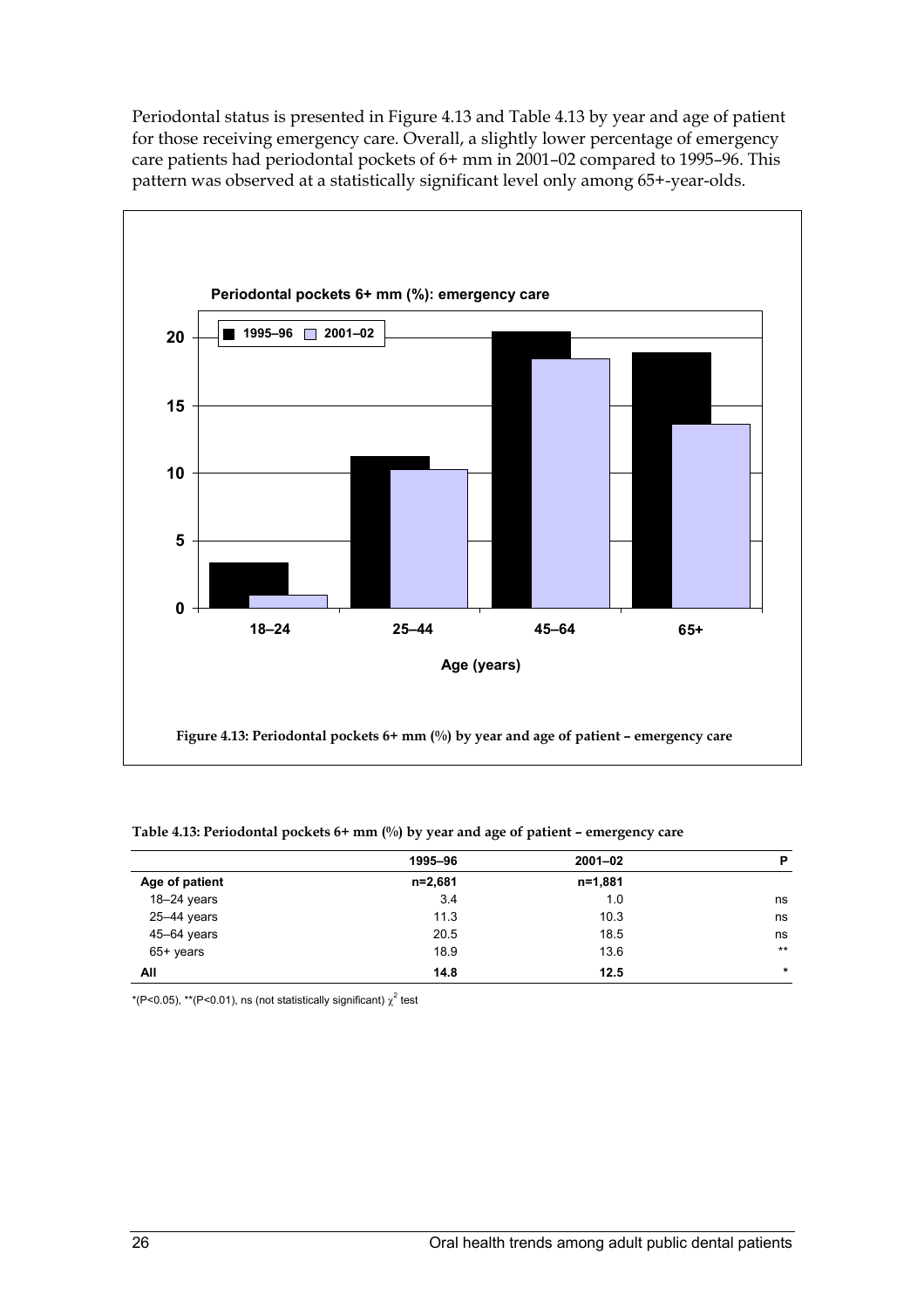Periodontal status is presented in Figure 4.13 and Table 4.13 by year and age of patient for those receiving emergency care. Overall, a slightly lower percentage of emergency care patients had periodontal pockets of 6+ mm in 2001–02 compared to 1995–96. This pattern was observed at a statistically significant level only among 65+-year-olds.

**Figure 4.13: Periodontal pockets 6+ mm (%) by year and age of patient – emergency care**

**Table 4.13: Periodontal pockets 6+ mm (%) by year and age of patient – emergency care**

| | 1995–96 | 2001–02 | P |
|---|---|---|---|
| **Age of patient** | n=2,681 | n=1,881 | |
| 18–24 years | 3.4 | 1.0 | ns |
| 25–44 years | 11.3 | 10.3 | ns |
| 45–64 years | 20.5 | 18.5 | ns |
| 65+ years | 18.9 | 13.6 | ** |
| **All** | **14.8** | **12.5** | * |

*($P<0.05$), **($P<0.01$), ns (not statistically significant) $\chi^2$ test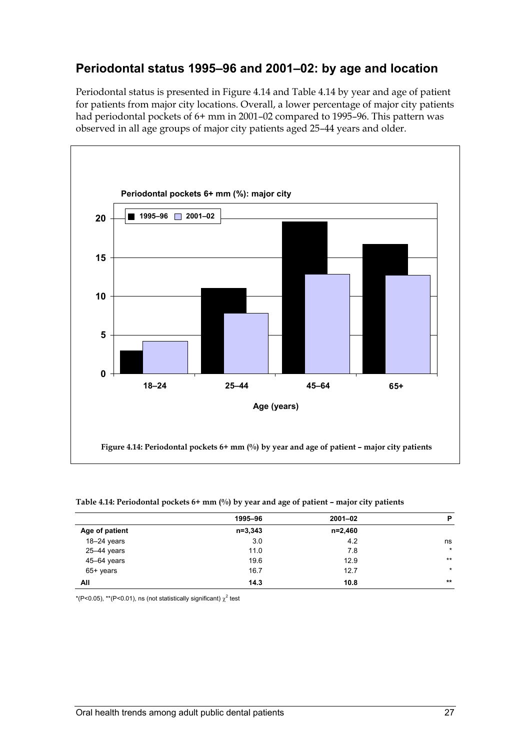## Periodontal status 1995–96 and 2001–02: by age and location

Periodontal status is presented in Figure 4.14 and Table 4.14 by year and age of patient for patients from major city locations. Overall, a lower percentage of major city patients had periodontal pockets of 6+ mm in 2001–02 compared to 1995–96. This pattern was observed in all age groups of major city patients aged 25–44 years and older.

Figure 4.14: Periodontal pockets 6+ mm (%) by year and age of patient – major city patients

**Table 4.14: Periodontal pockets 6+ mm (%) by year and age of patient – major city patients**

| | 1995–96 | 2001–02 | P |
|---|---|---|---|
| **Age of patient** | **n=3,343** | **n=2,460** | |
| 18–24 years | 3.0 | 4.2 | ns |
| 25–44 years | 11.0 | 7.8 | * |
| 45–64 years | 19.6 | 12.9 | ** |
| 65+ years | 16.7 | 12.7 | * |
| **All** | **14.3** | **10.8** | ** |

*(P<0.05), **(P<0.01), ns (not statistically significant) $\chi^2$ test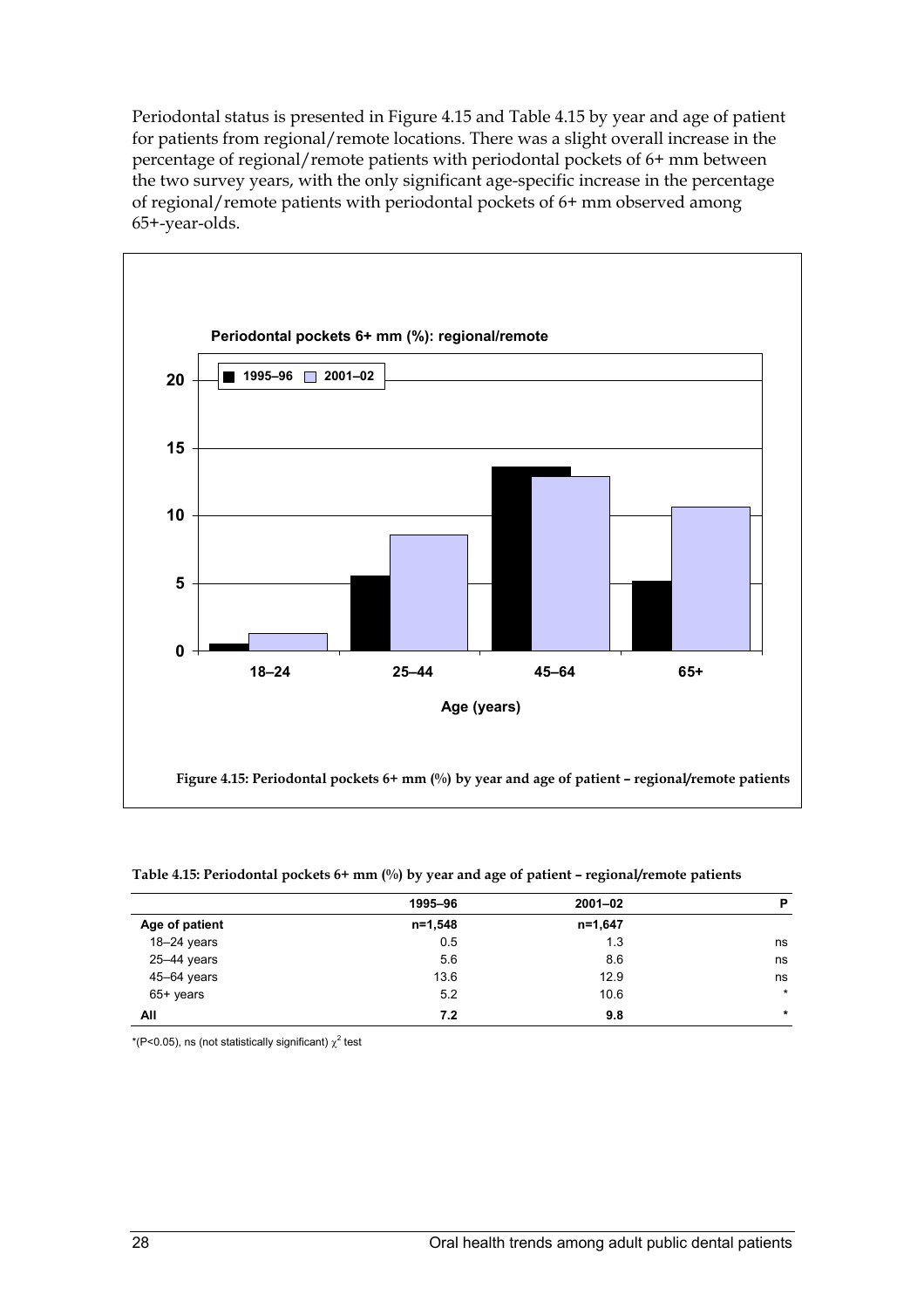Periodontal status is presented in Figure 4.15 and Table 4.15 by year and age of patient for patients from regional/remote locations. There was a slight overall increase in the percentage of regional/remote patients with periodontal pockets of 6+ mm between the two survey years, with the only significant age-specific increase in the percentage of regional/remote patients with periodontal pockets of 6+ mm observed among 65+-year-olds.

**Figure 4.15: Periodontal pockets 6+ mm (%) by year and age of patient – regional/remote patients**

**Table 4.15: Periodontal pockets 6+ mm (%) by year and age of patient – regional/remote patients**

| | 1995–96 | 2001–02 | P |
|---|---|---|---|
| **Age of patient** | **n=1,548** | **n=1,647** | |
| 18–24 years | 0.5 | 1.3 | ns |
| 25–44 years | 5.6 | 8.6 | ns |
| 45–64 years | 13.6 | 12.9 | ns |
| 65+ years | 5.2 | 10.6 | * |
| **All** | **7.2** | **9.8** | * |

*(P<0.05), ns (not statistically significant) $\chi^2$ test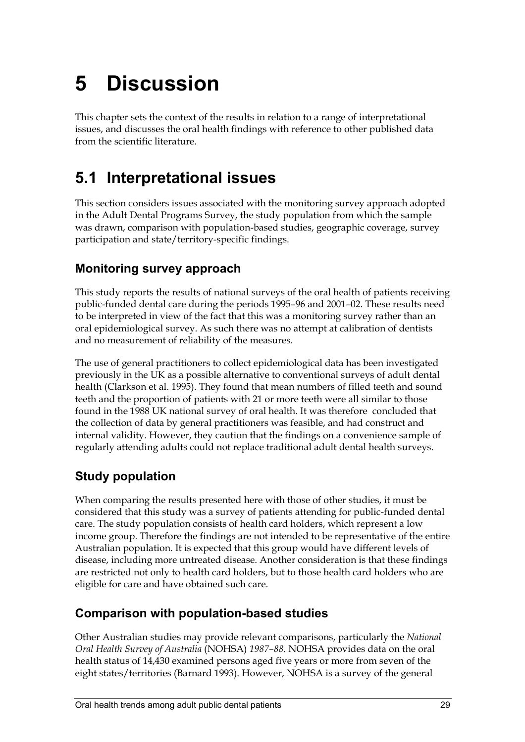# 5 Discussion

This chapter sets the context of the results in relation to a range of interpretational issues, and discusses the oral health findings with reference to other published data from the scientific literature.

## 5.1 Interpretational issues

This section considers issues associated with the monitoring survey approach adopted in the Adult Dental Programs Survey, the study population from which the sample was drawn, comparison with population-based studies, geographic coverage, survey participation and state/territory-specific findings.

### Monitoring survey approach

This study reports the results of national surveys of the oral health of patients receiving public-funded dental care during the periods 1995–96 and 2001–02. These results need to be interpreted in view of the fact that this was a monitoring survey rather than an oral epidemiological survey. As such there was no attempt at calibration of dentists and no measurement of reliability of the measures.

The use of general practitioners to collect epidemiological data has been investigated previously in the UK as a possible alternative to conventional surveys of adult dental health (Clarkson et al. 1995). They found that mean numbers of filled teeth and sound teeth and the proportion of patients with 21 or more teeth were all similar to those found in the 1988 UK national survey of oral health. It was therefore concluded that the collection of data by general practitioners was feasible, and had construct and internal validity. However, they caution that the findings on a convenience sample of regularly attending adults could not replace traditional adult dental health surveys.

### Study population

When comparing the results presented here with those of other studies, it must be considered that this study was a survey of patients attending for public-funded dental care. The study population consists of health card holders, which represent a low income group. Therefore the findings are not intended to be representative of the entire Australian population. It is expected that this group would have different levels of disease, including more untreated disease. Another consideration is that these findings are restricted not only to health card holders, but to those health card holders who are eligible for care and have obtained such care.

### Comparison with population-based studies

Other Australian studies may provide relevant comparisons, particularly the *National Oral Health Survey of Australia* (NOHSA) *1987–88*. NOHSA provides data on the oral health status of 14,430 examined persons aged five years or more from seven of the eight states/territories (Barnard 1993). However, NOHSA is a survey of the general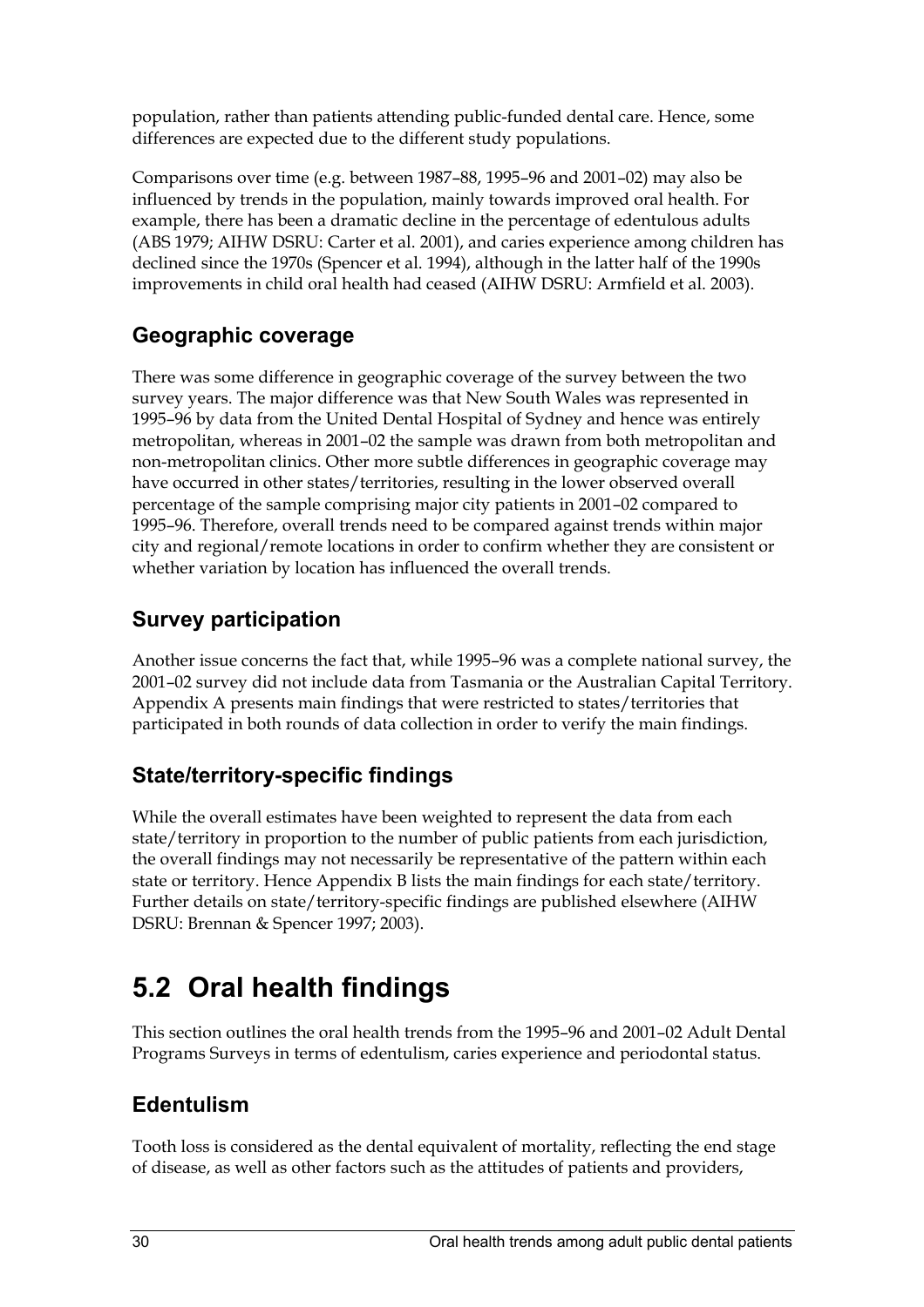population, rather than patients attending public-funded dental care. Hence, some differences are expected due to the different study populations.

Comparisons over time (e.g. between 1987–88, 1995–96 and 2001–02) may also be influenced by trends in the population, mainly towards improved oral health. For example, there has been a dramatic decline in the percentage of edentulous adults (ABS 1979; AIHW DSRU: Carter et al. 2001), and caries experience among children has declined since the 1970s (Spencer et al. 1994), although in the latter half of the 1990s improvements in child oral health had ceased (AIHW DSRU: Armfield et al. 2003).

### Geographic coverage

There was some difference in geographic coverage of the survey between the two survey years. The major difference was that New South Wales was represented in 1995–96 by data from the United Dental Hospital of Sydney and hence was entirely metropolitan, whereas in 2001–02 the sample was drawn from both metropolitan and non-metropolitan clinics. Other more subtle differences in geographic coverage may have occurred in other states/territories, resulting in the lower observed overall percentage of the sample comprising major city patients in 2001–02 compared to 1995–96. Therefore, overall trends need to be compared against trends within major city and regional/remote locations in order to confirm whether they are consistent or whether variation by location has influenced the overall trends.

### Survey participation

Another issue concerns the fact that, while 1995–96 was a complete national survey, the 2001–02 survey did not include data from Tasmania or the Australian Capital Territory. Appendix A presents main findings that were restricted to states/territories that participated in both rounds of data collection in order to verify the main findings.

### State/territory-specific findings

While the overall estimates have been weighted to represent the data from each state/territory in proportion to the number of public patients from each jurisdiction, the overall findings may not necessarily be representative of the pattern within each state or territory. Hence Appendix B lists the main findings for each state/territory. Further details on state/territory-specific findings are published elsewhere (AIHW DSRU: Brennan & Spencer 1997; 2003).

## 5.2 Oral health findings

This section outlines the oral health trends from the 1995–96 and 2001–02 Adult Dental Programs Surveys in terms of edentulism, caries experience and periodontal status.

### Edentulism

Tooth loss is considered as the dental equivalent of mortality, reflecting the end stage of disease, as well as other factors such as the attitudes of patients and providers,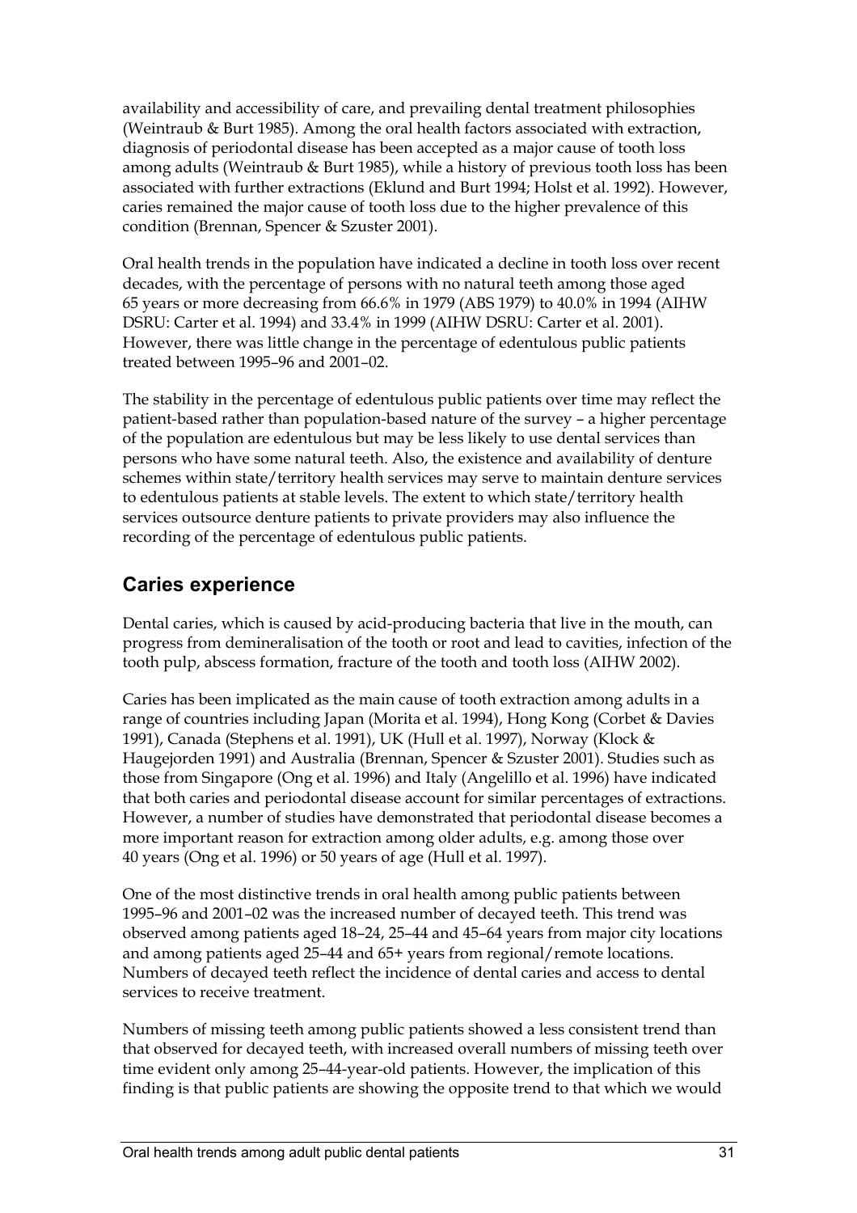availability and accessibility of care, and prevailing dental treatment philosophies (Weintraub & Burt 1985). Among the oral health factors associated with extraction, diagnosis of periodontal disease has been accepted as a major cause of tooth loss among adults (Weintraub & Burt 1985), while a history of previous tooth loss has been associated with further extractions (Eklund and Burt 1994; Holst et al. 1992). However, caries remained the major cause of tooth loss due to the higher prevalence of this condition (Brennan, Spencer & Szuster 2001).

Oral health trends in the population have indicated a decline in tooth loss over recent decades, with the percentage of persons with no natural teeth among those aged 65 years or more decreasing from 66.6% in 1979 (ABS 1979) to 40.0% in 1994 (AIHW DSRU: Carter et al. 1994) and 33.4% in 1999 (AIHW DSRU: Carter et al. 2001). However, there was little change in the percentage of edentulous public patients treated between 1995–96 and 2001–02.

The stability in the percentage of edentulous public patients over time may reflect the patient-based rather than population-based nature of the survey – a higher percentage of the population are edentulous but may be less likely to use dental services than persons who have some natural teeth. Also, the existence and availability of denture schemes within state/territory health services may serve to maintain denture services to edentulous patients at stable levels. The extent to which state/territory health services outsource denture patients to private providers may also influence the recording of the percentage of edentulous public patients.

## Caries experience

Dental caries, which is caused by acid-producing bacteria that live in the mouth, can progress from demineralisation of the tooth or root and lead to cavities, infection of the tooth pulp, abscess formation, fracture of the tooth and tooth loss (AIHW 2002).

Caries has been implicated as the main cause of tooth extraction among adults in a range of countries including Japan (Morita et al. 1994), Hong Kong (Corbet & Davies 1991), Canada (Stephens et al. 1991), UK (Hull et al. 1997), Norway (Klock & Haugejorden 1991) and Australia (Brennan, Spencer & Szuster 2001). Studies such as those from Singapore (Ong et al. 1996) and Italy (Angelillo et al. 1996) have indicated that both caries and periodontal disease account for similar percentages of extractions. However, a number of studies have demonstrated that periodontal disease becomes a more important reason for extraction among older adults, e.g. among those over 40 years (Ong et al. 1996) or 50 years of age (Hull et al. 1997).

One of the most distinctive trends in oral health among public patients between 1995–96 and 2001–02 was the increased number of decayed teeth. This trend was observed among patients aged 18–24, 25–44 and 45–64 years from major city locations and among patients aged 25–44 and 65+ years from regional/remote locations. Numbers of decayed teeth reflect the incidence of dental caries and access to dental services to receive treatment.

Numbers of missing teeth among public patients showed a less consistent trend than that observed for decayed teeth, with increased overall numbers of missing teeth over time evident only among 25–44-year-old patients. However, the implication of this finding is that public patients are showing the opposite trend to that which we would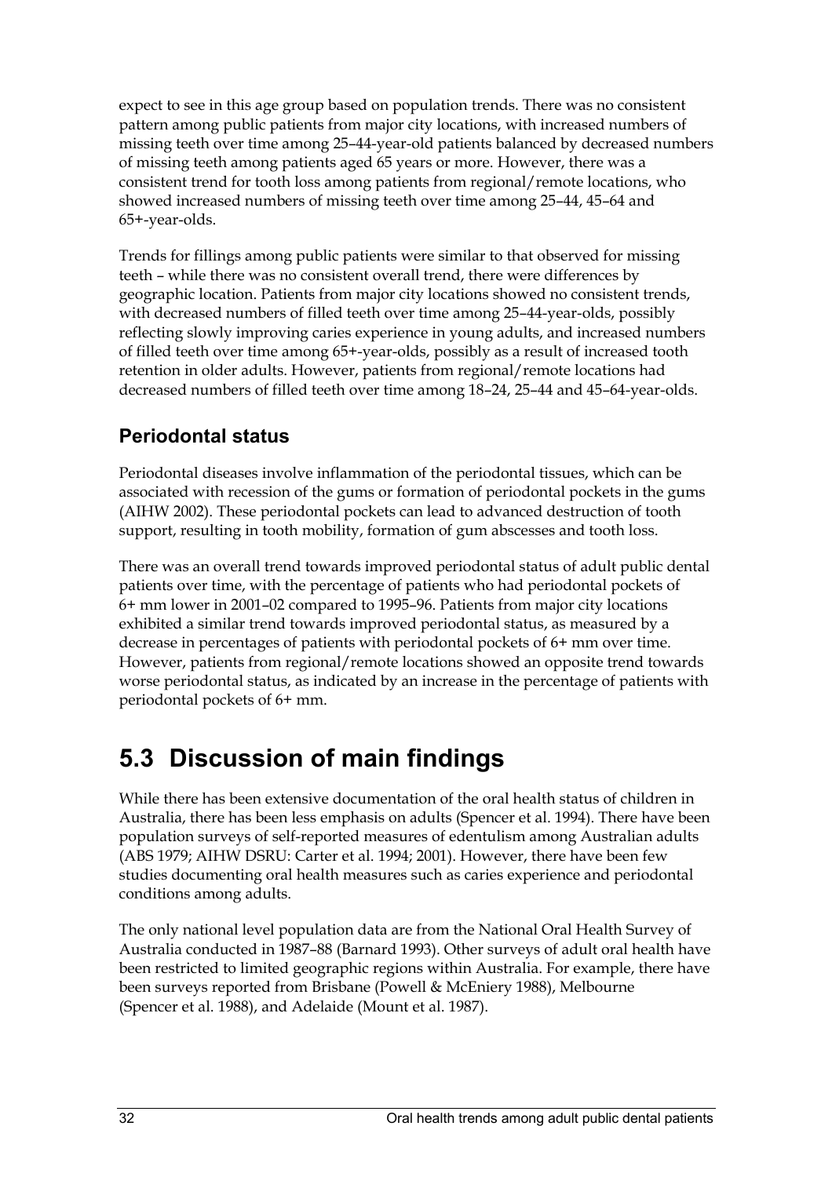expect to see in this age group based on population trends. There was no consistent pattern among public patients from major city locations, with increased numbers of missing teeth over time among 25–44-year-old patients balanced by decreased numbers of missing teeth among patients aged 65 years or more. However, there was a consistent trend for tooth loss among patients from regional/remote locations, who showed increased numbers of missing teeth over time among 25–44, 45–64 and 65+-year-olds.

Trends for fillings among public patients were similar to that observed for missing teeth – while there was no consistent overall trend, there were differences by geographic location. Patients from major city locations showed no consistent trends, with decreased numbers of filled teeth over time among 25–44-year-olds, possibly reflecting slowly improving caries experience in young adults, and increased numbers of filled teeth over time among 65+-year-olds, possibly as a result of increased tooth retention in older adults. However, patients from regional/remote locations had decreased numbers of filled teeth over time among 18–24, 25–44 and 45–64-year-olds.

### Periodontal status

Periodontal diseases involve inflammation of the periodontal tissues, which can be associated with recession of the gums or formation of periodontal pockets in the gums (AIHW 2002). These periodontal pockets can lead to advanced destruction of tooth support, resulting in tooth mobility, formation of gum abscesses and tooth loss.

There was an overall trend towards improved periodontal status of adult public dental patients over time, with the percentage of patients who had periodontal pockets of 6+ mm lower in 2001–02 compared to 1995–96. Patients from major city locations exhibited a similar trend towards improved periodontal status, as measured by a decrease in percentages of patients with periodontal pockets of 6+ mm over time. However, patients from regional/remote locations showed an opposite trend towards worse periodontal status, as indicated by an increase in the percentage of patients with periodontal pockets of 6+ mm.

## 5.3 Discussion of main findings

While there has been extensive documentation of the oral health status of children in Australia, there has been less emphasis on adults (Spencer et al. 1994). There have been population surveys of self-reported measures of edentulism among Australian adults (ABS 1979; AIHW DSRU: Carter et al. 1994; 2001). However, there have been few studies documenting oral health measures such as caries experience and periodontal conditions among adults.

The only national level population data are from the National Oral Health Survey of Australia conducted in 1987–88 (Barnard 1993). Other surveys of adult oral health have been restricted to limited geographic regions within Australia. For example, there have been surveys reported from Brisbane (Powell & McEniery 1988), Melbourne (Spencer et al. 1988), and Adelaide (Mount et al. 1987).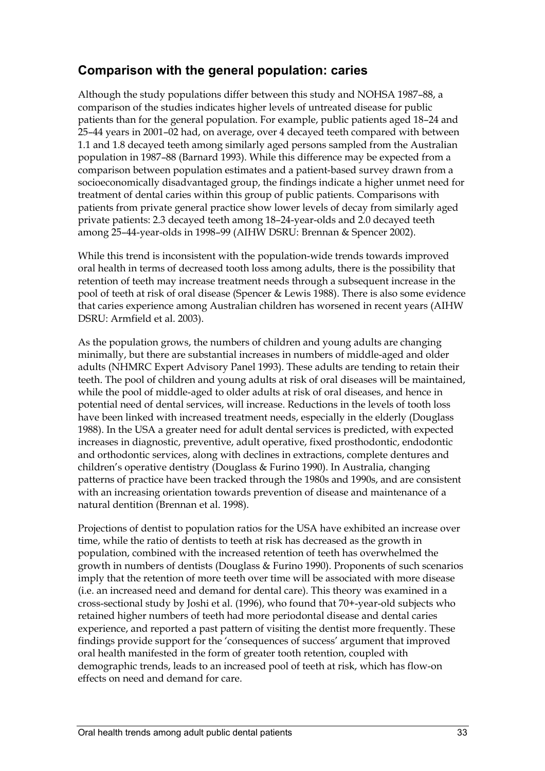## Comparison with the general population: caries

Although the study populations differ between this study and NOHSA 1987–88, a comparison of the studies indicates higher levels of untreated disease for public patients than for the general population. For example, public patients aged 18–24 and 25–44 years in 2001–02 had, on average, over 4 decayed teeth compared with between 1.1 and 1.8 decayed teeth among similarly aged persons sampled from the Australian population in 1987–88 (Barnard 1993). While this difference may be expected from a comparison between population estimates and a patient-based survey drawn from a socioeconomically disadvantaged group, the findings indicate a higher unmet need for treatment of dental caries within this group of public patients. Comparisons with patients from private general practice show lower levels of decay from similarly aged private patients: 2.3 decayed teeth among 18–24-year-olds and 2.0 decayed teeth among 25–44-year-olds in 1998–99 (AIHW DSRU: Brennan & Spencer 2002).

While this trend is inconsistent with the population-wide trends towards improved oral health in terms of decreased tooth loss among adults, there is the possibility that retention of teeth may increase treatment needs through a subsequent increase in the pool of teeth at risk of oral disease (Spencer & Lewis 1988). There is also some evidence that caries experience among Australian children has worsened in recent years (AIHW DSRU: Armfield et al. 2003).

As the population grows, the numbers of children and young adults are changing minimally, but there are substantial increases in numbers of middle-aged and older adults (NHMRC Expert Advisory Panel 1993). These adults are tending to retain their teeth. The pool of children and young adults at risk of oral diseases will be maintained, while the pool of middle-aged to older adults at risk of oral diseases, and hence in potential need of dental services, will increase. Reductions in the levels of tooth loss have been linked with increased treatment needs, especially in the elderly (Douglass 1988). In the USA a greater need for adult dental services is predicted, with expected increases in diagnostic, preventive, adult operative, fixed prosthodontic, endodontic and orthodontic services, along with declines in extractions, complete dentures and children's operative dentistry (Douglass & Furino 1990). In Australia, changing patterns of practice have been tracked through the 1980s and 1990s, and are consistent with an increasing orientation towards prevention of disease and maintenance of a natural dentition (Brennan et al. 1998).

Projections of dentist to population ratios for the USA have exhibited an increase over time, while the ratio of dentists to teeth at risk has decreased as the growth in population, combined with the increased retention of teeth has overwhelmed the growth in numbers of dentists (Douglass & Furino 1990). Proponents of such scenarios imply that the retention of more teeth over time will be associated with more disease (i.e. an increased need and demand for dental care). This theory was examined in a cross-sectional study by Joshi et al. (1996), who found that 70+-year-old subjects who retained higher numbers of teeth had more periodontal disease and dental caries experience, and reported a past pattern of visiting the dentist more frequently. These findings provide support for the 'consequences of success' argument that improved oral health manifested in the form of greater tooth retention, coupled with demographic trends, leads to an increased pool of teeth at risk, which has flow-on effects on need and demand for care.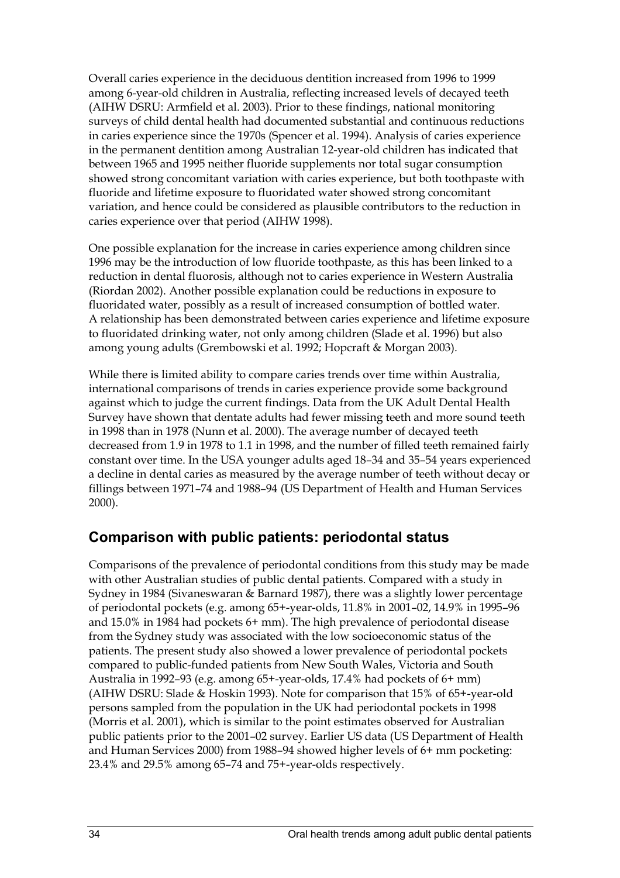Overall caries experience in the deciduous dentition increased from 1996 to 1999 among 6-year-old children in Australia, reflecting increased levels of decayed teeth (AIHW DSRU: Armfield et al. 2003). Prior to these findings, national monitoring surveys of child dental health had documented substantial and continuous reductions in caries experience since the 1970s (Spencer et al. 1994). Analysis of caries experience in the permanent dentition among Australian 12-year-old children has indicated that between 1965 and 1995 neither fluoride supplements nor total sugar consumption showed strong concomitant variation with caries experience, but both toothpaste with fluoride and lifetime exposure to fluoridated water showed strong concomitant variation, and hence could be considered as plausible contributors to the reduction in caries experience over that period (AIHW 1998).

One possible explanation for the increase in caries experience among children since 1996 may be the introduction of low fluoride toothpaste, as this has been linked to a reduction in dental fluorosis, although not to caries experience in Western Australia (Riordan 2002). Another possible explanation could be reductions in exposure to fluoridated water, possibly as a result of increased consumption of bottled water. A relationship has been demonstrated between caries experience and lifetime exposure to fluoridated drinking water, not only among children (Slade et al. 1996) but also among young adults (Grembowski et al. 1992; Hopcraft & Morgan 2003).

While there is limited ability to compare caries trends over time within Australia, international comparisons of trends in caries experience provide some background against which to judge the current findings. Data from the UK Adult Dental Health Survey have shown that dentate adults had fewer missing teeth and more sound teeth in 1998 than in 1978 (Nunn et al. 2000). The average number of decayed teeth decreased from 1.9 in 1978 to 1.1 in 1998, and the number of filled teeth remained fairly constant over time. In the USA younger adults aged 18–34 and 35–54 years experienced a decline in dental caries as measured by the average number of teeth without decay or fillings between 1971–74 and 1988–94 (US Department of Health and Human Services 2000).

## Comparison with public patients: periodontal status

Comparisons of the prevalence of periodontal conditions from this study may be made with other Australian studies of public dental patients. Compared with a study in Sydney in 1984 (Sivaneswaran & Barnard 1987), there was a slightly lower percentage of periodontal pockets (e.g. among 65+-year-olds, 11.8% in 2001–02, 14.9% in 1995–96 and 15.0% in 1984 had pockets 6+ mm). The high prevalence of periodontal disease from the Sydney study was associated with the low socioeconomic status of the patients. The present study also showed a lower prevalence of periodontal pockets compared to public-funded patients from New South Wales, Victoria and South Australia in 1992–93 (e.g. among 65+-year-olds, 17.4% had pockets of 6+ mm) (AIHW DSRU: Slade & Hoskin 1993). Note for comparison that 15% of 65+-year-old persons sampled from the population in the UK had periodontal pockets in 1998 (Morris et al. 2001), which is similar to the point estimates observed for Australian public patients prior to the 2001–02 survey. Earlier US data (US Department of Health and Human Services 2000) from 1988–94 showed higher levels of 6+ mm pocketing: 23.4% and 29.5% among 65–74 and 75+-year-olds respectively.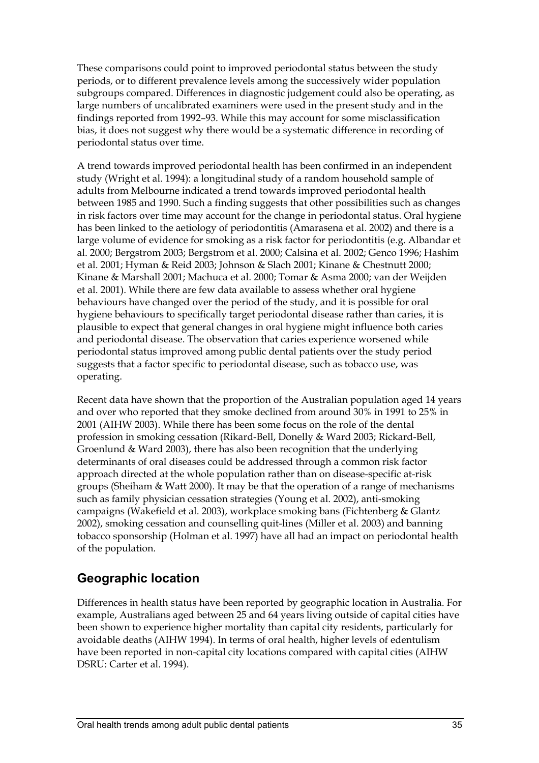These comparisons could point to improved periodontal status between the study periods, or to different prevalence levels among the successively wider population subgroups compared. Differences in diagnostic judgement could also be operating, as large numbers of uncalibrated examiners were used in the present study and in the findings reported from 1992–93. While this may account for some misclassification bias, it does not suggest why there would be a systematic difference in recording of periodontal status over time.

A trend towards improved periodontal health has been confirmed in an independent study (Wright et al. 1994): a longitudinal study of a random household sample of adults from Melbourne indicated a trend towards improved periodontal health between 1985 and 1990. Such a finding suggests that other possibilities such as changes in risk factors over time may account for the change in periodontal status. Oral hygiene has been linked to the aetiology of periodontitis (Amarasena et al. 2002) and there is a large volume of evidence for smoking as a risk factor for periodontitis (e.g. Albandar et al. 2000; Bergstrom 2003; Bergstrom et al. 2000; Calsina et al. 2002; Genco 1996; Hashim et al. 2001; Hyman & Reid 2003; Johnson & Slach 2001; Kinane & Chestnutt 2000; Kinane & Marshall 2001; Machuca et al. 2000; Tomar & Asma 2000; van der Weijden et al. 2001). While there are few data available to assess whether oral hygiene behaviours have changed over the period of the study, and it is possible for oral hygiene behaviours to specifically target periodontal disease rather than caries, it is plausible to expect that general changes in oral hygiene might influence both caries and periodontal disease. The observation that caries experience worsened while periodontal status improved among public dental patients over the study period suggests that a factor specific to periodontal disease, such as tobacco use, was operating.

Recent data have shown that the proportion of the Australian population aged 14 years and over who reported that they smoke declined from around 30% in 1991 to 25% in 2001 (AIHW 2003). While there has been some focus on the role of the dental profession in smoking cessation (Rikard-Bell, Donelly & Ward 2003; Rickard-Bell, Groenlund & Ward 2003), there has also been recognition that the underlying determinants of oral diseases could be addressed through a common risk factor approach directed at the whole population rather than on disease-specific at-risk groups (Sheiham & Watt 2000). It may be that the operation of a range of mechanisms such as family physician cessation strategies (Young et al. 2002), anti-smoking campaigns (Wakefield et al. 2003), workplace smoking bans (Fichtenberg & Glantz 2002), smoking cessation and counselling quit-lines (Miller et al. 2003) and banning tobacco sponsorship (Holman et al. 1997) have all had an impact on periodontal health of the population.

## Geographic location

Differences in health status have been reported by geographic location in Australia. For example, Australians aged between 25 and 64 years living outside of capital cities have been shown to experience higher mortality than capital city residents, particularly for avoidable deaths (AIHW 1994). In terms of oral health, higher levels of edentulism have been reported in non-capital city locations compared with capital cities (AIHW DSRU: Carter et al. 1994).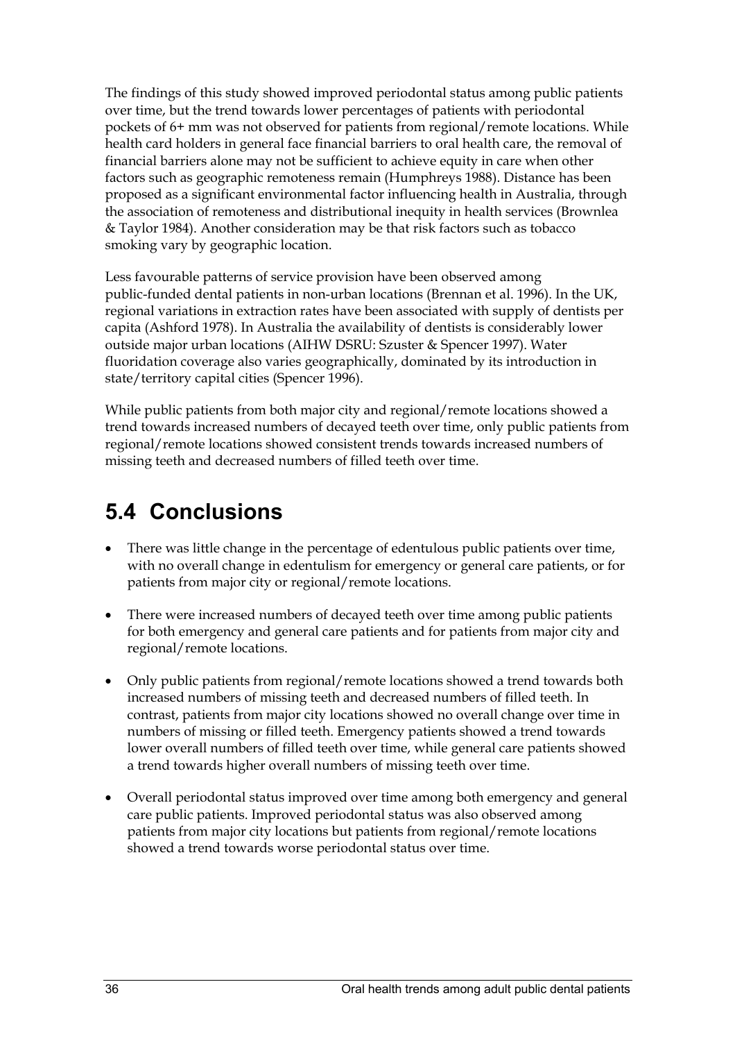The findings of this study showed improved periodontal status among public patients over time, but the trend towards lower percentages of patients with periodontal pockets of 6+ mm was not observed for patients from regional/remote locations. While health card holders in general face financial barriers to oral health care, the removal of financial barriers alone may not be sufficient to achieve equity in care when other factors such as geographic remoteness remain (Humphreys 1988). Distance has been proposed as a significant environmental factor influencing health in Australia, through the association of remoteness and distributional inequity in health services (Brownlea & Taylor 1984). Another consideration may be that risk factors such as tobacco smoking vary by geographic location.

Less favourable patterns of service provision have been observed among public-funded dental patients in non-urban locations (Brennan et al. 1996). In the UK, regional variations in extraction rates have been associated with supply of dentists per capita (Ashford 1978). In Australia the availability of dentists is considerably lower outside major urban locations (AIHW DSRU: Szuster & Spencer 1997). Water fluoridation coverage also varies geographically, dominated by its introduction in state/territory capital cities (Spencer 1996).

While public patients from both major city and regional/remote locations showed a trend towards increased numbers of decayed teeth over time, only public patients from regional/remote locations showed consistent trends towards increased numbers of missing teeth and decreased numbers of filled teeth over time.

## 5.4 Conclusions

- There was little change in the percentage of edentulous public patients over time, with no overall change in edentulism for emergency or general care patients, or for patients from major city or regional/remote locations.
- There were increased numbers of decayed teeth over time among public patients for both emergency and general care patients and for patients from major city and regional/remote locations.
- Only public patients from regional/remote locations showed a trend towards both increased numbers of missing teeth and decreased numbers of filled teeth. In contrast, patients from major city locations showed no overall change over time in numbers of missing or filled teeth. Emergency patients showed a trend towards lower overall numbers of filled teeth over time, while general care patients showed a trend towards higher overall numbers of missing teeth over time.
- Overall periodontal status improved over time among both emergency and general care public patients. Improved periodontal status was also observed among patients from major city locations but patients from regional/remote locations showed a trend towards worse periodontal status over time.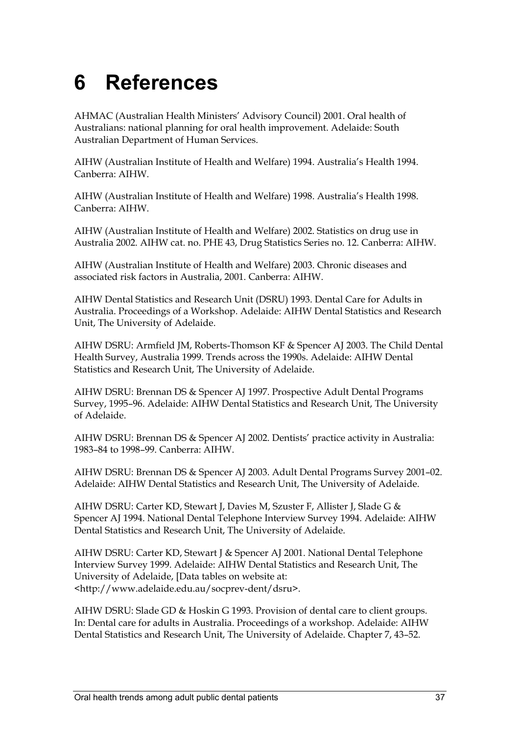# 6 References

AHMAC (Australian Health Ministers' Advisory Council) 2001. Oral health of Australians: national planning for oral health improvement. Adelaide: South Australian Department of Human Services.

AIHW (Australian Institute of Health and Welfare) 1994. Australia's Health 1994. Canberra: AIHW.

AIHW (Australian Institute of Health and Welfare) 1998. Australia's Health 1998. Canberra: AIHW.

AIHW (Australian Institute of Health and Welfare) 2002. Statistics on drug use in Australia 2002. AIHW cat. no. PHE 43, Drug Statistics Series no. 12. Canberra: AIHW.

AIHW (Australian Institute of Health and Welfare) 2003. Chronic diseases and associated risk factors in Australia, 2001. Canberra: AIHW.

AIHW Dental Statistics and Research Unit (DSRU) 1993. Dental Care for Adults in Australia. Proceedings of a Workshop. Adelaide: AIHW Dental Statistics and Research Unit, The University of Adelaide.

AIHW DSRU: Armfield JM, Roberts-Thomson KF & Spencer AJ 2003. The Child Dental Health Survey, Australia 1999. Trends across the 1990s. Adelaide: AIHW Dental Statistics and Research Unit, The University of Adelaide.

AIHW DSRU: Brennan DS & Spencer AJ 1997. Prospective Adult Dental Programs Survey, 1995–96. Adelaide: AIHW Dental Statistics and Research Unit, The University of Adelaide.

AIHW DSRU: Brennan DS & Spencer AJ 2002. Dentists' practice activity in Australia: 1983–84 to 1998–99. Canberra: AIHW.

AIHW DSRU: Brennan DS & Spencer AJ 2003. Adult Dental Programs Survey 2001–02. Adelaide: AIHW Dental Statistics and Research Unit, The University of Adelaide.

AIHW DSRU: Carter KD, Stewart J, Davies M, Szuster F, Allister J, Slade G & Spencer AJ 1994. National Dental Telephone Interview Survey 1994. Adelaide: AIHW Dental Statistics and Research Unit, The University of Adelaide.

AIHW DSRU: Carter KD, Stewart J & Spencer AJ 2001. National Dental Telephone Interview Survey 1999. Adelaide: AIHW Dental Statistics and Research Unit, The University of Adelaide, [Data tables on website at: <http://www.adelaide.edu.au/socprev-dent/dsru>.

AIHW DSRU: Slade GD & Hoskin G 1993. Provision of dental care to client groups. In: Dental care for adults in Australia. Proceedings of a workshop. Adelaide: AIHW Dental Statistics and Research Unit, The University of Adelaide. Chapter 7, 43–52.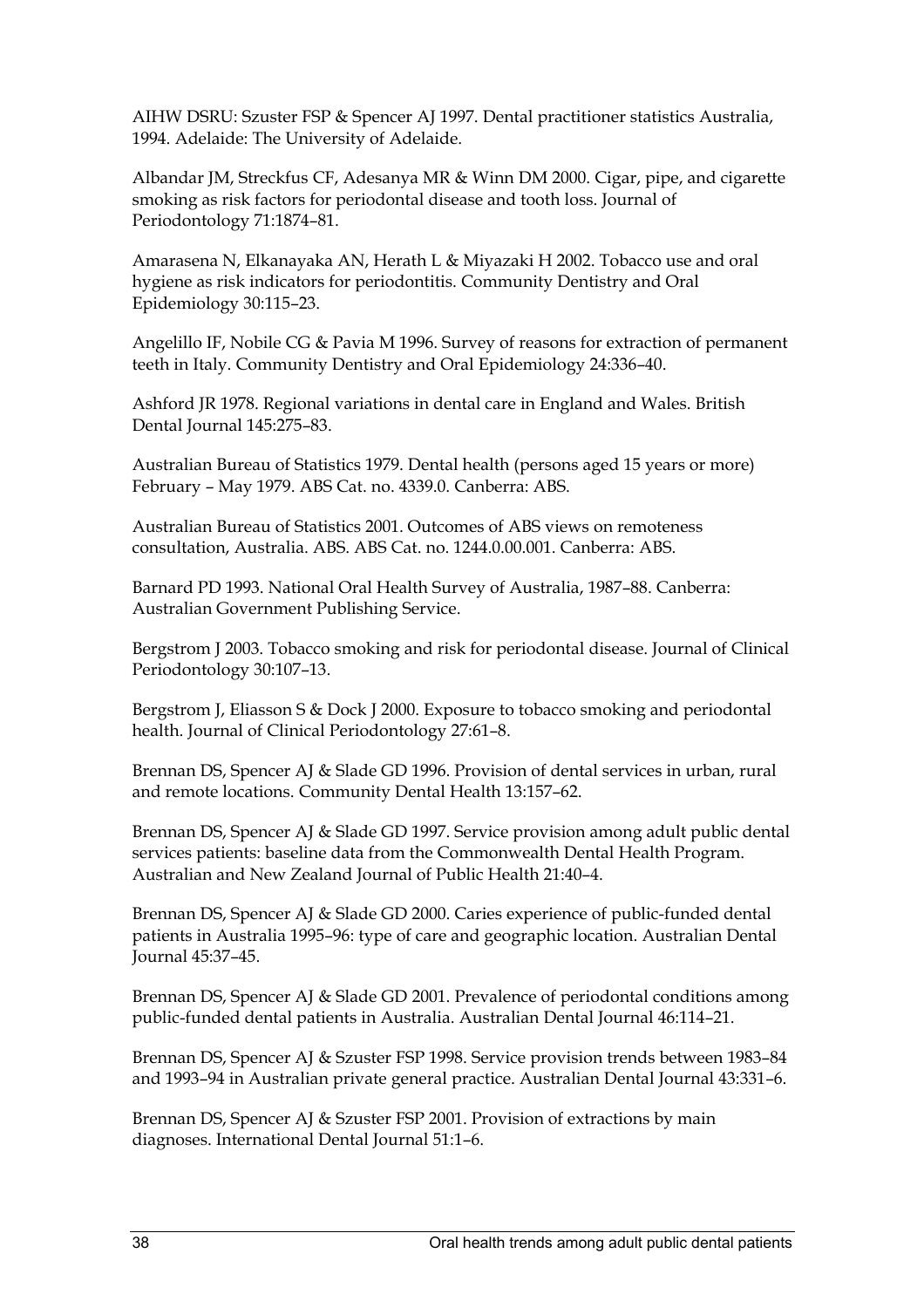AIHW DSRU: Szuster FSP & Spencer AJ 1997. Dental practitioner statistics Australia, 1994. Adelaide: The University of Adelaide.

Albandar JM, Streckfus CF, Adesanya MR & Winn DM 2000. Cigar, pipe, and cigarette smoking as risk factors for periodontal disease and tooth loss. Journal of Periodontology 71:1874–81.

Amarasena N, Elkanayaka AN, Herath L & Miyazaki H 2002. Tobacco use and oral hygiene as risk indicators for periodontitis. Community Dentistry and Oral Epidemiology 30:115–23.

Angelillo IF, Nobile CG & Pavia M 1996. Survey of reasons for extraction of permanent teeth in Italy. Community Dentistry and Oral Epidemiology 24:336–40.

Ashford JR 1978. Regional variations in dental care in England and Wales. British Dental Journal 145:275–83.

Australian Bureau of Statistics 1979. Dental health (persons aged 15 years or more) February – May 1979. ABS Cat. no. 4339.0. Canberra: ABS.

Australian Bureau of Statistics 2001. Outcomes of ABS views on remoteness consultation, Australia. ABS. ABS Cat. no. 1244.0.00.001. Canberra: ABS.

Barnard PD 1993. National Oral Health Survey of Australia, 1987–88. Canberra: Australian Government Publishing Service.

Bergstrom J 2003. Tobacco smoking and risk for periodontal disease. Journal of Clinical Periodontology 30:107–13.

Bergstrom J, Eliasson S & Dock J 2000. Exposure to tobacco smoking and periodontal health. Journal of Clinical Periodontology 27:61–8.

Brennan DS, Spencer AJ & Slade GD 1996. Provision of dental services in urban, rural and remote locations. Community Dental Health 13:157–62.

Brennan DS, Spencer AJ & Slade GD 1997. Service provision among adult public dental services patients: baseline data from the Commonwealth Dental Health Program. Australian and New Zealand Journal of Public Health 21:40–4.

Brennan DS, Spencer AJ & Slade GD 2000. Caries experience of public-funded dental patients in Australia 1995–96: type of care and geographic location. Australian Dental Journal 45:37–45.

Brennan DS, Spencer AJ & Slade GD 2001. Prevalence of periodontal conditions among public-funded dental patients in Australia. Australian Dental Journal 46:114–21.

Brennan DS, Spencer AJ & Szuster FSP 1998. Service provision trends between 1983–84 and 1993–94 in Australian private general practice. Australian Dental Journal 43:331–6.

Brennan DS, Spencer AJ & Szuster FSP 2001. Provision of extractions by main diagnoses. International Dental Journal 51:1–6.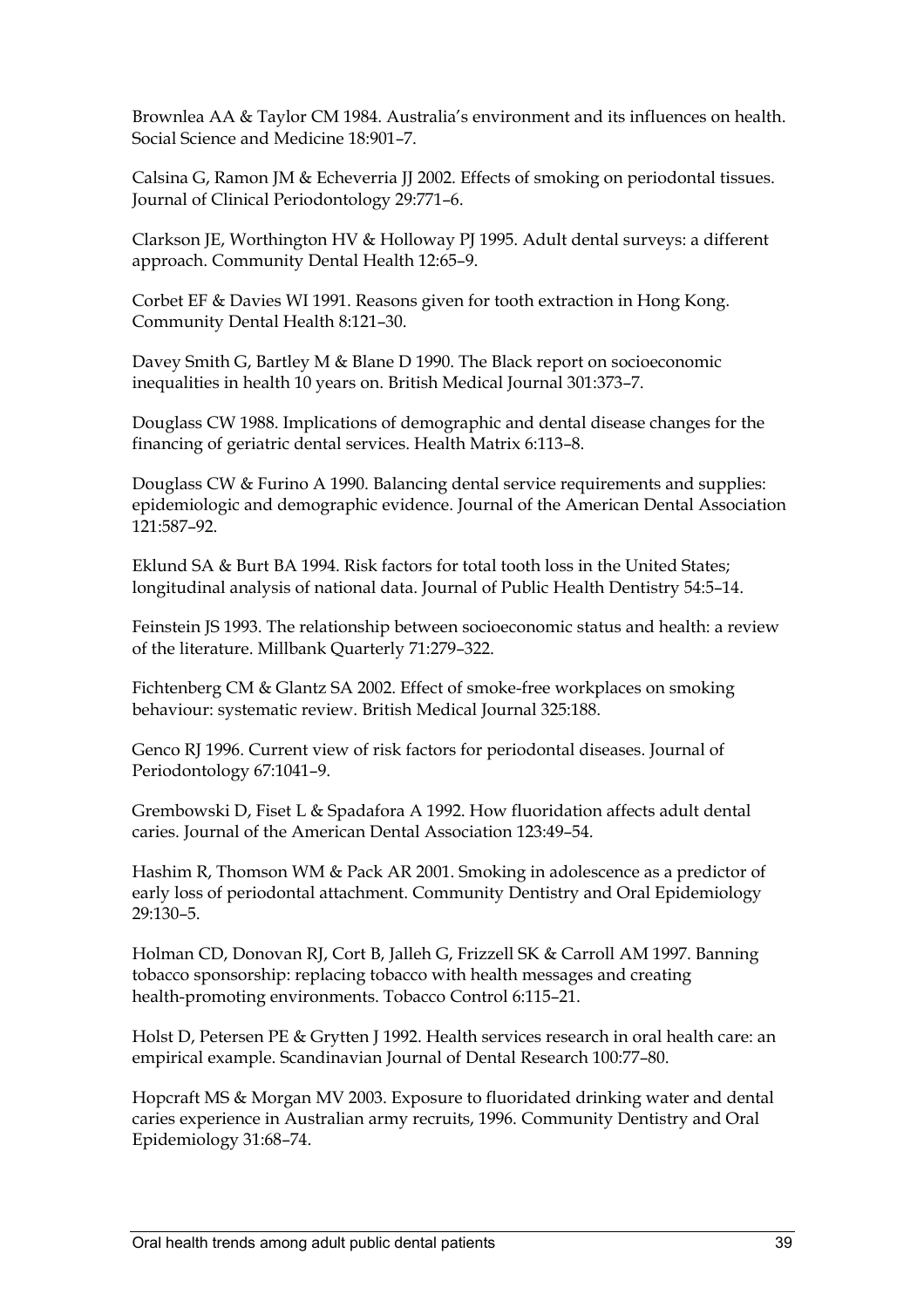Brownlea AA & Taylor CM 1984. Australia's environment and its influences on health. Social Science and Medicine 18:901–7.

Calsina G, Ramon JM & Echeverria JJ 2002. Effects of smoking on periodontal tissues. Journal of Clinical Periodontology 29:771–6.

Clarkson JE, Worthington HV & Holloway PJ 1995. Adult dental surveys: a different approach. Community Dental Health 12:65–9.

Corbet EF & Davies WI 1991. Reasons given for tooth extraction in Hong Kong. Community Dental Health 8:121–30.

Davey Smith G, Bartley M & Blane D 1990. The Black report on socioeconomic inequalities in health 10 years on. British Medical Journal 301:373–7.

Douglass CW 1988. Implications of demographic and dental disease changes for the financing of geriatric dental services. Health Matrix 6:113–8.

Douglass CW & Furino A 1990. Balancing dental service requirements and supplies: epidemiologic and demographic evidence. Journal of the American Dental Association 121:587–92.

Eklund SA & Burt BA 1994. Risk factors for total tooth loss in the United States; longitudinal analysis of national data. Journal of Public Health Dentistry 54:5–14.

Feinstein JS 1993. The relationship between socioeconomic status and health: a review of the literature. Millbank Quarterly 71:279–322.

Fichtenberg CM & Glantz SA 2002. Effect of smoke-free workplaces on smoking behaviour: systematic review. British Medical Journal 325:188.

Genco RJ 1996. Current view of risk factors for periodontal diseases. Journal of Periodontology 67:1041–9.

Grembowski D, Fiset L & Spadafora A 1992. How fluoridation affects adult dental caries. Journal of the American Dental Association 123:49–54.

Hashim R, Thomson WM & Pack AR 2001. Smoking in adolescence as a predictor of early loss of periodontal attachment. Community Dentistry and Oral Epidemiology 29:130–5.

Holman CD, Donovan RJ, Cort B, Jalleh G, Frizzell SK & Carroll AM 1997. Banning tobacco sponsorship: replacing tobacco with health messages and creating health-promoting environments. Tobacco Control 6:115–21.

Holst D, Petersen PE & Grytten J 1992. Health services research in oral health care: an empirical example. Scandinavian Journal of Dental Research 100:77–80.

Hopcraft MS & Morgan MV 2003. Exposure to fluoridated drinking water and dental caries experience in Australian army recruits, 1996. Community Dentistry and Oral Epidemiology 31:68–74.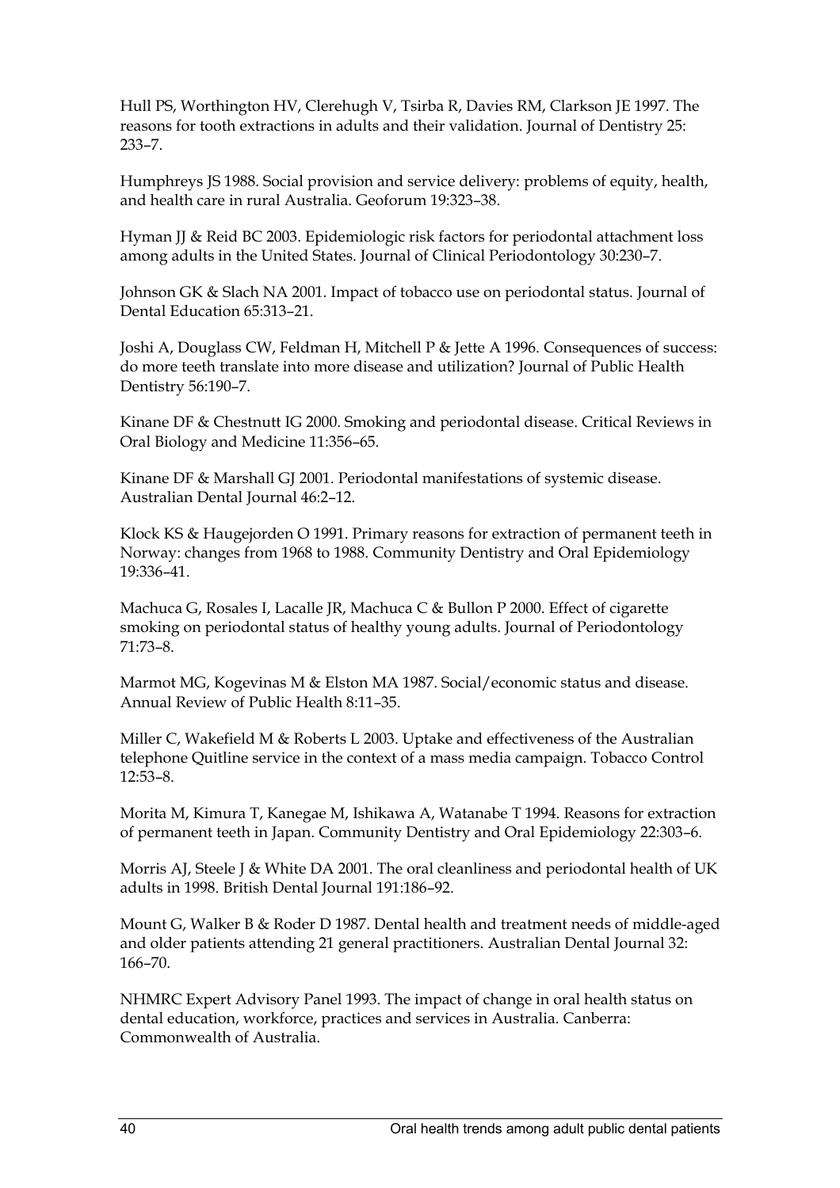Hull PS, Worthington HV, Clerehugh V, Tsirba R, Davies RM, Clarkson JE 1997. The reasons for tooth extractions in adults and their validation. Journal of Dentistry 25: 233–7.

Humphreys JS 1988. Social provision and service delivery: problems of equity, health, and health care in rural Australia. Geoforum 19:323–38.

Hyman JJ & Reid BC 2003. Epidemiologic risk factors for periodontal attachment loss among adults in the United States. Journal of Clinical Periodontology 30:230–7.

Johnson GK & Slach NA 2001. Impact of tobacco use on periodontal status. Journal of Dental Education 65:313–21.

Joshi A, Douglass CW, Feldman H, Mitchell P & Jette A 1996. Consequences of success: do more teeth translate into more disease and utilization? Journal of Public Health Dentistry 56:190–7.

Kinane DF & Chestnutt IG 2000. Smoking and periodontal disease. Critical Reviews in Oral Biology and Medicine 11:356–65.

Kinane DF & Marshall GJ 2001. Periodontal manifestations of systemic disease. Australian Dental Journal 46:2–12.

Klock KS & Haugejorden O 1991. Primary reasons for extraction of permanent teeth in Norway: changes from 1968 to 1988. Community Dentistry and Oral Epidemiology 19:336–41.

Machuca G, Rosales I, Lacalle JR, Machuca C & Bullon P 2000. Effect of cigarette smoking on periodontal status of healthy young adults. Journal of Periodontology 71:73–8.

Marmot MG, Kogevinas M & Elston MA 1987. Social/economic status and disease. Annual Review of Public Health 8:11–35.

Miller C, Wakefield M & Roberts L 2003. Uptake and effectiveness of the Australian telephone Quitline service in the context of a mass media campaign. Tobacco Control 12:53–8.

Morita M, Kimura T, Kanegae M, Ishikawa A, Watanabe T 1994. Reasons for extraction of permanent teeth in Japan. Community Dentistry and Oral Epidemiology 22:303–6.

Morris AJ, Steele J & White DA 2001. The oral cleanliness and periodontal health of UK adults in 1998. British Dental Journal 191:186–92.

Mount G, Walker B & Roder D 1987. Dental health and treatment needs of middle-aged and older patients attending 21 general practitioners. Australian Dental Journal 32: 166–70.

NHMRC Expert Advisory Panel 1993. The impact of change in oral health status on dental education, workforce, practices and services in Australia. Canberra: Commonwealth of Australia.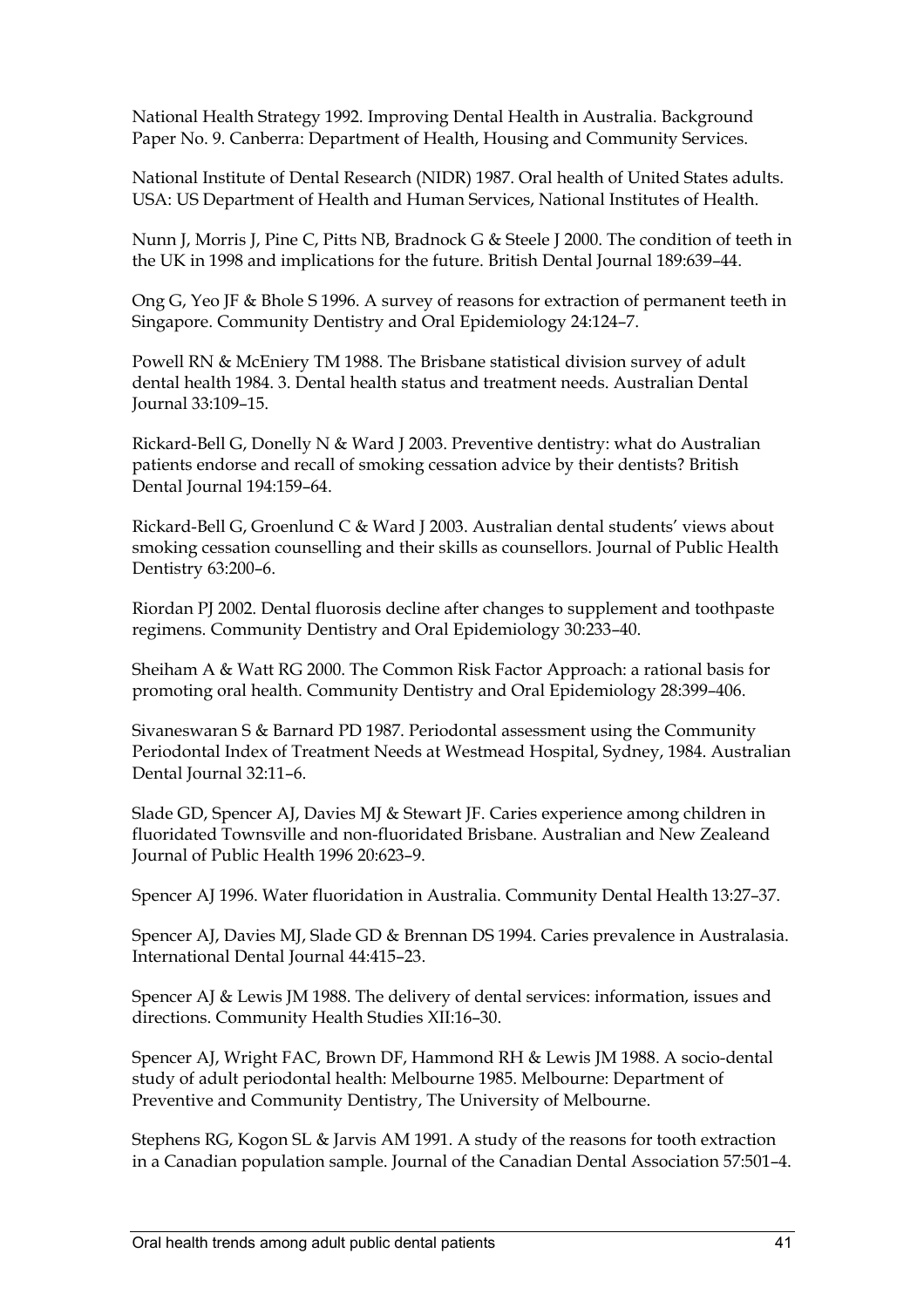National Health Strategy 1992. Improving Dental Health in Australia. Background Paper No. 9. Canberra: Department of Health, Housing and Community Services.

National Institute of Dental Research (NIDR) 1987. Oral health of United States adults. USA: US Department of Health and Human Services, National Institutes of Health.

Nunn J, Morris J, Pine C, Pitts NB, Bradnock G & Steele J 2000. The condition of teeth in the UK in 1998 and implications for the future. British Dental Journal 189:639–44.

Ong G, Yeo JF & Bhole S 1996. A survey of reasons for extraction of permanent teeth in Singapore. Community Dentistry and Oral Epidemiology 24:124–7.

Powell RN & McEniery TM 1988. The Brisbane statistical division survey of adult dental health 1984. 3. Dental health status and treatment needs. Australian Dental Journal 33:109–15.

Rickard-Bell G, Donelly N & Ward J 2003. Preventive dentistry: what do Australian patients endorse and recall of smoking cessation advice by their dentists? British Dental Journal 194:159–64.

Rickard-Bell G, Groenlund C & Ward J 2003. Australian dental students' views about smoking cessation counselling and their skills as counsellors. Journal of Public Health Dentistry 63:200–6.

Riordan PJ 2002. Dental fluorosis decline after changes to supplement and toothpaste regimens. Community Dentistry and Oral Epidemiology 30:233–40.

Sheiham A & Watt RG 2000. The Common Risk Factor Approach: a rational basis for promoting oral health. Community Dentistry and Oral Epidemiology 28:399–406.

Sivaneswaran S & Barnard PD 1987. Periodontal assessment using the Community Periodontal Index of Treatment Needs at Westmead Hospital, Sydney, 1984. Australian Dental Journal 32:11–6.

Slade GD, Spencer AJ, Davies MJ & Stewart JF. Caries experience among children in fluoridated Townsville and non-fluoridated Brisbane. Australian and New Zealeand Journal of Public Health 1996 20:623–9.

Spencer AJ 1996. Water fluoridation in Australia. Community Dental Health 13:27–37.

Spencer AJ, Davies MJ, Slade GD & Brennan DS 1994. Caries prevalence in Australasia. International Dental Journal 44:415–23.

Spencer AJ & Lewis JM 1988. The delivery of dental services: information, issues and directions. Community Health Studies XII:16–30.

Spencer AJ, Wright FAC, Brown DF, Hammond RH & Lewis JM 1988. A socio-dental study of adult periodontal health: Melbourne 1985. Melbourne: Department of Preventive and Community Dentistry, The University of Melbourne.

Stephens RG, Kogon SL & Jarvis AM 1991. A study of the reasons for tooth extraction in a Canadian population sample. Journal of the Canadian Dental Association 57:501–4.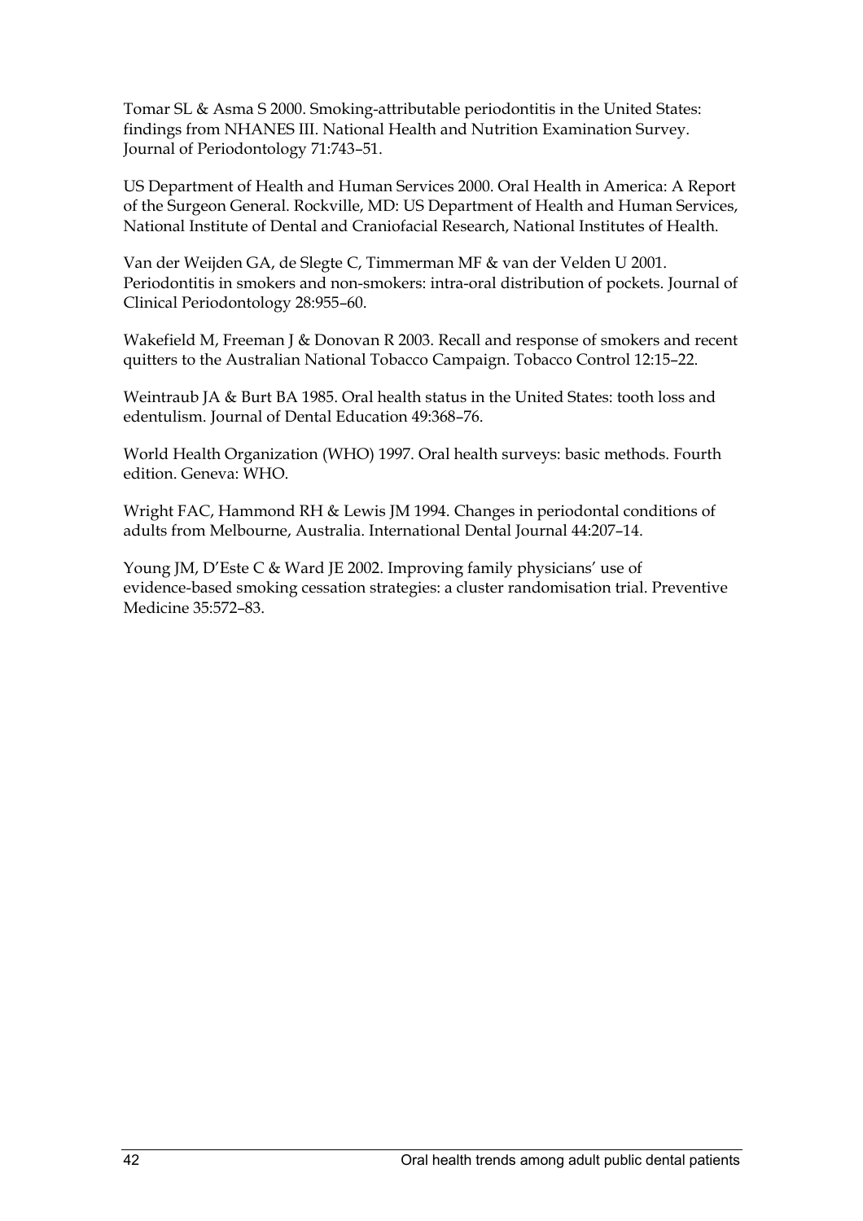Tomar SL & Asma S 2000. Smoking-attributable periodontitis in the United States: findings from NHANES III. National Health and Nutrition Examination Survey. Journal of Periodontology 71:743–51.

US Department of Health and Human Services 2000. Oral Health in America: A Report of the Surgeon General. Rockville, MD: US Department of Health and Human Services, National Institute of Dental and Craniofacial Research, National Institutes of Health.

Van der Weijden GA, de Slegte C, Timmerman MF & van der Velden U 2001. Periodontitis in smokers and non-smokers: intra-oral distribution of pockets. Journal of Clinical Periodontology 28:955–60.

Wakefield M, Freeman J & Donovan R 2003. Recall and response of smokers and recent quitters to the Australian National Tobacco Campaign. Tobacco Control 12:15–22.

Weintraub JA & Burt BA 1985. Oral health status in the United States: tooth loss and edentulism. Journal of Dental Education 49:368–76.

World Health Organization (WHO) 1997. Oral health surveys: basic methods. Fourth edition. Geneva: WHO.

Wright FAC, Hammond RH & Lewis JM 1994. Changes in periodontal conditions of adults from Melbourne, Australia. International Dental Journal 44:207–14.

Young JM, D'Este C & Ward JE 2002. Improving family physicians' use of evidence-based smoking cessation strategies: a cluster randomisation trial. Preventive Medicine 35:572–83.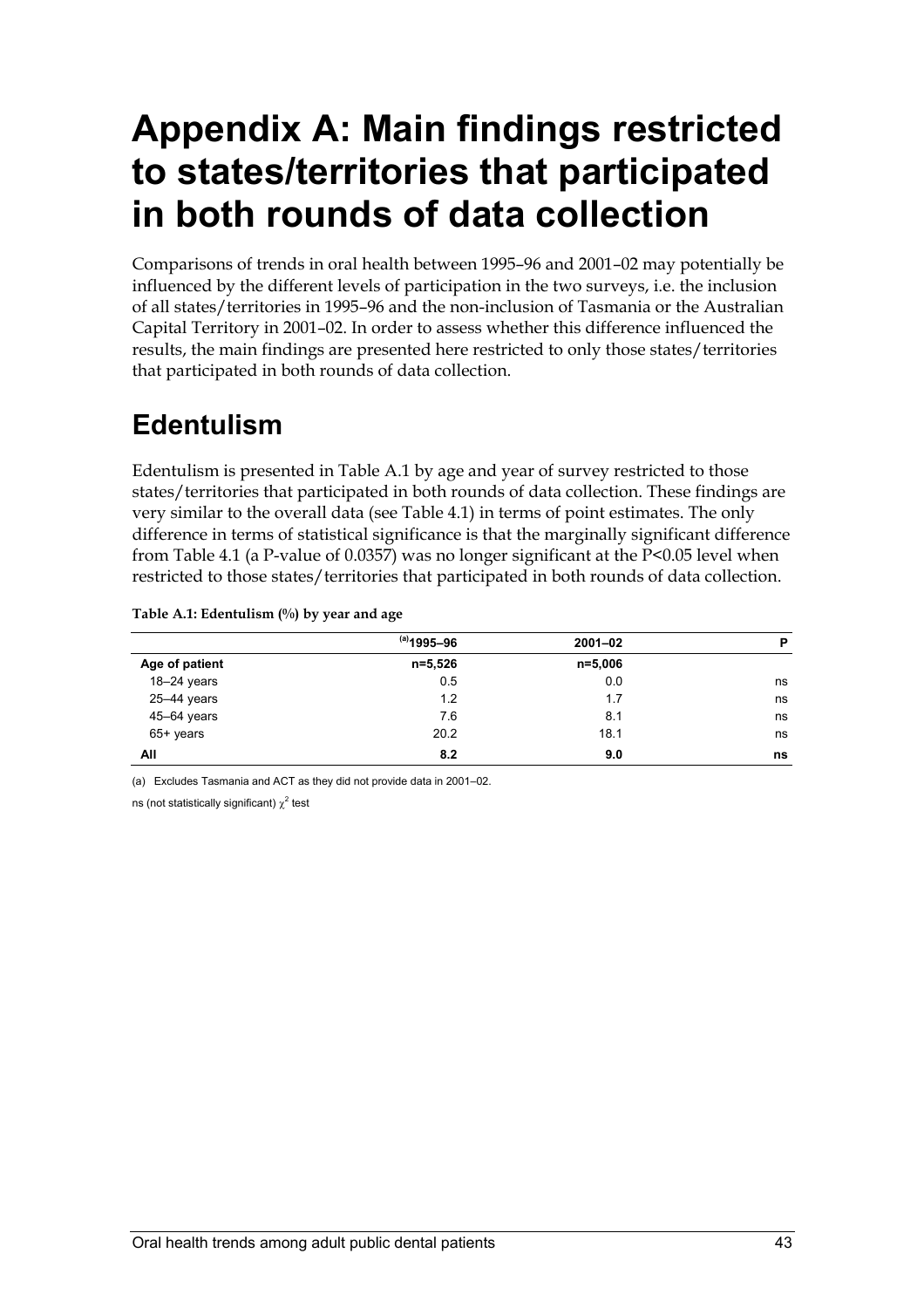# Appendix A: Main findings restricted to states/territories that participated in both rounds of data collection

Comparisons of trends in oral health between 1995–96 and 2001–02 may potentially be influenced by the different levels of participation in the two surveys, i.e. the inclusion of all states/territories in 1995–96 and the non-inclusion of Tasmania or the Australian Capital Territory in 2001–02. In order to assess whether this difference influenced the results, the main findings are presented here restricted to only those states/territories that participated in both rounds of data collection.

## Edentulism

Edentulism is presented in Table A.1 by age and year of survey restricted to those states/territories that participated in both rounds of data collection. These findings are very similar to the overall data (see Table 4.1) in terms of point estimates. The only difference in terms of statistical significance is that the marginally significant difference from Table 4.1 (a P-value of 0.0357) was no longer significant at the P<0.05 level when restricted to those states/territories that participated in both rounds of data collection.

**Table A.1: Edentulism (%) by year and age**

| | [(a)]1995–96 | 2001–02 | P |
|---|---|---|---|
| **Age of patient** | **n=5,526** | **n=5,006** | |
| 18–24 years | 0.5 | 0.0 | ns |
| 25–44 years | 1.2 | 1.7 | ns |
| 45–64 years | 7.6 | 8.1 | ns |
| 65+ years | 20.2 | 18.1 | ns |
| **All** | **8.2** | **9.0** | **ns** |

(a) Excludes Tasmania and ACT as they did not provide data in 2001–02.

ns (not statistically significant) $\chi^2$ test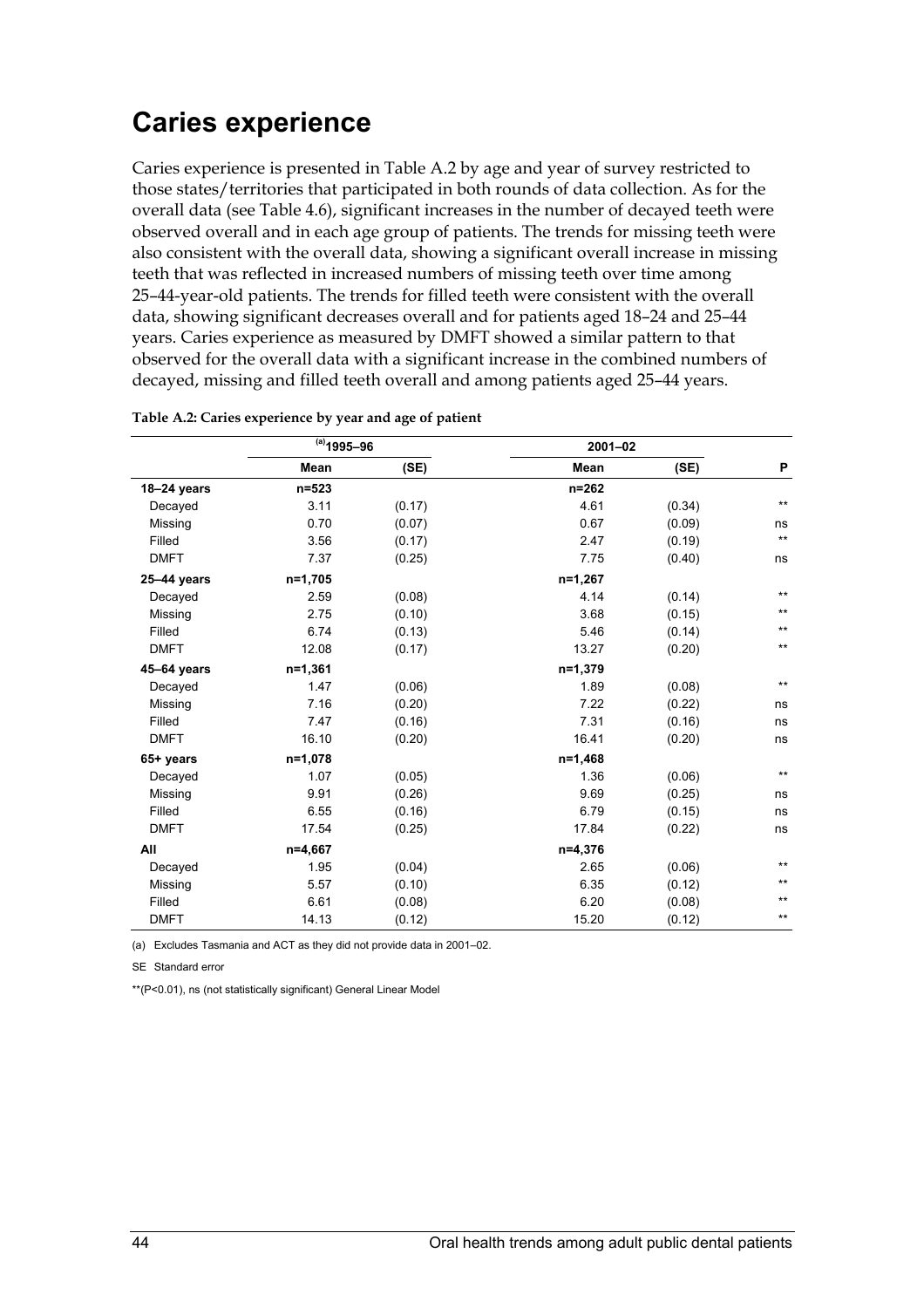# Caries experience

Caries experience is presented in Table A.2 by age and year of survey restricted to those states/territories that participated in both rounds of data collection. As for the overall data (see Table 4.6), significant increases in the number of decayed teeth were observed overall and in each age group of patients. The trends for missing teeth were also consistent with the overall data, showing a significant overall increase in missing teeth that was reflected in increased numbers of missing teeth over time among 25–44-year-old patients. The trends for filled teeth were consistent with the overall data, showing significant decreases overall and for patients aged 18–24 and 25–44 years. Caries experience as measured by DMFT showed a similar pattern to that observed for the overall data with a significant increase in the combined numbers of decayed, missing and filled teeth overall and among patients aged 25–44 years.

**Table A.2: Caries experience by year and age of patient**

| | (a)1995–96 | | 2001–02 | | |
|---|---|---|---|---|---|
| | Mean | (SE) | Mean | (SE) | P |
| **18–24 years** | n=523 | | n=262 | | |
| Decayed | 3.11 | (0.17) | 4.61 | (0.34) | ** |
| Missing | 0.70 | (0.07) | 0.67 | (0.09) | ns |
| Filled | 3.56 | (0.17) | 2.47 | (0.19) | ** |
| DMFT | 7.37 | (0.25) | 7.75 | (0.40) | ns |
| **25–44 years** | n=1,705 | | n=1,267 | | |
| Decayed | 2.59 | (0.08) | 4.14 | (0.14) | ** |
| Missing | 2.75 | (0.10) | 3.68 | (0.15) | ** |
| Filled | 6.74 | (0.13) | 5.46 | (0.14) | ** |
| DMFT | 12.08 | (0.17) | 13.27 | (0.20) | ** |
| **45–64 years** | n=1,361 | | n=1,379 | | |
| Decayed | 1.47 | (0.06) | 1.89 | (0.08) | ** |
| Missing | 7.16 | (0.20) | 7.22 | (0.22) | ns |
| Filled | 7.47 | (0.16) | 7.31 | (0.16) | ns |
| DMFT | 16.10 | (0.20) | 16.41 | (0.20) | ns |
| **65+ years** | n=1,078 | | n=1,468 | | |
| Decayed | 1.07 | (0.05) | 1.36 | (0.06) | ** |
| Missing | 9.91 | (0.26) | 9.69 | (0.25) | ns |
| Filled | 6.55 | (0.16) | 6.79 | (0.15) | ns |
| DMFT | 17.54 | (0.25) | 17.84 | (0.22) | ns |
| **All** | n=4,667 | | n=4,376 | | |
| Decayed | 1.95 | (0.04) | 2.65 | (0.06) | ** |
| Missing | 5.57 | (0.10) | 6.35 | (0.12) | ** |
| Filled | 6.61 | (0.08) | 6.20 | (0.08) | ** |
| DMFT | 14.13 | (0.12) | 15.20 | (0.12) | ** |

(a) Excludes Tasmania and ACT as they did not provide data in 2001–02.

SE Standard error

**(P<0.01), ns (not statistically significant) General Linear Model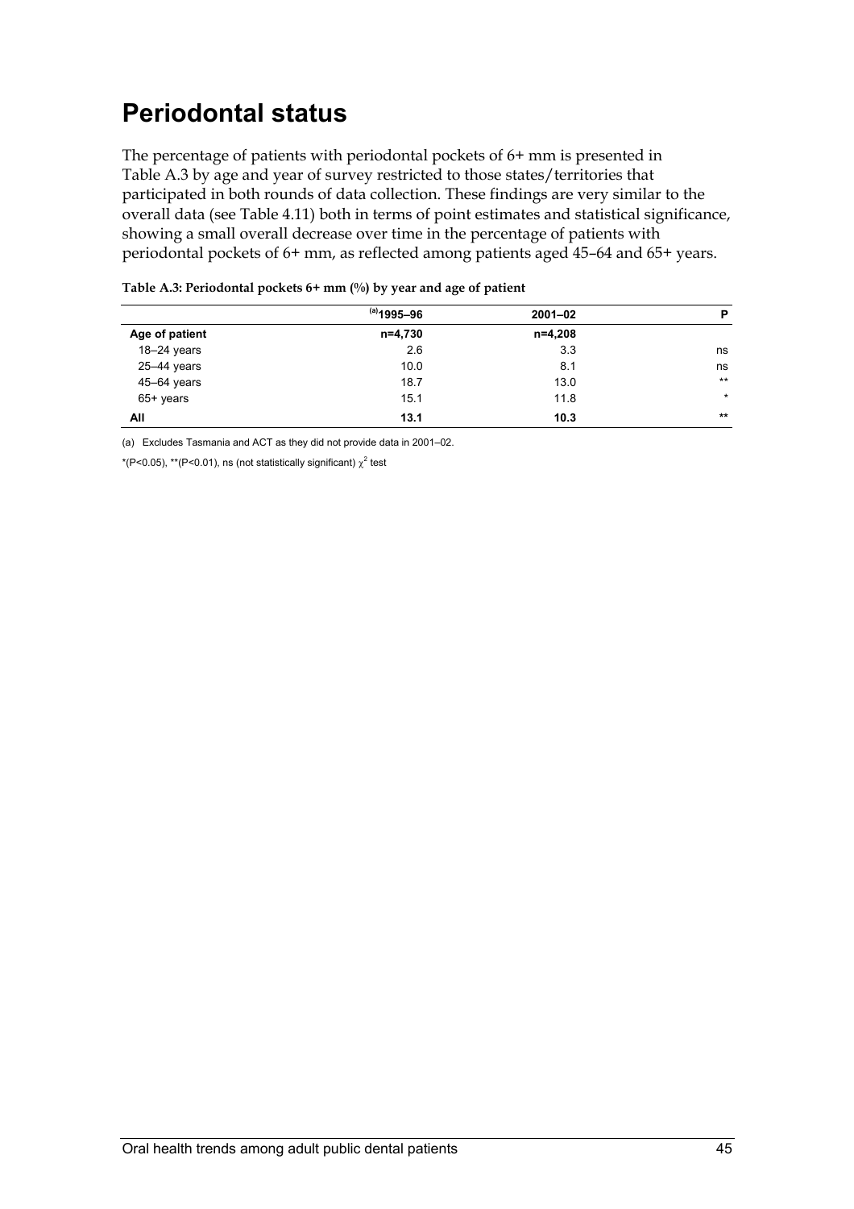# Periodontal status

The percentage of patients with periodontal pockets of 6+ mm is presented in Table A.3 by age and year of survey restricted to those states/territories that participated in both rounds of data collection. These findings are very similar to the overall data (see Table 4.11) both in terms of point estimates and statistical significance, showing a small overall decrease over time in the percentage of patients with periodontal pockets of 6+ mm, as reflected among patients aged 45–64 and 65+ years.

**Table A.3: Periodontal pockets 6+ mm (%) by year and age of patient**

| | [(a)]1995–96 | 2001–02 | P |
|---|---|---|---|
| **Age of patient** | **n=4,730** | **n=4,208** | |
| 18–24 years | 2.6 | 3.3 | ns |
| 25–44 years | 10.0 | 8.1 | ns |
| 45–64 years | 18.7 | 13.0 | ** |
| 65+ years | 15.1 | 11.8 | * |
| **All** | **13.1** | **10.3** | ** |

(a) Excludes Tasmania and ACT as they did not provide data in 2001–02.

*($P<0.05$), **($P<0.01$), ns (not statistically significant) $\chi^2$ test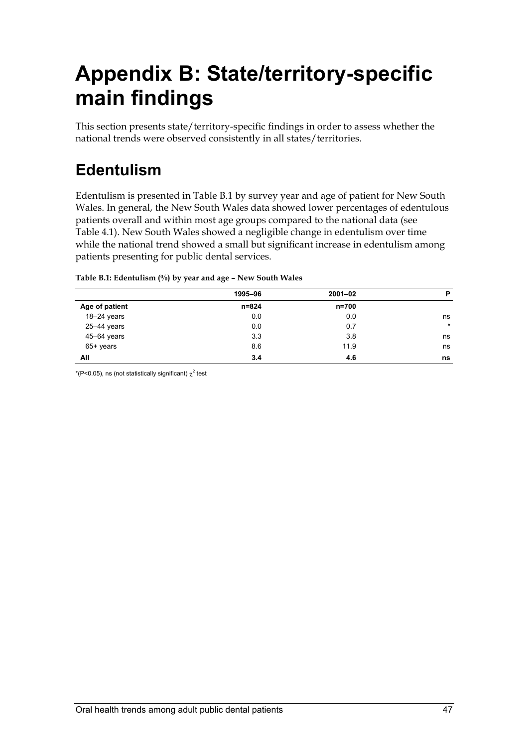# Appendix B: State/territory-specific main findings

This section presents state/territory-specific findings in order to assess whether the national trends were observed consistently in all states/territories.

## Edentulism

Edentulism is presented in Table B.1 by survey year and age of patient for New South Wales. In general, the New South Wales data showed lower percentages of edentulous patients overall and within most age groups compared to the national data (see Table 4.1). New South Wales showed a negligible change in edentulism over time while the national trend showed a small but significant increase in edentulism among patients presenting for public dental services.

**Table B.1: Edentulism (%) by year and age – New South Wales**

| | 1995–96 | 2001–02 | P |
|---|---|---|---|
| **Age of patient** | **n=824** | **n=700** | |
| 18–24 years | 0.0 | 0.0 | ns |
| 25–44 years | 0.0 | 0.7 | * |
| 45–64 years | 3.3 | 3.8 | ns |
| 65+ years | 8.6 | 11.9 | ns |
| **All** | **3.4** | **4.6** | **ns** |

*(P<0.05), ns (not statistically significant) $\chi^2$ test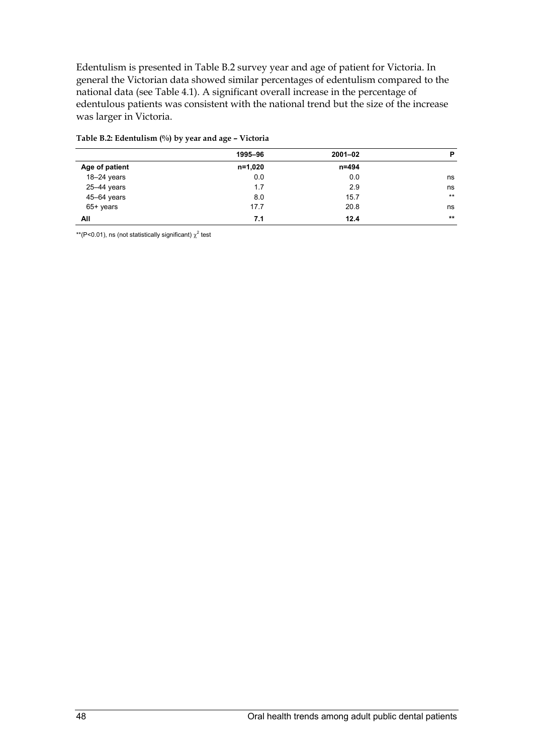Edentulism is presented in Table B.2 survey year and age of patient for Victoria. In general the Victorian data showed similar percentages of edentulism compared to the national data (see Table 4.1). A significant overall increase in the percentage of edentulous patients was consistent with the national trend but the size of the increase was larger in Victoria.

**Table B.2: Edentulism (%) by year and age – Victoria**

| | 1995–96 | 2001–02 | P |
|---|---|---|---|
| **Age of patient** | **n=1,020** | **n=494** | |
| 18–24 years | 0.0 | 0.0 | ns |
| 25–44 years | 1.7 | 2.9 | ns |
| 45–64 years | 8.0 | 15.7 | ** |
| 65+ years | 17.7 | 20.8 | ns |
| **All** | **7.1** | **12.4** | ** |

**(P<0.01), ns (not statistically significant) $\chi^2$ test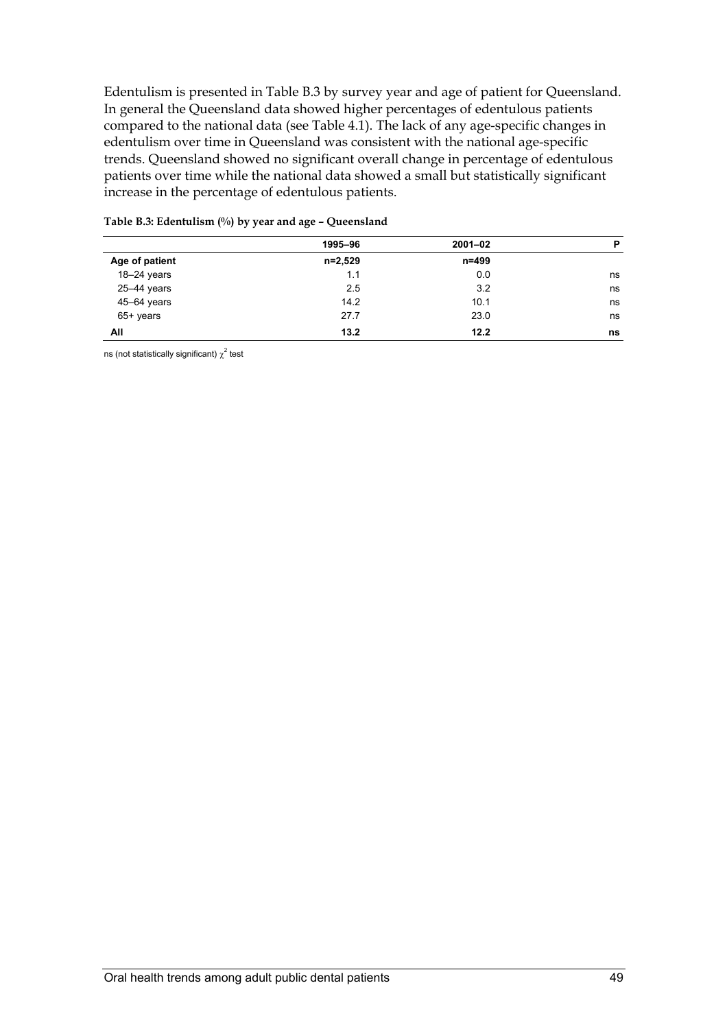Edentulism is presented in Table B.3 by survey year and age of patient for Queensland. In general the Queensland data showed higher percentages of edentulous patients compared to the national data (see Table 4.1). The lack of any age-specific changes in edentulism over time in Queensland was consistent with the national age-specific trends. Queensland showed no significant overall change in percentage of edentulous patients over time while the national data showed a small but statistically significant increase in the percentage of edentulous patients.

**Table B.3: Edentulism (%) by year and age – Queensland**

| | 1995–96 | 2001–02 | P |
|---|---|---|---|
| **Age of patient** | **n=2,529** | **n=499** | |
| 18–24 years | 1.1 | 0.0 | ns |
| 25–44 years | 2.5 | 3.2 | ns |
| 45–64 years | 14.2 | 10.1 | ns |
| 65+ years | 27.7 | 23.0 | ns |
| **All** | **13.2** | **12.2** | **ns** |

ns (not statistically significant) $\chi^2$ test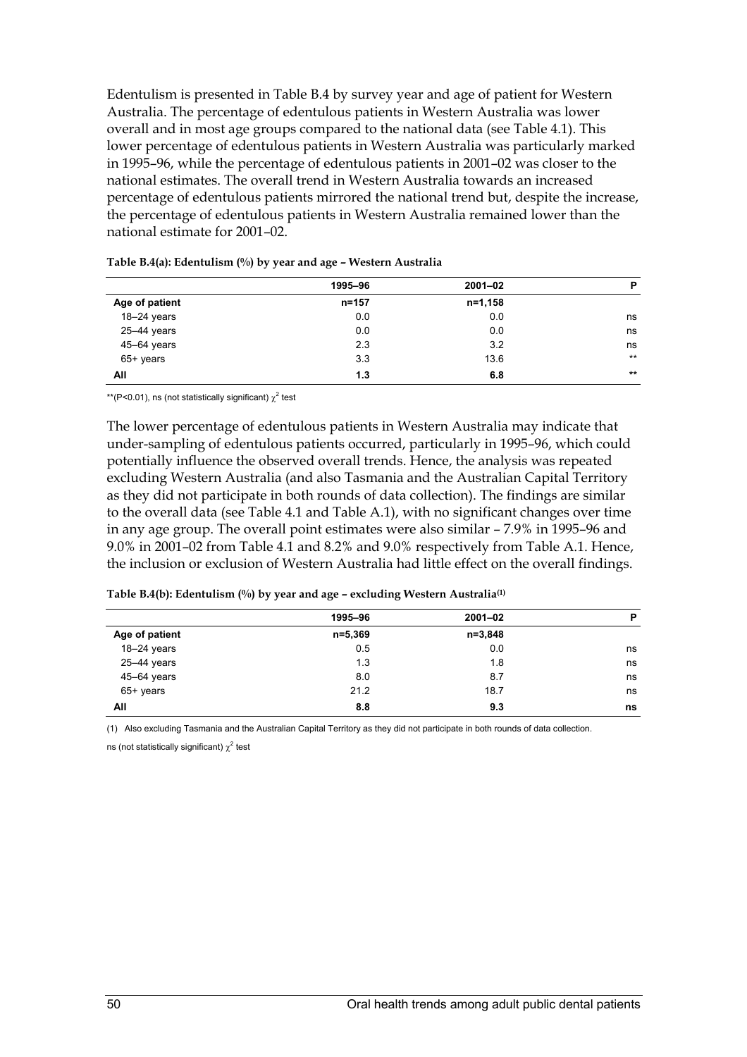Edentulism is presented in Table B.4 by survey year and age of patient for Western Australia. The percentage of edentulous patients in Western Australia was lower overall and in most age groups compared to the national data (see Table 4.1). This lower percentage of edentulous patients in Western Australia was particularly marked in 1995–96, while the percentage of edentulous patients in 2001–02 was closer to the national estimates. The overall trend in Western Australia towards an increased percentage of edentulous patients mirrored the national trend but, despite the increase, the percentage of edentulous patients in Western Australia remained lower than the national estimate for 2001–02.

**Table B.4(a): Edentulism (%) by year and age – Western Australia**

| | 1995–96 | 2001–02 | P |
|---|---|---|---|
| **Age of patient** | **n=157** | **n=1,158** | |
| 18–24 years | 0.0 | 0.0 | ns |
| 25–44 years | 0.0 | 0.0 | ns |
| 45–64 years | 2.3 | 3.2 | ns |
| 65+ years | 3.3 | 13.6 | ** |
| **All** | **1.3** | **6.8** | ** |

**(P<0.01), ns (not statistically significant) $\chi^2$ test

The lower percentage of edentulous patients in Western Australia may indicate that under-sampling of edentulous patients occurred, particularly in 1995–96, which could potentially influence the observed overall trends. Hence, the analysis was repeated excluding Western Australia (and also Tasmania and the Australian Capital Territory as they did not participate in both rounds of data collection). The findings are similar to the overall data (see Table 4.1 and Table A.1), with no significant changes over time in any age group. The overall point estimates were also similar – 7.9% in 1995–96 and 9.0% in 2001–02 from Table 4.1 and 8.2% and 9.0% respectively from Table A.1. Hence, the inclusion or exclusion of Western Australia had little effect on the overall findings.

**Table B.4(b): Edentulism (%) by year and age – excluding Western Australia(1)**

| | 1995–96 | 2001–02 | P |
|---|---|---|---|
| **Age of patient** | **n=5,369** | **n=3,848** | |
| 18–24 years | 0.5 | 0.0 | ns |
| 25–44 years | 1.3 | 1.8 | ns |
| 45–64 years | 8.0 | 8.7 | ns |
| 65+ years | 21.2 | 18.7 | ns |
| **All** | **8.8** | **9.3** | **ns** |

(1) Also excluding Tasmania and the Australian Capital Territory as they did not participate in both rounds of data collection.

ns (not statistically significant) $\chi^2$ test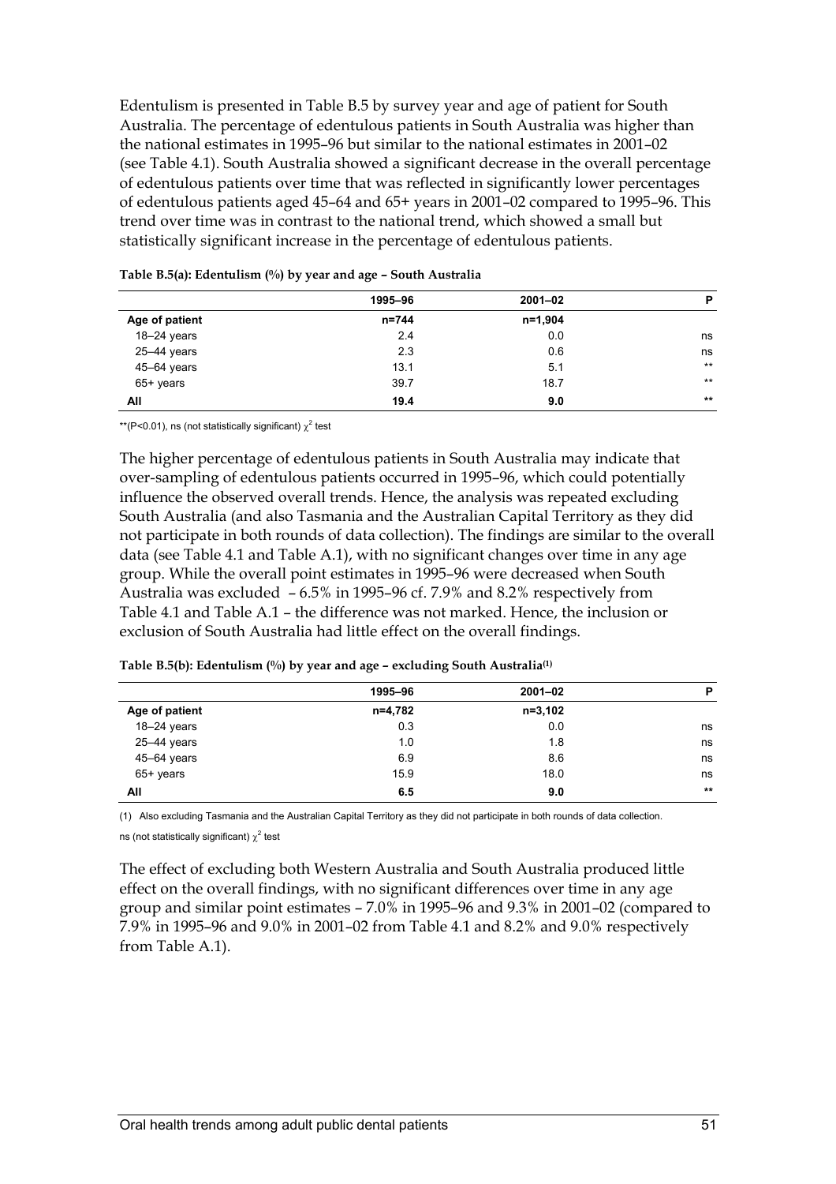Edentulism is presented in Table B.5 by survey year and age of patient for South Australia. The percentage of edentulous patients in South Australia was higher than the national estimates in 1995–96 but similar to the national estimates in 2001–02 (see Table 4.1). South Australia showed a significant decrease in the overall percentage of edentulous patients over time that was reflected in significantly lower percentages of edentulous patients aged 45–64 and 65+ years in 2001–02 compared to 1995–96. This trend over time was in contrast to the national trend, which showed a small but statistically significant increase in the percentage of edentulous patients.

**Table B.5(a): Edentulism (%) by year and age – South Australia**

| | 1995–96 | 2001–02 | P |
|---|---|---|---|
| **Age of patient** | n=744 | n=1,904 | |
| 18–24 years | 2.4 | 0.0 | ns |
| 25–44 years | 2.3 | 0.6 | ns |
| 45–64 years | 13.1 | 5.1 | ** |
| 65+ years | 39.7 | 18.7 | ** |
| **All** | **19.4** | **9.0** | ** |

**(P<0.01), ns (not statistically significant) $\chi^2$ test

The higher percentage of edentulous patients in South Australia may indicate that over-sampling of edentulous patients occurred in 1995–96, which could potentially influence the observed overall trends. Hence, the analysis was repeated excluding South Australia (and also Tasmania and the Australian Capital Territory as they did not participate in both rounds of data collection). The findings are similar to the overall data (see Table 4.1 and Table A.1), with no significant changes over time in any age group. While the overall point estimates in 1995–96 were decreased when South Australia was excluded – 6.5% in 1995–96 cf. 7.9% and 8.2% respectively from Table 4.1 and Table A.1 – the difference was not marked. Hence, the inclusion or exclusion of South Australia had little effect on the overall findings.

**Table B.5(b): Edentulism (%) by year and age – excluding South Australia(1)**

| | 1995–96 | 2001–02 | P |
|---|---|---|---|
| **Age of patient** | n=4,782 | n=3,102 | |
| 18–24 years | 0.3 | 0.0 | ns |
| 25–44 years | 1.0 | 1.8 | ns |
| 45–64 years | 6.9 | 8.6 | ns |
| 65+ years | 15.9 | 18.0 | ns |
| **All** | **6.5** | **9.0** | ** |

(1) Also excluding Tasmania and the Australian Capital Territory as they did not participate in both rounds of data collection.

ns (not statistically significant) $\chi^2$ test

The effect of excluding both Western Australia and South Australia produced little effect on the overall findings, with no significant differences over time in any age group and similar point estimates – 7.0% in 1995–96 and 9.3% in 2001–02 (compared to 7.9% in 1995–96 and 9.0% in 2001–02 from Table 4.1 and 8.2% and 9.0% respectively from Table A.1).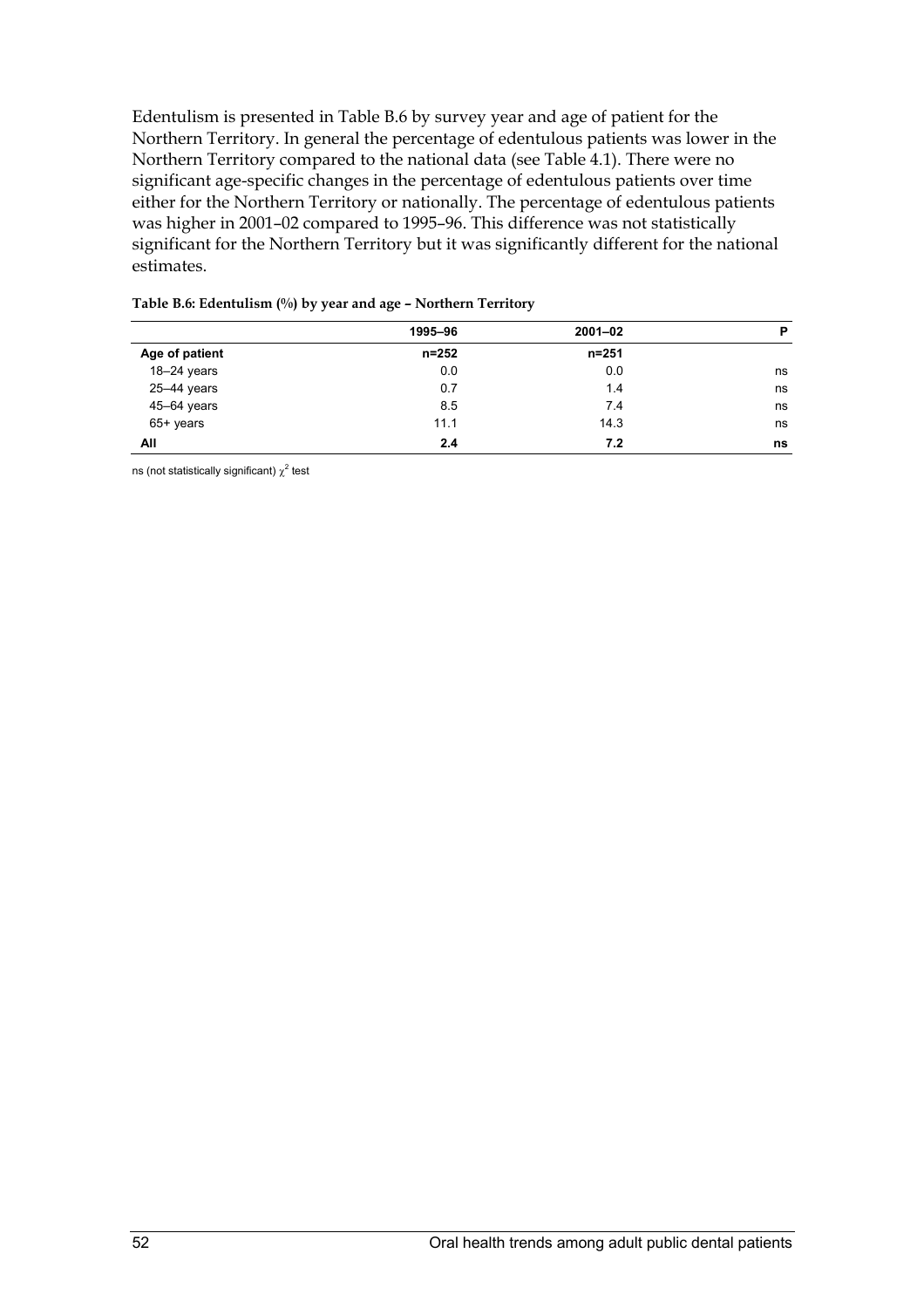Edentulism is presented in Table B.6 by survey year and age of patient for the Northern Territory. In general the percentage of edentulous patients was lower in the Northern Territory compared to the national data (see Table 4.1). There were no significant age-specific changes in the percentage of edentulous patients over time either for the Northern Territory or nationally. The percentage of edentulous patients was higher in 2001–02 compared to 1995–96. This difference was not statistically significant for the Northern Territory but it was significantly different for the national estimates.

**Table B.6: Edentulism (%) by year and age – Northern Territory**

| | 1995–96 | 2001–02 | P |
|---|---|---|---|
| **Age of patient** | **n=252** | **n=251** | |
| 18–24 years | 0.0 | 0.0 | ns |
| 25–44 years | 0.7 | 1.4 | ns |
| 45–64 years | 8.5 | 7.4 | ns |
| 65+ years | 11.1 | 14.3 | ns |
| **All** | **2.4** | **7.2** | **ns** |

ns (not statistically significant) $\chi^2$ test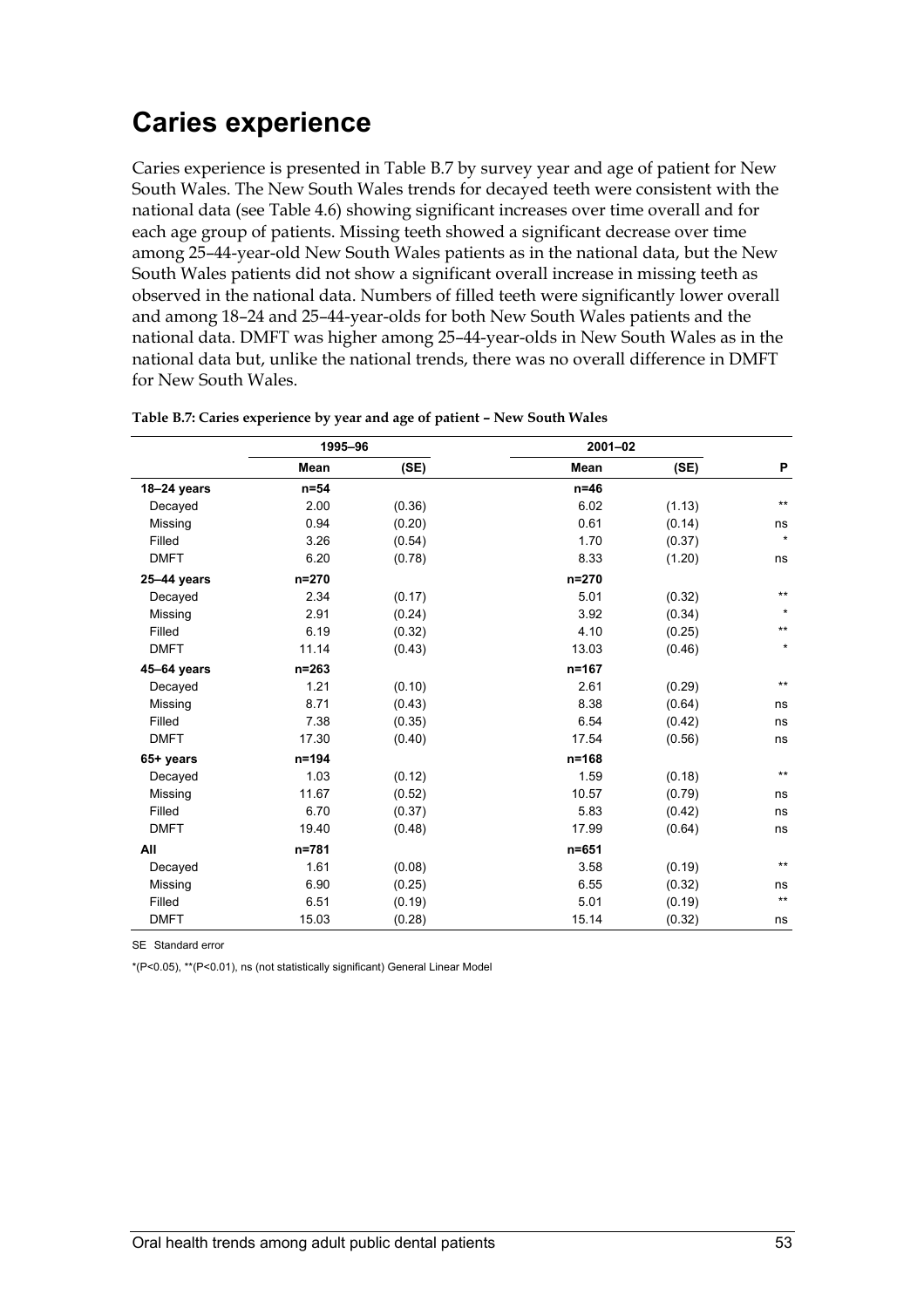## Caries experience

Caries experience is presented in Table B.7 by survey year and age of patient for New South Wales. The New South Wales trends for decayed teeth were consistent with the national data (see Table 4.6) showing significant increases over time overall and for each age group of patients. Missing teeth showed a significant decrease over time among 25–44-year-old New South Wales patients as in the national data, but the New South Wales patients did not show a significant overall increase in missing teeth as observed in the national data. Numbers of filled teeth were significantly lower overall and among 18–24 and 25–44-year-olds for both New South Wales patients and the national data. DMFT was higher among 25–44-year-olds in New South Wales as in the national data but, unlike the national trends, there was no overall difference in DMFT for New South Wales.

**Table B.7: Caries experience by year and age of patient – New South Wales**

| | 1995–96 | | 2001–02 | | |
|---|---|---|---|---|---|
| | Mean | (SE) | Mean | (SE) | P |
| **18–24 years** | n=54 | | n=46 | | |
| Decayed | 2.00 | (0.36) | 6.02 | (1.13) | ** |
| Missing | 0.94 | (0.20) | 0.61 | (0.14) | ns |
| Filled | 3.26 | (0.54) | 1.70 | (0.37) | * |
| DMFT | 6.20 | (0.78) | 8.33 | (1.20) | ns |
| **25–44 years** | n=270 | | n=270 | | |
| Decayed | 2.34 | (0.17) | 5.01 | (0.32) | ** |
| Missing | 2.91 | (0.24) | 3.92 | (0.34) | * |
| Filled | 6.19 | (0.32) | 4.10 | (0.25) | ** |
| DMFT | 11.14 | (0.43) | 13.03 | (0.46) | * |
| **45–64 years** | n=263 | | n=167 | | |
| Decayed | 1.21 | (0.10) | 2.61 | (0.29) | ** |
| Missing | 8.71 | (0.43) | 8.38 | (0.64) | ns |
| Filled | 7.38 | (0.35) | 6.54 | (0.42) | ns |
| DMFT | 17.30 | (0.40) | 17.54 | (0.56) | ns |
| **65+ years** | n=194 | | n=168 | | |
| Decayed | 1.03 | (0.12) | 1.59 | (0.18) | ** |
| Missing | 11.67 | (0.52) | 10.57 | (0.79) | ns |
| Filled | 6.70 | (0.37) | 5.83 | (0.42) | ns |
| DMFT | 19.40 | (0.48) | 17.99 | (0.64) | ns |
| **All** | n=781 | | n=651 | | |
| Decayed | 1.61 | (0.08) | 3.58 | (0.19) | ** |
| Missing | 6.90 | (0.25) | 6.55 | (0.32) | ns |
| Filled | 6.51 | (0.19) | 5.01 | (0.19) | ** |
| DMFT | 15.03 | (0.28) | 15.14 | (0.32) | ns |

SE Standard error

*(P<0.05), **(P<0.01), ns (not statistically significant) General Linear Model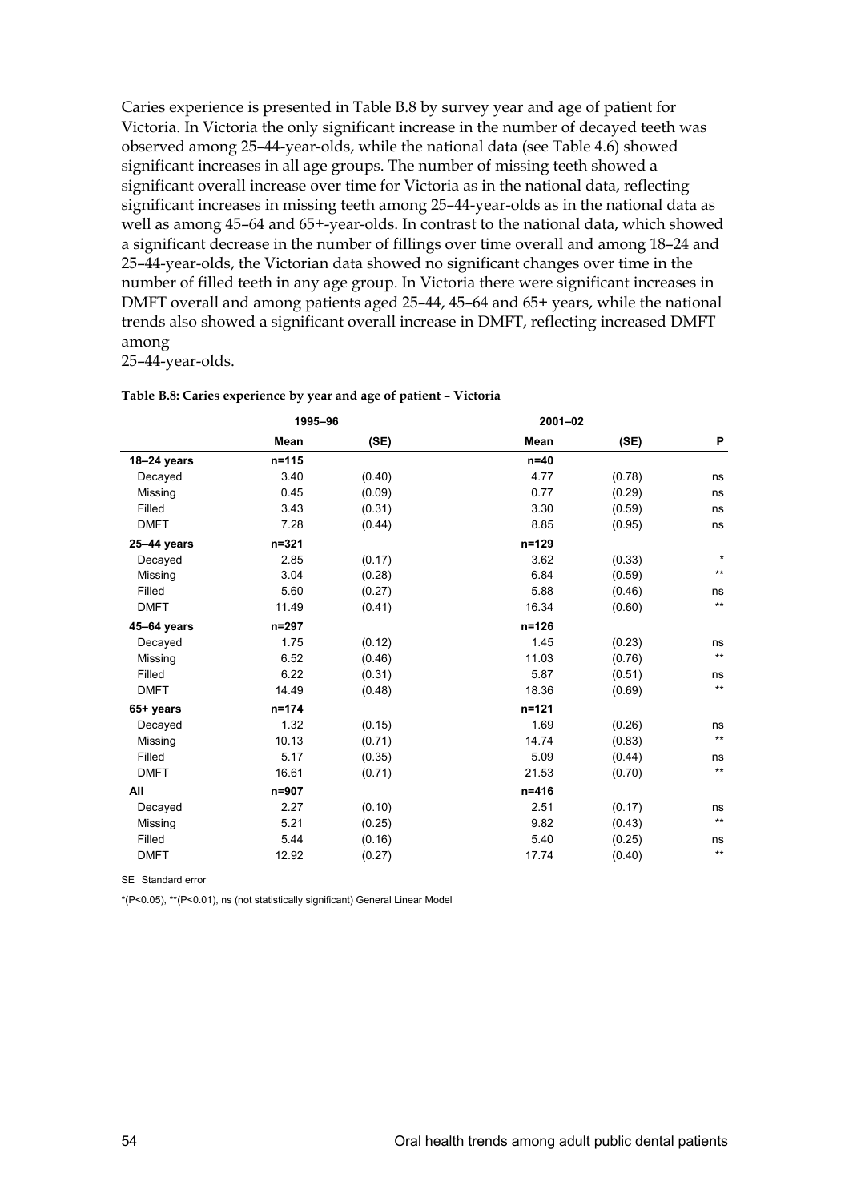Caries experience is presented in Table B.8 by survey year and age of patient for Victoria. In Victoria the only significant increase in the number of decayed teeth was observed among 25–44-year-olds, while the national data (see Table 4.6) showed significant increases in all age groups. The number of missing teeth showed a significant overall increase over time for Victoria as in the national data, reflecting significant increases in missing teeth among 25–44-year-olds as in the national data as well as among 45–64 and 65+-year-olds. In contrast to the national data, which showed a significant decrease in the number of fillings over time overall and among 18–24 and 25–44-year-olds, the Victorian data showed no significant changes over time in the number of filled teeth in any age group. In Victoria there were significant increases in DMFT overall and among patients aged 25–44, 45–64 and 65+ years, while the national trends also showed a significant overall increase in DMFT, reflecting increased DMFT among 25–44-year-olds.

**Table B.8: Caries experience by year and age of patient – Victoria**

| | 1995–96 | | 2001–02 | | |
|---|---|---|---|---|---|
| | **Mean** | **(SE)** | **Mean** | **(SE)** | **P** |
| **18–24 years** | n=115 | | n=40 | | |
| Decayed | 3.40 | (0.40) | 4.77 | (0.78) | ns |
| Missing | 0.45 | (0.09) | 0.77 | (0.29) | ns |
| Filled | 3.43 | (0.31) | 3.30 | (0.59) | ns |
| DMFT | 7.28 | (0.44) | 8.85 | (0.95) | ns |
| **25–44 years** | n=321 | | n=129 | | |
| Decayed | 2.85 | (0.17) | 3.62 | (0.33) | * |
| Missing | 3.04 | (0.28) | 6.84 | (0.59) | ** |
| Filled | 5.60 | (0.27) | 5.88 | (0.46) | ns |
| DMFT | 11.49 | (0.41) | 16.34 | (0.60) | ** |
| **45–64 years** | n=297 | | n=126 | | |
| Decayed | 1.75 | (0.12) | 1.45 | (0.23) | ns |
| Missing | 6.52 | (0.46) | 11.03 | (0.76) | ** |
| Filled | 6.22 | (0.31) | 5.87 | (0.51) | ns |
| DMFT | 14.49 | (0.48) | 18.36 | (0.69) | ** |
| **65+ years** | n=174 | | n=121 | | |
| Decayed | 1.32 | (0.15) | 1.69 | (0.26) | ns |
| Missing | 10.13 | (0.71) | 14.74 | (0.83) | ** |
| Filled | 5.17 | (0.35) | 5.09 | (0.44) | ns |
| DMFT | 16.61 | (0.71) | 21.53 | (0.70) | ** |
| **All** | n=907 | | n=416 | | |
| Decayed | 2.27 | (0.10) | 2.51 | (0.17) | ns |
| Missing | 5.21 | (0.25) | 9.82 | (0.43) | ** |
| Filled | 5.44 | (0.16) | 5.40 | (0.25) | ns |
| DMFT | 12.92 | (0.27) | 17.74 | (0.40) | ** |

SE Standard error

*(P<0.05), **(P<0.01), ns (not statistically significant) General Linear Model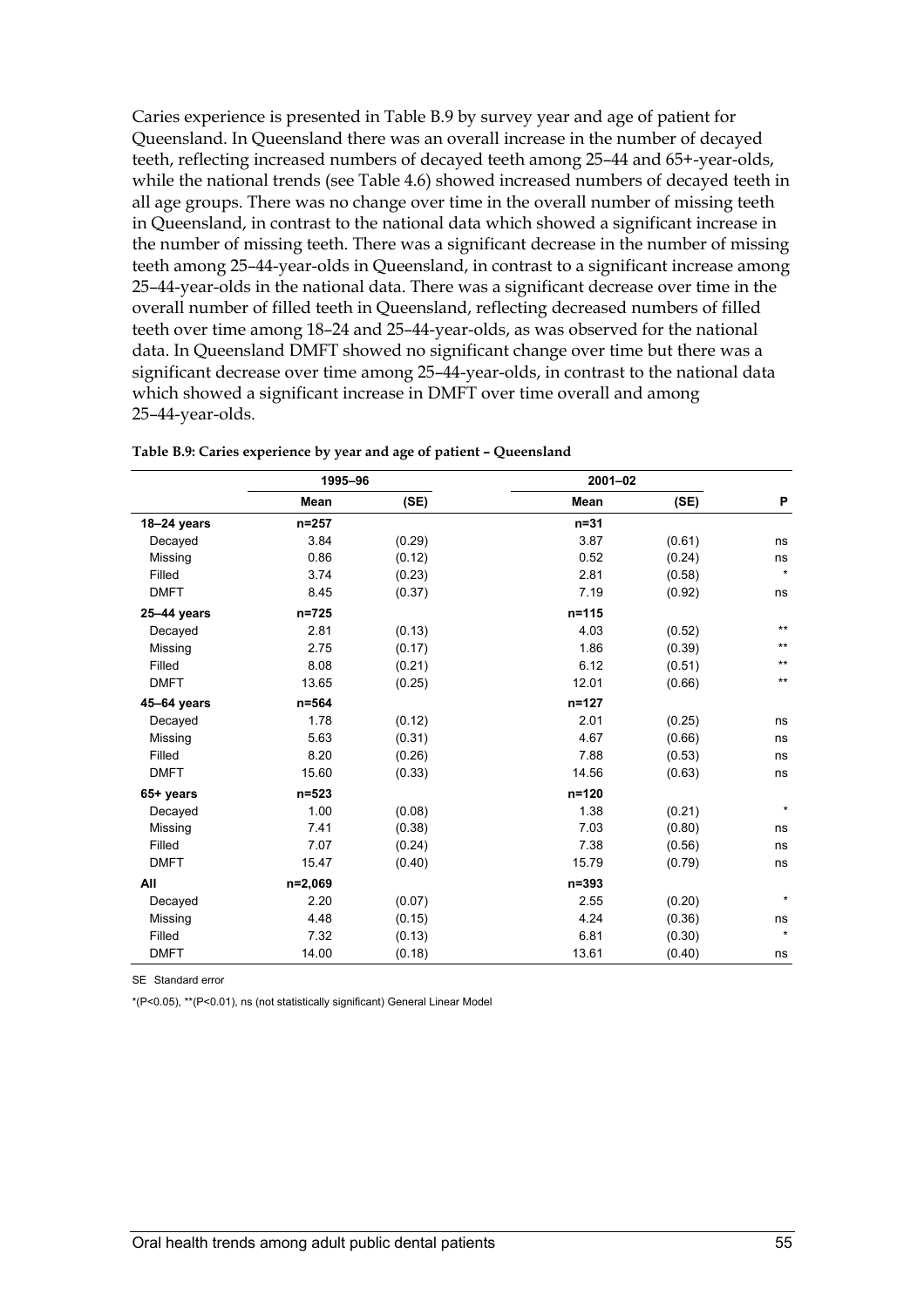Caries experience is presented in Table B.9 by survey year and age of patient for Queensland. In Queensland there was an overall increase in the number of decayed teeth, reflecting increased numbers of decayed teeth among 25–44 and 65+-year-olds, while the national trends (see Table 4.6) showed increased numbers of decayed teeth in all age groups. There was no change over time in the overall number of missing teeth in Queensland, in contrast to the national data which showed a significant increase in the number of missing teeth. There was a significant decrease in the number of missing teeth among 25–44-year-olds in Queensland, in contrast to a significant increase among 25–44-year-olds in the national data. There was a significant decrease over time in the overall number of filled teeth in Queensland, reflecting decreased numbers of filled teeth over time among 18–24 and 25–44-year-olds, as was observed for the national data. In Queensland DMFT showed no significant change over time but there was a significant decrease over time among 25–44-year-olds, in contrast to the national data which showed a significant increase in DMFT over time overall and among 25–44-year-olds.

**Table B.9: Caries experience by year and age of patient – Queensland**

| | 1995–96 | | 2001–02 | | |
|---|---|---|---|---|---|
| | Mean | (SE) | Mean | (SE) | P |
| **18–24 years** | n=257 | | n=31 | | |
| Decayed | 3.84 | (0.29) | 3.87 | (0.61) | ns |
| Missing | 0.86 | (0.12) | 0.52 | (0.24) | ns |
| Filled | 3.74 | (0.23) | 2.81 | (0.58) | * |
| DMFT | 8.45 | (0.37) | 7.19 | (0.92) | ns |
| **25–44 years** | n=725 | | n=115 | | |
| Decayed | 2.81 | (0.13) | 4.03 | (0.52) | ** |
| Missing | 2.75 | (0.17) | 1.86 | (0.39) | ** |
| Filled | 8.08 | (0.21) | 6.12 | (0.51) | ** |
| DMFT | 13.65 | (0.25) | 12.01 | (0.66) | ** |
| **45–64 years** | n=564 | | n=127 | | |
| Decayed | 1.78 | (0.12) | 2.01 | (0.25) | ns |
| Missing | 5.63 | (0.31) | 4.67 | (0.66) | ns |
| Filled | 8.20 | (0.26) | 7.88 | (0.53) | ns |
| DMFT | 15.60 | (0.33) | 14.56 | (0.63) | ns |
| **65+ years** | n=523 | | n=120 | | |
| Decayed | 1.00 | (0.08) | 1.38 | (0.21) | * |
| Missing | 7.41 | (0.38) | 7.03 | (0.80) | ns |
| Filled | 7.07 | (0.24) | 7.38 | (0.56) | ns |
| DMFT | 15.47 | (0.40) | 15.79 | (0.79) | ns |
| **All** | n=2,069 | | n=393 | | |
| Decayed | 2.20 | (0.07) | 2.55 | (0.20) | * |
| Missing | 4.48 | (0.15) | 4.24 | (0.36) | ns |
| Filled | 7.32 | (0.13) | 6.81 | (0.30) | * |
| DMFT | 14.00 | (0.18) | 13.61 | (0.40) | ns |

SE Standard error

*(P<0.05), **(P<0.01), ns (not statistically significant) General Linear Model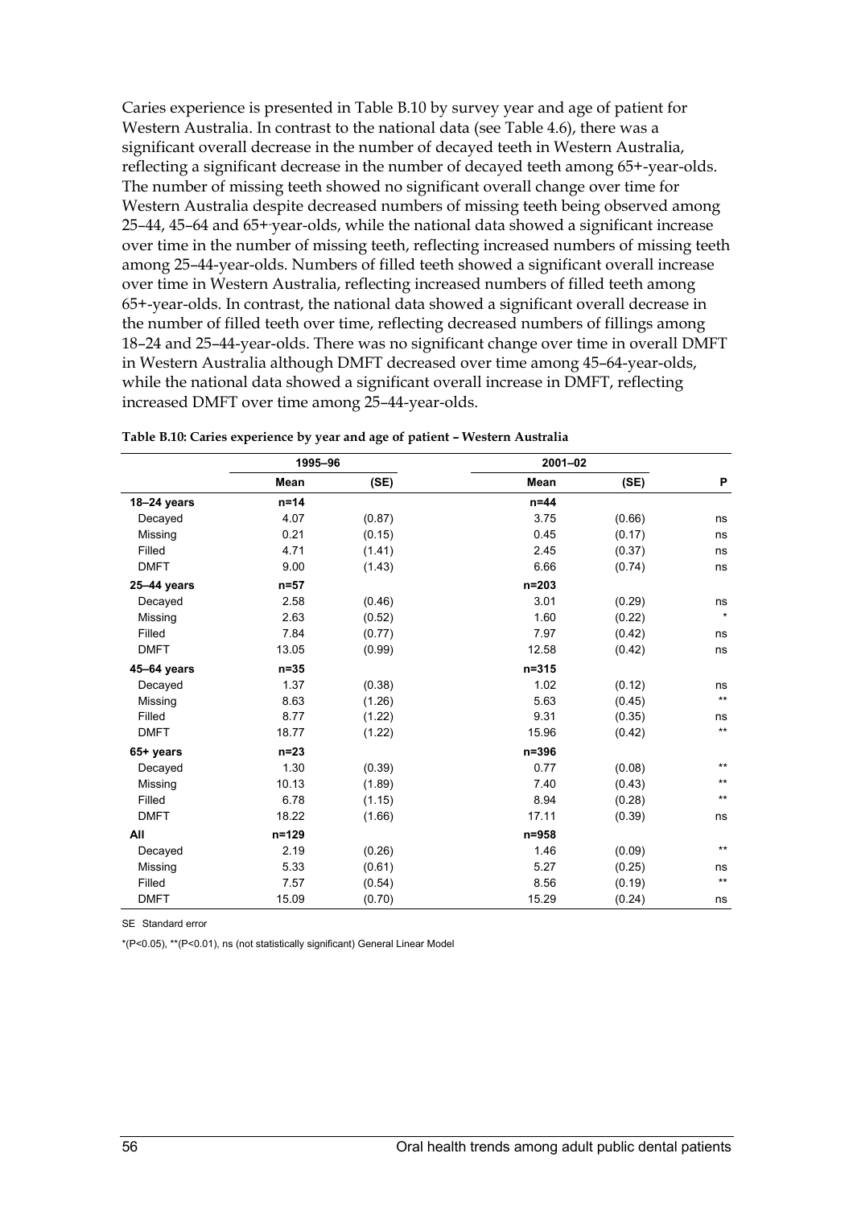Caries experience is presented in Table B.10 by survey year and age of patient for Western Australia. In contrast to the national data (see Table 4.6), there was a significant overall decrease in the number of decayed teeth in Western Australia, reflecting a significant decrease in the number of decayed teeth among 65+-year-olds. The number of missing teeth showed no significant overall change over time for Western Australia despite decreased numbers of missing teeth being observed among 25–44, 45–64 and 65+-year-olds, while the national data showed a significant increase over time in the number of missing teeth, reflecting increased numbers of missing teeth among 25–44-year-olds. Numbers of filled teeth showed a significant overall increase over time in Western Australia, reflecting increased numbers of filled teeth among 65+-year-olds. In contrast, the national data showed a significant overall decrease in the number of filled teeth over time, reflecting decreased numbers of fillings among 18–24 and 25–44-year-olds. There was no significant change over time in overall DMFT in Western Australia although DMFT decreased over time among 45–64-year-olds, while the national data showed a significant overall increase in DMFT, reflecting increased DMFT over time among 25–44-year-olds.

**Table B.10: Caries experience by year and age of patient – Western Australia**

| | 1995–96 | | 2001–02 | | |
|---|---|---|---|---|---|
| | Mean | (SE) | Mean | (SE) | P |
| **18–24 years** | n=14 | | n=44 | | |
| Decayed | 4.07 | (0.87) | 3.75 | (0.66) | ns |
| Missing | 0.21 | (0.15) | 0.45 | (0.17) | ns |
| Filled | 4.71 | (1.41) | 2.45 | (0.37) | ns |
| DMFT | 9.00 | (1.43) | 6.66 | (0.74) | ns |
| **25–44 years** | n=57 | | n=203 | | |
| Decayed | 2.58 | (0.46) | 3.01 | (0.29) | ns |
| Missing | 2.63 | (0.52) | 1.60 | (0.22) | * |
| Filled | 7.84 | (0.77) | 7.97 | (0.42) | ns |
| DMFT | 13.05 | (0.99) | 12.58 | (0.42) | ns |
| **45–64 years** | n=35 | | n=315 | | |
| Decayed | 1.37 | (0.38) | 1.02 | (0.12) | ns |
| Missing | 8.63 | (1.26) | 5.63 | (0.45) | ** |
| Filled | 8.77 | (1.22) | 9.31 | (0.35) | ns |
| DMFT | 18.77 | (1.22) | 15.96 | (0.42) | ** |
| **65+ years** | n=23 | | n=396 | | |
| Decayed | 1.30 | (0.39) | 0.77 | (0.08) | ** |
| Missing | 10.13 | (1.89) | 7.40 | (0.43) | ** |
| Filled | 6.78 | (1.15) | 8.94 | (0.28) | ** |
| DMFT | 18.22 | (1.66) | 17.11 | (0.39) | ns |
| **All** | n=129 | | n=958 | | |
| Decayed | 2.19 | (0.26) | 1.46 | (0.09) | ** |
| Missing | 5.33 | (0.61) | 5.27 | (0.25) | ns |
| Filled | 7.57 | (0.54) | 8.56 | (0.19) | ** |
| DMFT | 15.09 | (0.70) | 15.29 | (0.24) | ns |

SE Standard error

*(P<0.05), **(P<0.01), ns (not statistically significant) General Linear Model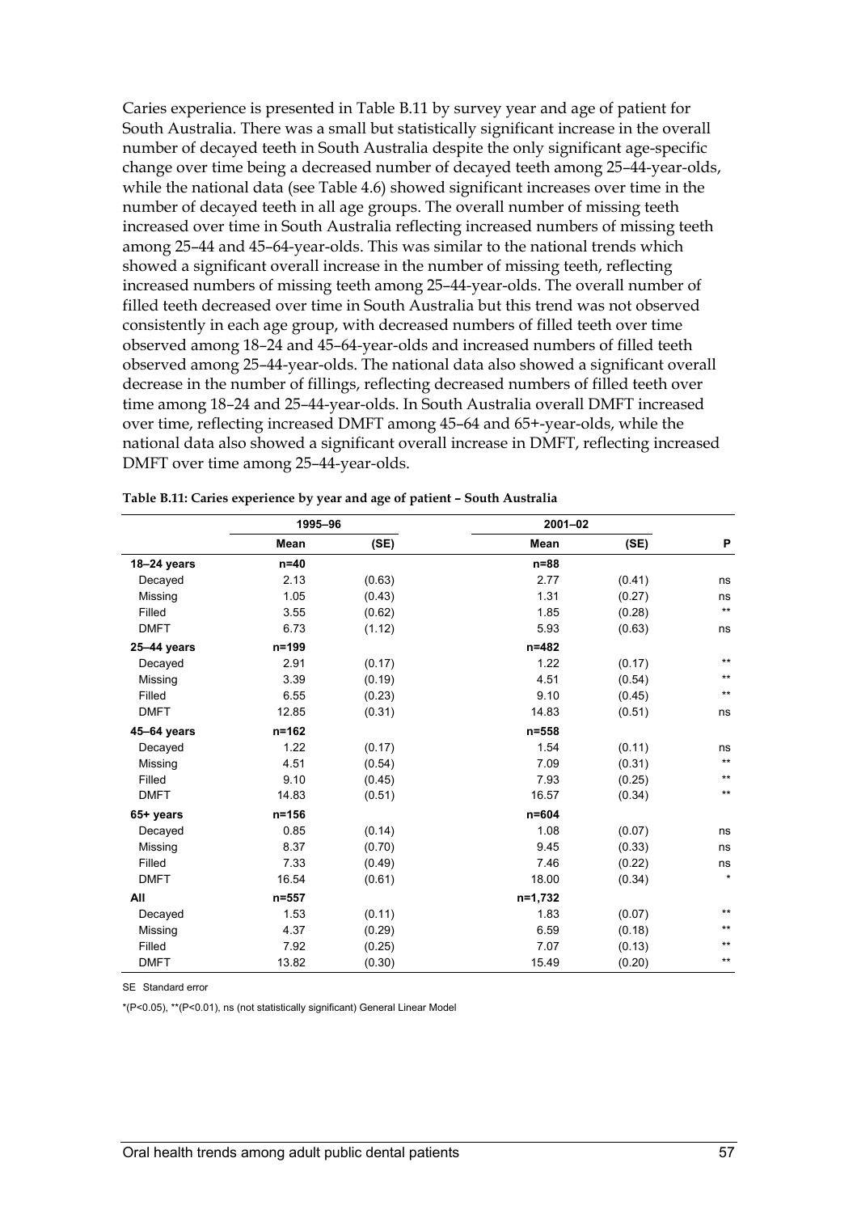Caries experience is presented in Table B.11 by survey year and age of patient for South Australia. There was a small but statistically significant increase in the overall number of decayed teeth in South Australia despite the only significant age-specific change over time being a decreased number of decayed teeth among 25–44-year-olds, while the national data (see Table 4.6) showed significant increases over time in the number of decayed teeth in all age groups. The overall number of missing teeth increased over time in South Australia reflecting increased numbers of missing teeth among 25–44 and 45–64-year-olds. This was similar to the national trends which showed a significant overall increase in the number of missing teeth, reflecting increased numbers of missing teeth among 25–44-year-olds. The overall number of filled teeth decreased over time in South Australia but this trend was not observed consistently in each age group, with decreased numbers of filled teeth over time observed among 18–24 and 45–64-year-olds and increased numbers of filled teeth observed among 25–44-year-olds. The national data also showed a significant overall decrease in the number of fillings, reflecting decreased numbers of filled teeth over time among 18–24 and 25–44-year-olds. In South Australia overall DMFT increased over time, reflecting increased DMFT among 45–64 and 65+-year-olds, while the national data also showed a significant overall increase in DMFT, reflecting increased DMFT over time among 25–44-year-olds.

**Table B.11: Caries experience by year and age of patient – South Australia**

| | 1995–96 | | 2001–02 | | |
|---|---|---|---|---|---|
| | Mean | (SE) | Mean | (SE) | P |
| **18–24 years** | n=40 | | n=88 | | |
| Decayed | 2.13 | (0.63) | 2.77 | (0.41) | ns |
| Missing | 1.05 | (0.43) | 1.31 | (0.27) | ns |
| Filled | 3.55 | (0.62) | 1.85 | (0.28) | ** |
| DMFT | 6.73 | (1.12) | 5.93 | (0.63) | ns |
| **25–44 years** | n=199 | | n=482 | | |
| Decayed | 2.91 | (0.17) | 1.22 | (0.17) | ** |
| Missing | 3.39 | (0.19) | 4.51 | (0.54) | ** |
| Filled | 6.55 | (0.23) | 9.10 | (0.45) | ** |
| DMFT | 12.85 | (0.31) | 14.83 | (0.51) | ns |
| **45–64 years** | n=162 | | n=558 | | |
| Decayed | 1.22 | (0.17) | 1.54 | (0.11) | ns |
| Missing | 4.51 | (0.54) | 7.09 | (0.31) | ** |
| Filled | 9.10 | (0.45) | 7.93 | (0.25) | ** |
| DMFT | 14.83 | (0.51) | 16.57 | (0.34) | ** |
| **65+ years** | n=156 | | n=604 | | |
| Decayed | 0.85 | (0.14) | 1.08 | (0.07) | ns |
| Missing | 8.37 | (0.70) | 9.45 | (0.33) | ns |
| Filled | 7.33 | (0.49) | 7.46 | (0.22) | ns |
| DMFT | 16.54 | (0.61) | 18.00 | (0.34) | * |
| **All** | n=557 | | n=1,732 | | |
| Decayed | 1.53 | (0.11) | 1.83 | (0.07) | ** |
| Missing | 4.37 | (0.29) | 6.59 | (0.18) | ** |
| Filled | 7.92 | (0.25) | 7.07 | (0.13) | ** |
| DMFT | 13.82 | (0.30) | 15.49 | (0.20) | ** |

SE Standard error

*(P<0.05), **(P<0.01), ns (not statistically significant) General Linear Model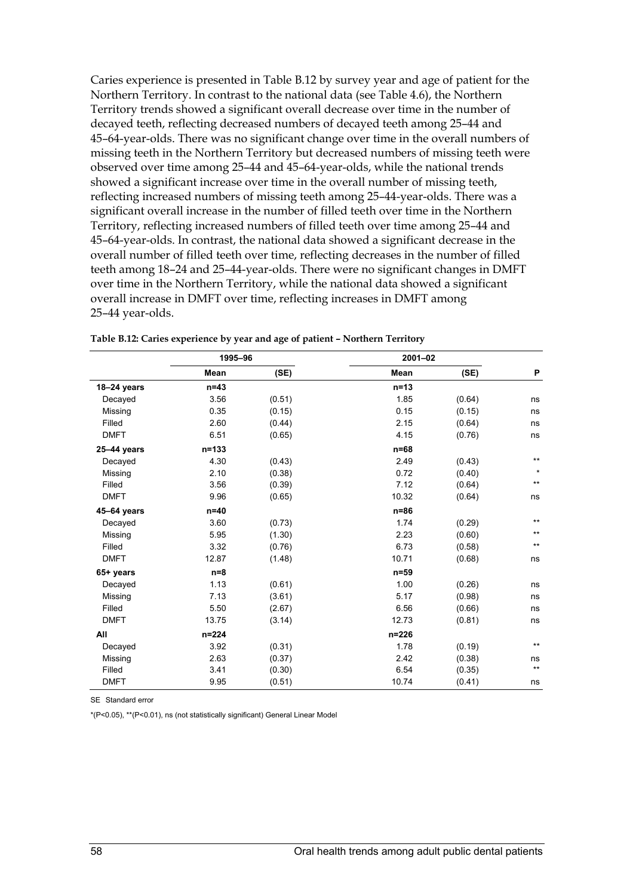Caries experience is presented in Table B.12 by survey year and age of patient for the Northern Territory. In contrast to the national data (see Table 4.6), the Northern Territory trends showed a significant overall decrease over time in the number of decayed teeth, reflecting decreased numbers of decayed teeth among 25–44 and 45–64-year-olds. There was no significant change over time in the overall numbers of missing teeth in the Northern Territory but decreased numbers of missing teeth were observed over time among 25–44 and 45–64-year-olds, while the national trends showed a significant increase over time in the overall number of missing teeth, reflecting increased numbers of missing teeth among 25–44-year-olds. There was a significant overall increase in the number of filled teeth over time in the Northern Territory, reflecting increased numbers of filled teeth over time among 25–44 and 45–64-year-olds. In contrast, the national data showed a significant decrease in the overall number of filled teeth over time, reflecting decreases in the number of filled teeth among 18–24 and 25–44-year-olds. There were no significant changes in DMFT over time in the Northern Territory, while the national data showed a significant overall increase in DMFT over time, reflecting increases in DMFT among 25–44 year-olds.

**Table B.12: Caries experience by year and age of patient – Northern Territory**

| | 1995–96 | | 2001–02 | | |
|---|---|---|---|---|---|
| | **Mean** | **(SE)** | **Mean** | **(SE)** | **P** |
| **18–24 years** | n=43 | | n=13 | | |
| Decayed | 3.56 | (0.51) | 1.85 | (0.64) | ns |
| Missing | 0.35 | (0.15) | 0.15 | (0.15) | ns |
| Filled | 2.60 | (0.44) | 2.15 | (0.64) | ns |
| DMFT | 6.51 | (0.65) | 4.15 | (0.76) | ns |
| **25–44 years** | n=133 | | n=68 | | |
| Decayed | 4.30 | (0.43) | 2.49 | (0.43) | ** |
| Missing | 2.10 | (0.38) | 0.72 | (0.40) | * |
| Filled | 3.56 | (0.39) | 7.12 | (0.64) | ** |
| DMFT | 9.96 | (0.65) | 10.32 | (0.64) | ns |
| **45–64 years** | n=40 | | n=86 | | |
| Decayed | 3.60 | (0.73) | 1.74 | (0.29) | ** |
| Missing | 5.95 | (1.30) | 2.23 | (0.60) | ** |
| Filled | 3.32 | (0.76) | 6.73 | (0.58) | ** |
| DMFT | 12.87 | (1.48) | 10.71 | (0.68) | ns |
| **65+ years** | n=8 | | n=59 | | |
| Decayed | 1.13 | (0.61) | 1.00 | (0.26) | ns |
| Missing | 7.13 | (3.61) | 5.17 | (0.98) | ns |
| Filled | 5.50 | (2.67) | 6.56 | (0.66) | ns |
| DMFT | 13.75 | (3.14) | 12.73 | (0.81) | ns |
| **All** | n=224 | | n=226 | | |
| Decayed | 3.92 | (0.31) | 1.78 | (0.19) | ** |
| Missing | 2.63 | (0.37) | 2.42 | (0.38) | ns |
| Filled | 3.41 | (0.30) | 6.54 | (0.35) | ** |
| DMFT | 9.95 | (0.51) | 10.74 | (0.41) | ns |

SE Standard error

*(P<0.05), **(P<0.01), ns (not statistically significant) General Linear Model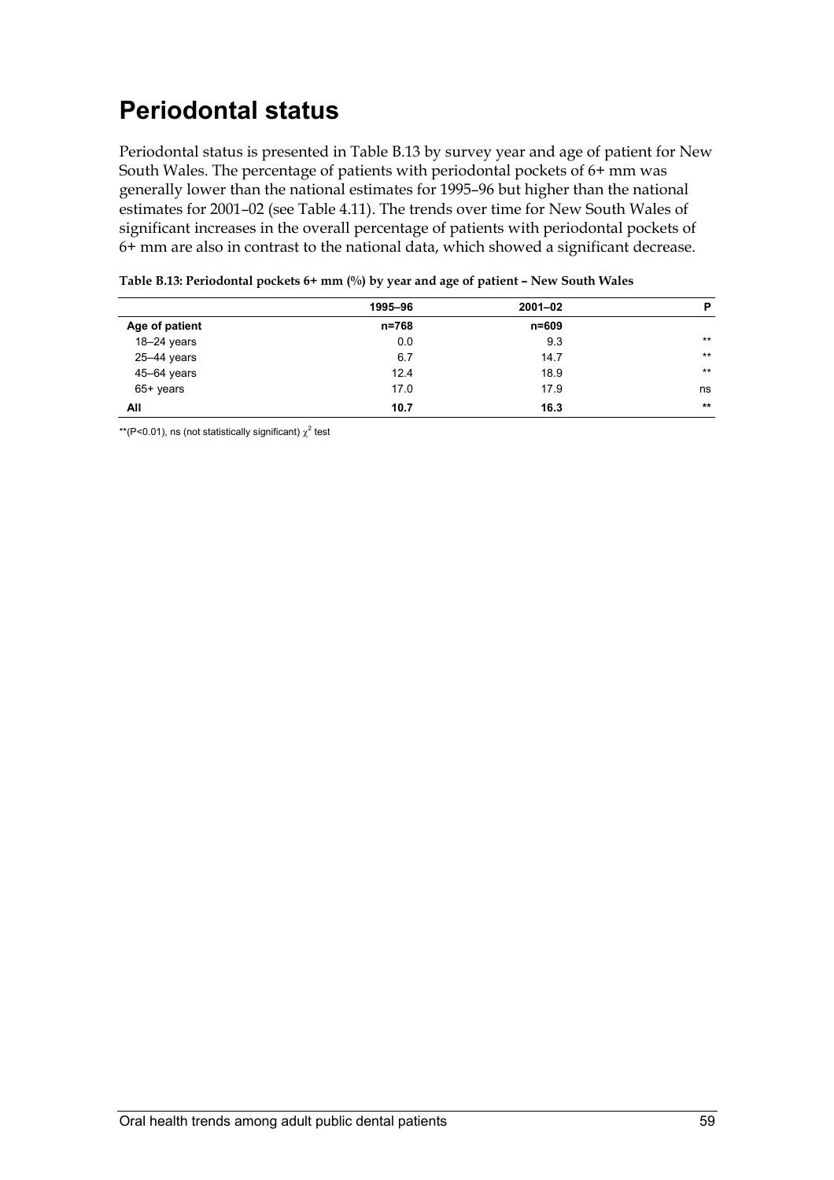# Periodontal status

Periodontal status is presented in Table B.13 by survey year and age of patient for New South Wales. The percentage of patients with periodontal pockets of 6+ mm was generally lower than the national estimates for 1995–96 but higher than the national estimates for 2001–02 (see Table 4.11). The trends over time for New South Wales of significant increases in the overall percentage of patients with periodontal pockets of 6+ mm are also in contrast to the national data, which showed a significant decrease.

**Table B.13: Periodontal pockets 6+ mm (%) by year and age of patient – New South Wales**

| | 1995–96 | 2001–02 | P |
|---|---|---|---|
| **Age of patient** | **n=768** | **n=609** | |
| 18–24 years | 0.0 | 9.3 | ** |
| 25–44 years | 6.7 | 14.7 | ** |
| 45–64 years | 12.4 | 18.9 | ** |
| 65+ years | 17.0 | 17.9 | ns |
| **All** | **10.7** | **16.3** | ** |

**(P<0.01), ns (not statistically significant) $\chi^2$ test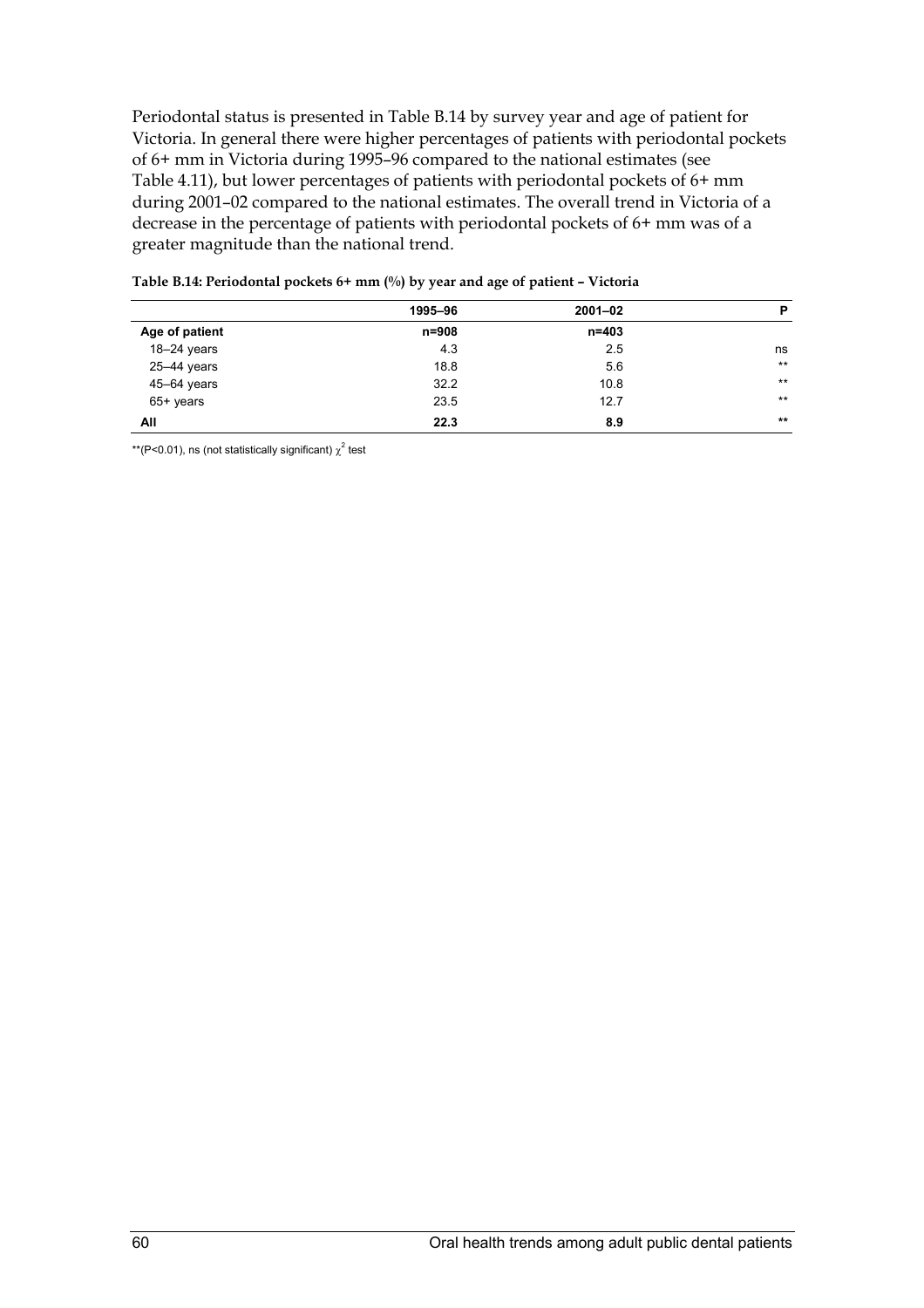Periodontal status is presented in Table B.14 by survey year and age of patient for Victoria. In general there were higher percentages of patients with periodontal pockets of 6+ mm in Victoria during 1995–96 compared to the national estimates (see Table 4.11), but lower percentages of patients with periodontal pockets of 6+ mm during 2001–02 compared to the national estimates. The overall trend in Victoria of a decrease in the percentage of patients with periodontal pockets of 6+ mm was of a greater magnitude than the national trend.

**Table B.14: Periodontal pockets 6+ mm (%) by year and age of patient – Victoria**

| | 1995–96 | 2001–02 | P |
|---|---|---|---|
| **Age of patient** | **n=908** | **n=403** | |
| 18–24 years | 4.3 | 2.5 | ns |
| 25–44 years | 18.8 | 5.6 | ** |
| 45–64 years | 32.2 | 10.8 | ** |
| 65+ years | 23.5 | 12.7 | ** |
| **All** | **22.3** | **8.9** | ** |

**(P<0.01), ns (not statistically significant) $\chi^2$ test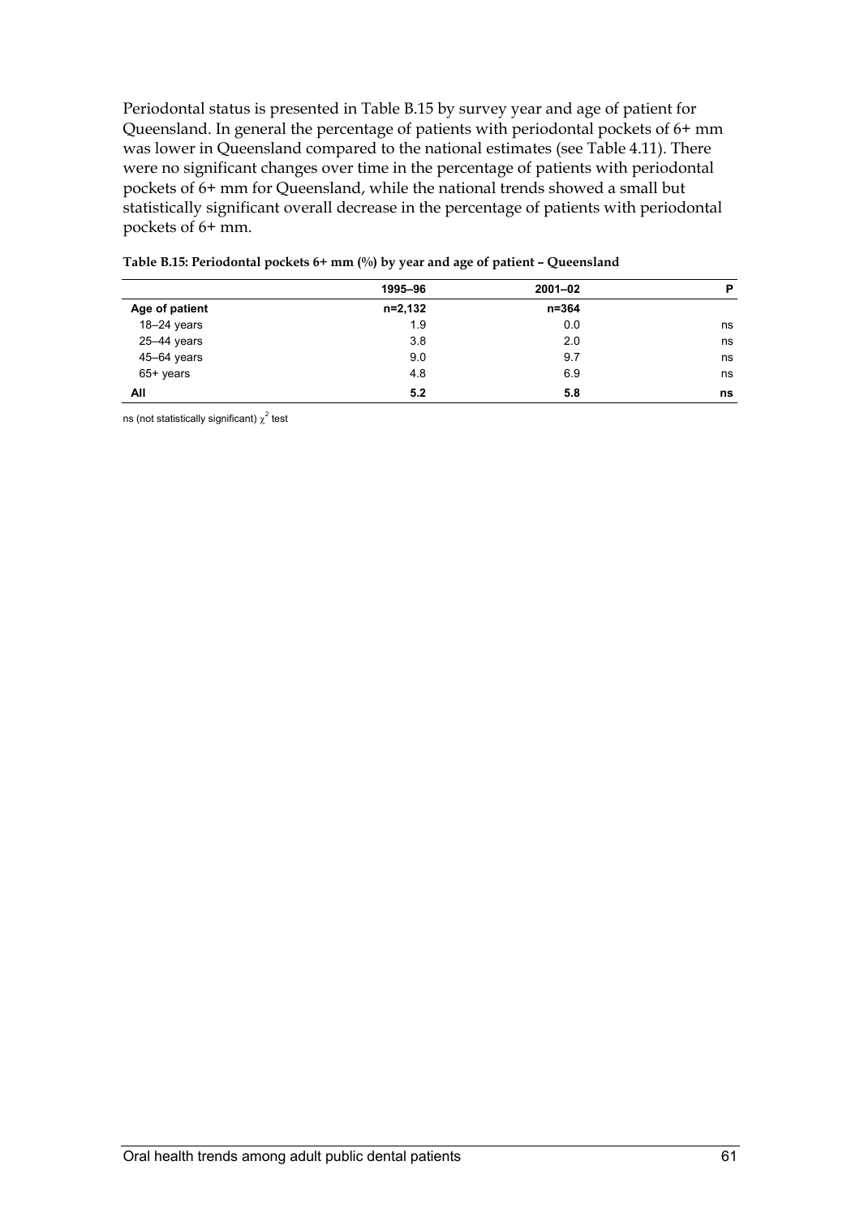Periodontal status is presented in Table B.15 by survey year and age of patient for Queensland. In general the percentage of patients with periodontal pockets of 6+ mm was lower in Queensland compared to the national estimates (see Table 4.11). There were no significant changes over time in the percentage of patients with periodontal pockets of 6+ mm for Queensland, while the national trends showed a small but statistically significant overall decrease in the percentage of patients with periodontal pockets of 6+ mm.

**Table B.15: Periodontal pockets 6+ mm (%) by year and age of patient – Queensland**

| | 1995–96 | 2001–02 | P |
|---|---|---|---|
| **Age of patient** | **n=2,132** | **n=364** | |
| 18–24 years | 1.9 | 0.0 | ns |
| 25–44 years | 3.8 | 2.0 | ns |
| 45–64 years | 9.0 | 9.7 | ns |
| 65+ years | 4.8 | 6.9 | ns |
| **All** | **5.2** | **5.8** | **ns** |

ns (not statistically significant) $\chi^2$ test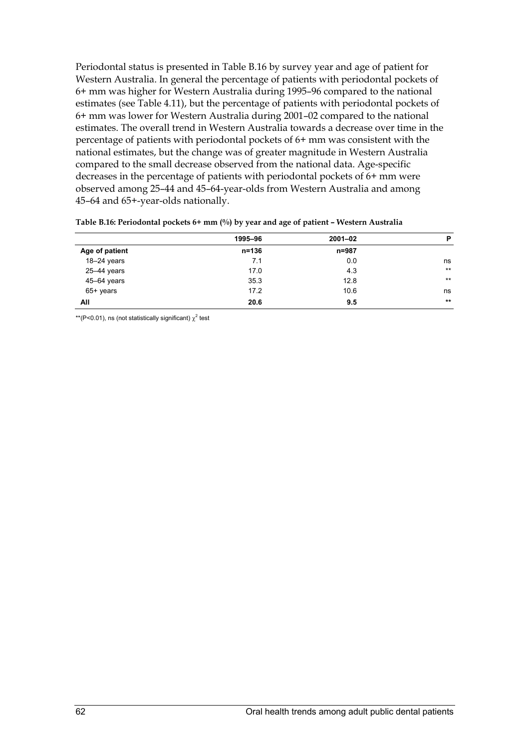Periodontal status is presented in Table B.16 by survey year and age of patient for Western Australia. In general the percentage of patients with periodontal pockets of 6+ mm was higher for Western Australia during 1995–96 compared to the national estimates (see Table 4.11), but the percentage of patients with periodontal pockets of 6+ mm was lower for Western Australia during 2001–02 compared to the national estimates. The overall trend in Western Australia towards a decrease over time in the percentage of patients with periodontal pockets of 6+ mm was consistent with the national estimates, but the change was of greater magnitude in Western Australia compared to the small decrease observed from the national data. Age-specific decreases in the percentage of patients with periodontal pockets of 6+ mm were observed among 25–44 and 45–64-year-olds from Western Australia and among 45–64 and 65+-year-olds nationally.

**Table B.16: Periodontal pockets 6+ mm (%) by year and age of patient – Western Australia**

| | 1995–96 | 2001–02 | P |
|---|---|---|---|
| **Age of patient** | **n=136** | **n=987** | |
| 18–24 years | 7.1 | 0.0 | ns |
| 25–44 years | 17.0 | 4.3 | ** |
| 45–64 years | 35.3 | 12.8 | ** |
| 65+ years | 17.2 | 10.6 | ns |
| **All** | **20.6** | **9.5** | ** |

**(P<0.01), ns (not statistically significant) $\chi^2$ test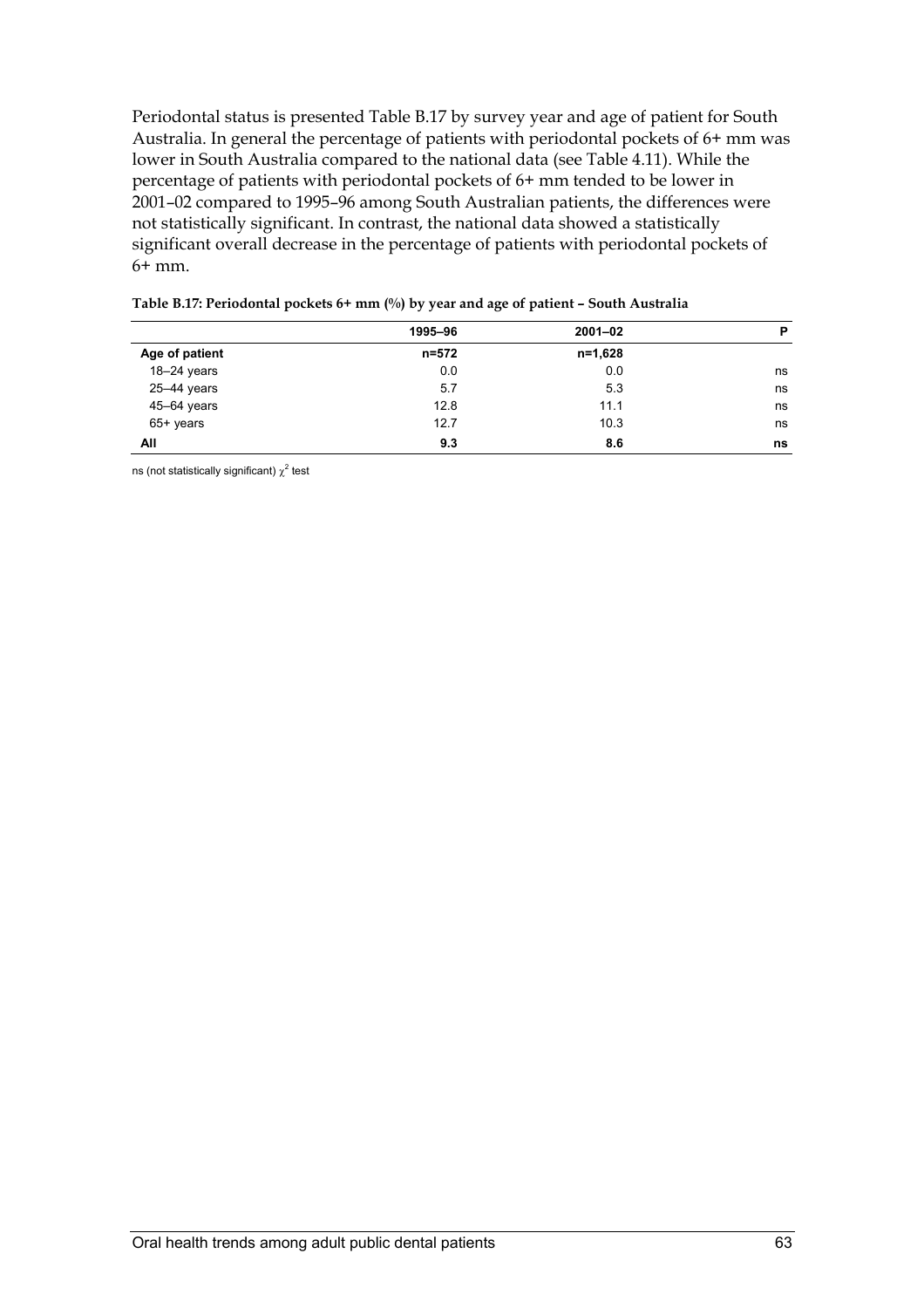Periodontal status is presented Table B.17 by survey year and age of patient for South Australia. In general the percentage of patients with periodontal pockets of 6+ mm was lower in South Australia compared to the national data (see Table 4.11). While the percentage of patients with periodontal pockets of 6+ mm tended to be lower in 2001–02 compared to 1995–96 among South Australian patients, the differences were not statistically significant. In contrast, the national data showed a statistically significant overall decrease in the percentage of patients with periodontal pockets of 6+ mm.

**Table B.17: Periodontal pockets 6+ mm (%) by year and age of patient – South Australia**

| | 1995–96 | 2001–02 | P |
|---|---|---|---|
| **Age of patient** | n=572 | n=1,628 | |
| 18–24 years | 0.0 | 0.0 | ns |
| 25–44 years | 5.7 | 5.3 | ns |
| 45–64 years | 12.8 | 11.1 | ns |
| 65+ years | 12.7 | 10.3 | ns |
| **All** | **9.3** | **8.6** | **ns** |

ns (not statistically significant) $\chi^2$ test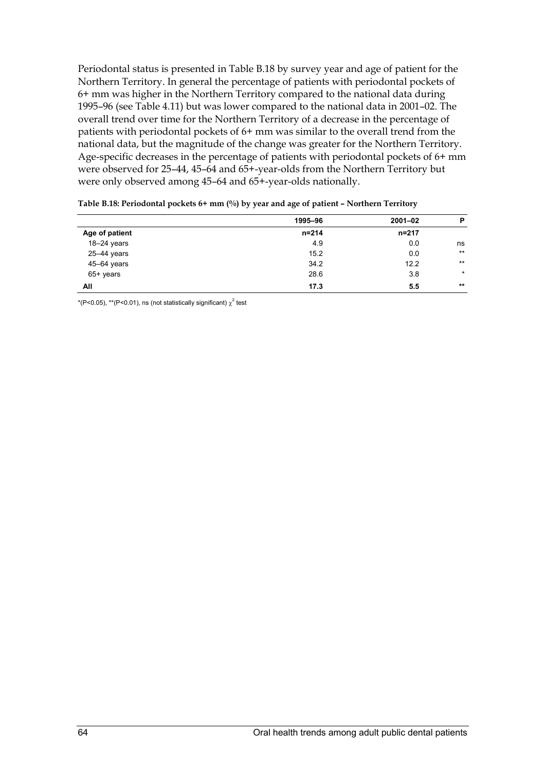Periodontal status is presented in Table B.18 by survey year and age of patient for the Northern Territory. In general the percentage of patients with periodontal pockets of 6+ mm was higher in the Northern Territory compared to the national data during 1995–96 (see Table 4.11) but was lower compared to the national data in 2001–02. The overall trend over time for the Northern Territory of a decrease in the percentage of patients with periodontal pockets of 6+ mm was similar to the overall trend from the national data, but the magnitude of the change was greater for the Northern Territory. Age-specific decreases in the percentage of patients with periodontal pockets of 6+ mm were observed for 25–44, 45–64 and 65+-year-olds from the Northern Territory but were only observed among 45–64 and 65+-year-olds nationally.

**Table B.18: Periodontal pockets 6+ mm (%) by year and age of patient – Northern Territory**

| | 1995–96 | 2001–02 | P |
|---|---|---|---|
| **Age of patient** | **n=214** | **n=217** | |
| 18–24 years | 4.9 | 0.0 | ns |
| 25–44 years | 15.2 | 0.0 | ** |
| 45–64 years | 34.2 | 12.2 | ** |
| 65+ years | 28.6 | 3.8 | * |
| **All** | **17.3** | **5.5** | ** |

*(P<0.05), **(P<0.01), ns (not statistically significant) $\chi^2$ test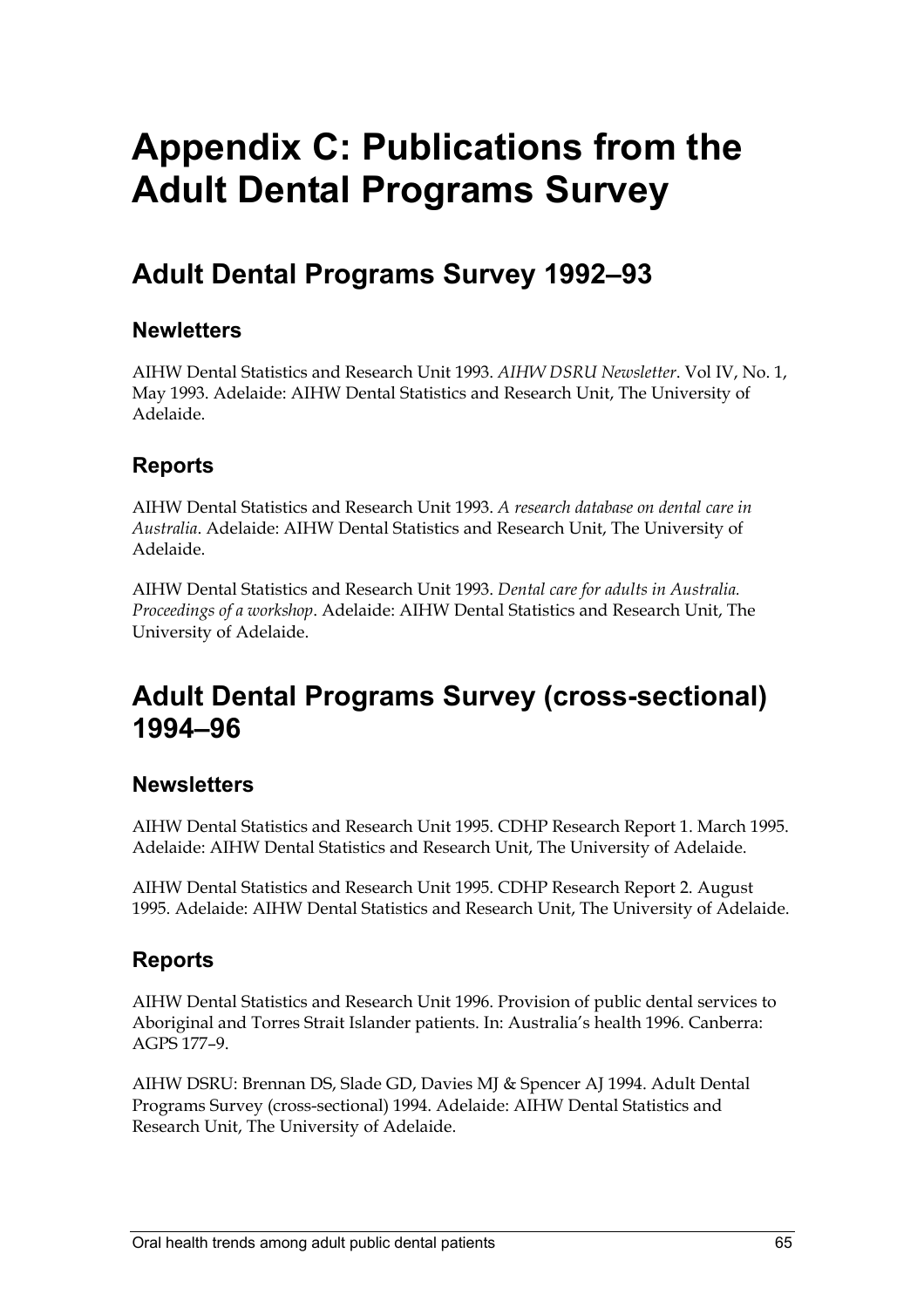# Appendix C: Publications from the Adult Dental Programs Survey

## Adult Dental Programs Survey 1992–93

### Newletters

AIHW Dental Statistics and Research Unit 1993. *AIHW DSRU Newsletter*. Vol IV, No. 1, May 1993. Adelaide: AIHW Dental Statistics and Research Unit, The University of Adelaide.

### Reports

AIHW Dental Statistics and Research Unit 1993. *A research database on dental care in Australia*. Adelaide: AIHW Dental Statistics and Research Unit, The University of Adelaide.

AIHW Dental Statistics and Research Unit 1993. *Dental care for adults in Australia. Proceedings of a workshop*. Adelaide: AIHW Dental Statistics and Research Unit, The University of Adelaide.

## Adult Dental Programs Survey (cross-sectional) 1994–96

### Newsletters

AIHW Dental Statistics and Research Unit 1995. CDHP Research Report 1. March 1995. Adelaide: AIHW Dental Statistics and Research Unit, The University of Adelaide.

AIHW Dental Statistics and Research Unit 1995. CDHP Research Report 2. August 1995. Adelaide: AIHW Dental Statistics and Research Unit, The University of Adelaide.

### Reports

AIHW Dental Statistics and Research Unit 1996. Provision of public dental services to Aboriginal and Torres Strait Islander patients. In: Australia's health 1996. Canberra: AGPS 177–9.

AIHW DSRU: Brennan DS, Slade GD, Davies MJ & Spencer AJ 1994. Adult Dental Programs Survey (cross-sectional) 1994. Adelaide: AIHW Dental Statistics and Research Unit, The University of Adelaide.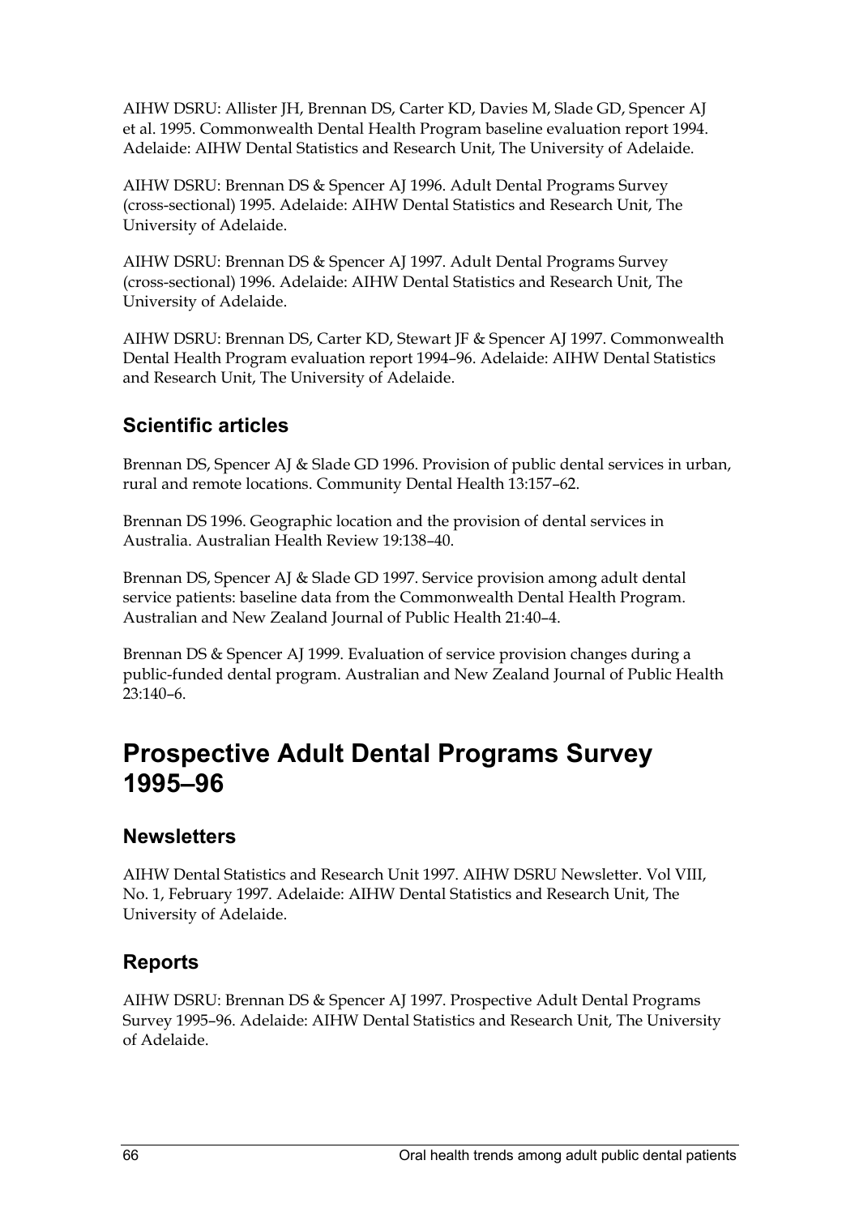AIHW DSRU: Allister JH, Brennan DS, Carter KD, Davies M, Slade GD, Spencer AJ et al. 1995. Commonwealth Dental Health Program baseline evaluation report 1994. Adelaide: AIHW Dental Statistics and Research Unit, The University of Adelaide.

AIHW DSRU: Brennan DS & Spencer AJ 1996. Adult Dental Programs Survey (cross-sectional) 1995. Adelaide: AIHW Dental Statistics and Research Unit, The University of Adelaide.

AIHW DSRU: Brennan DS & Spencer AJ 1997. Adult Dental Programs Survey (cross-sectional) 1996. Adelaide: AIHW Dental Statistics and Research Unit, The University of Adelaide.

AIHW DSRU: Brennan DS, Carter KD, Stewart JF & Spencer AJ 1997. Commonwealth Dental Health Program evaluation report 1994–96. Adelaide: AIHW Dental Statistics and Research Unit, The University of Adelaide.

### Scientific articles

Brennan DS, Spencer AJ & Slade GD 1996. Provision of public dental services in urban, rural and remote locations. Community Dental Health 13:157–62.

Brennan DS 1996. Geographic location and the provision of dental services in Australia. Australian Health Review 19:138–40.

Brennan DS, Spencer AJ & Slade GD 1997. Service provision among adult dental service patients: baseline data from the Commonwealth Dental Health Program. Australian and New Zealand Journal of Public Health 21:40–4.

Brennan DS & Spencer AJ 1999. Evaluation of service provision changes during a public-funded dental program. Australian and New Zealand Journal of Public Health 23:140–6.

## Prospective Adult Dental Programs Survey 1995–96

### Newsletters

AIHW Dental Statistics and Research Unit 1997. AIHW DSRU Newsletter. Vol VIII, No. 1, February 1997. Adelaide: AIHW Dental Statistics and Research Unit, The University of Adelaide.

### Reports

AIHW DSRU: Brennan DS & Spencer AJ 1997. Prospective Adult Dental Programs Survey 1995–96. Adelaide: AIHW Dental Statistics and Research Unit, The University of Adelaide.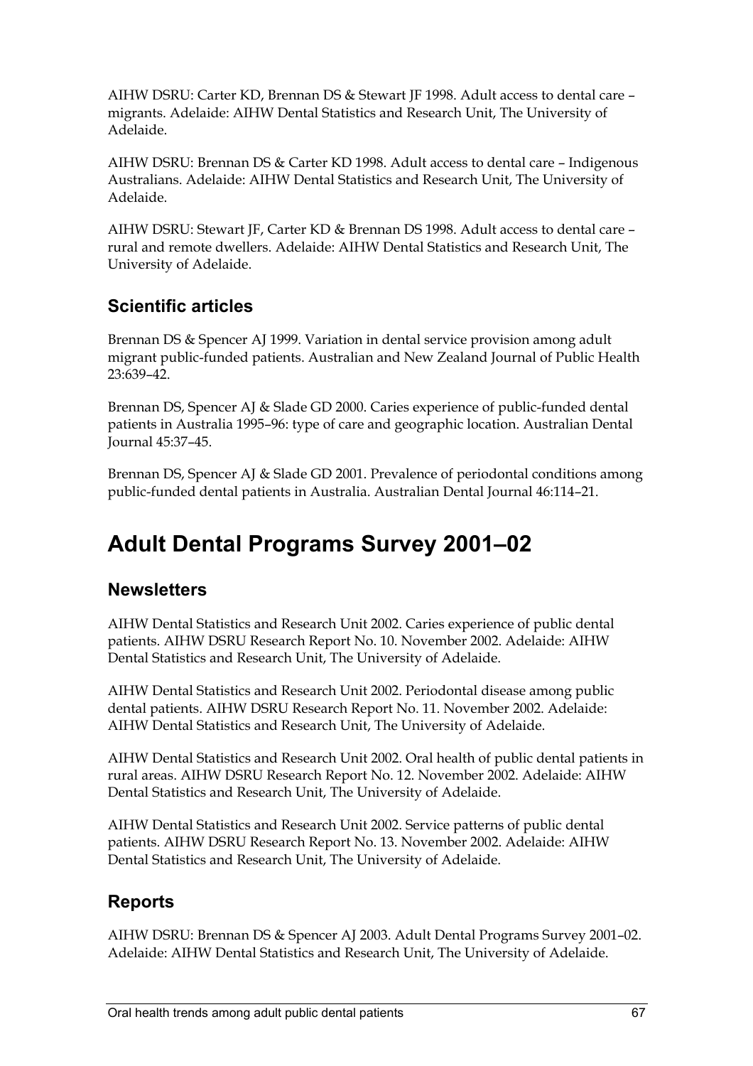AIHW DSRU: Carter KD, Brennan DS & Stewart JF 1998. Adult access to dental care – migrants. Adelaide: AIHW Dental Statistics and Research Unit, The University of Adelaide.

AIHW DSRU: Brennan DS & Carter KD 1998. Adult access to dental care – Indigenous Australians. Adelaide: AIHW Dental Statistics and Research Unit, The University of Adelaide.

AIHW DSRU: Stewart JF, Carter KD & Brennan DS 1998. Adult access to dental care – rural and remote dwellers. Adelaide: AIHW Dental Statistics and Research Unit, The University of Adelaide.

### Scientific articles

Brennan DS & Spencer AJ 1999. Variation in dental service provision among adult migrant public-funded patients. Australian and New Zealand Journal of Public Health 23:639–42.

Brennan DS, Spencer AJ & Slade GD 2000. Caries experience of public-funded dental patients in Australia 1995–96: type of care and geographic location. Australian Dental Journal 45:37–45.

Brennan DS, Spencer AJ & Slade GD 2001. Prevalence of periodontal conditions among public-funded dental patients in Australia. Australian Dental Journal 46:114–21.

## Adult Dental Programs Survey 2001–02

### Newsletters

AIHW Dental Statistics and Research Unit 2002. Caries experience of public dental patients. AIHW DSRU Research Report No. 10. November 2002. Adelaide: AIHW Dental Statistics and Research Unit, The University of Adelaide.

AIHW Dental Statistics and Research Unit 2002. Periodontal disease among public dental patients. AIHW DSRU Research Report No. 11. November 2002. Adelaide: AIHW Dental Statistics and Research Unit, The University of Adelaide.

AIHW Dental Statistics and Research Unit 2002. Oral health of public dental patients in rural areas. AIHW DSRU Research Report No. 12. November 2002. Adelaide: AIHW Dental Statistics and Research Unit, The University of Adelaide.

AIHW Dental Statistics and Research Unit 2002. Service patterns of public dental patients. AIHW DSRU Research Report No. 13. November 2002. Adelaide: AIHW Dental Statistics and Research Unit, The University of Adelaide.

### Reports

AIHW DSRU: Brennan DS & Spencer AJ 2003. Adult Dental Programs Survey 2001–02. Adelaide: AIHW Dental Statistics and Research Unit, The University of Adelaide.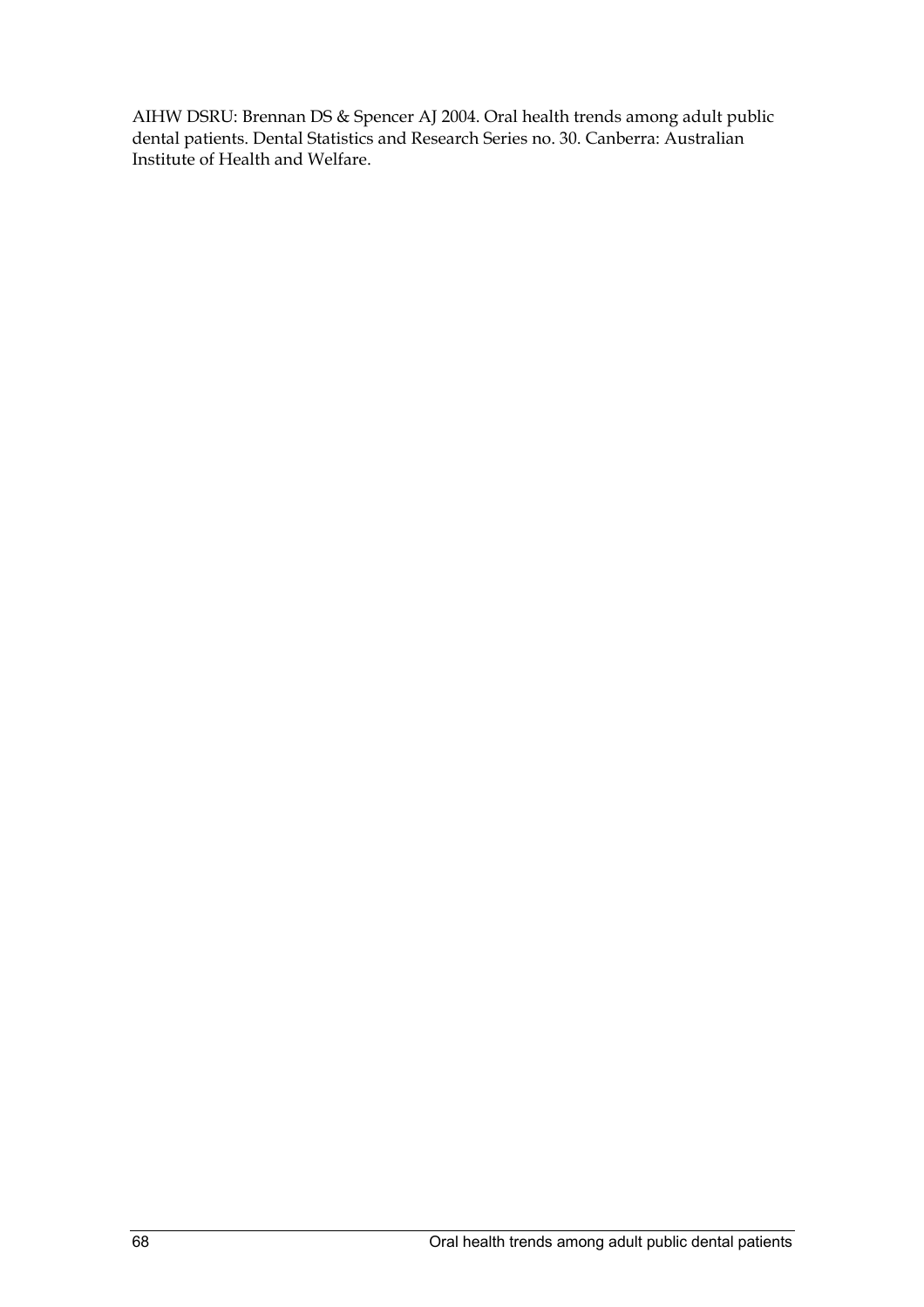AIHW DSRU: Brennan DS & Spencer AJ 2004. Oral health trends among adult public dental patients. Dental Statistics and Research Series no. 30. Canberra: Australian Institute of Health and Welfare.